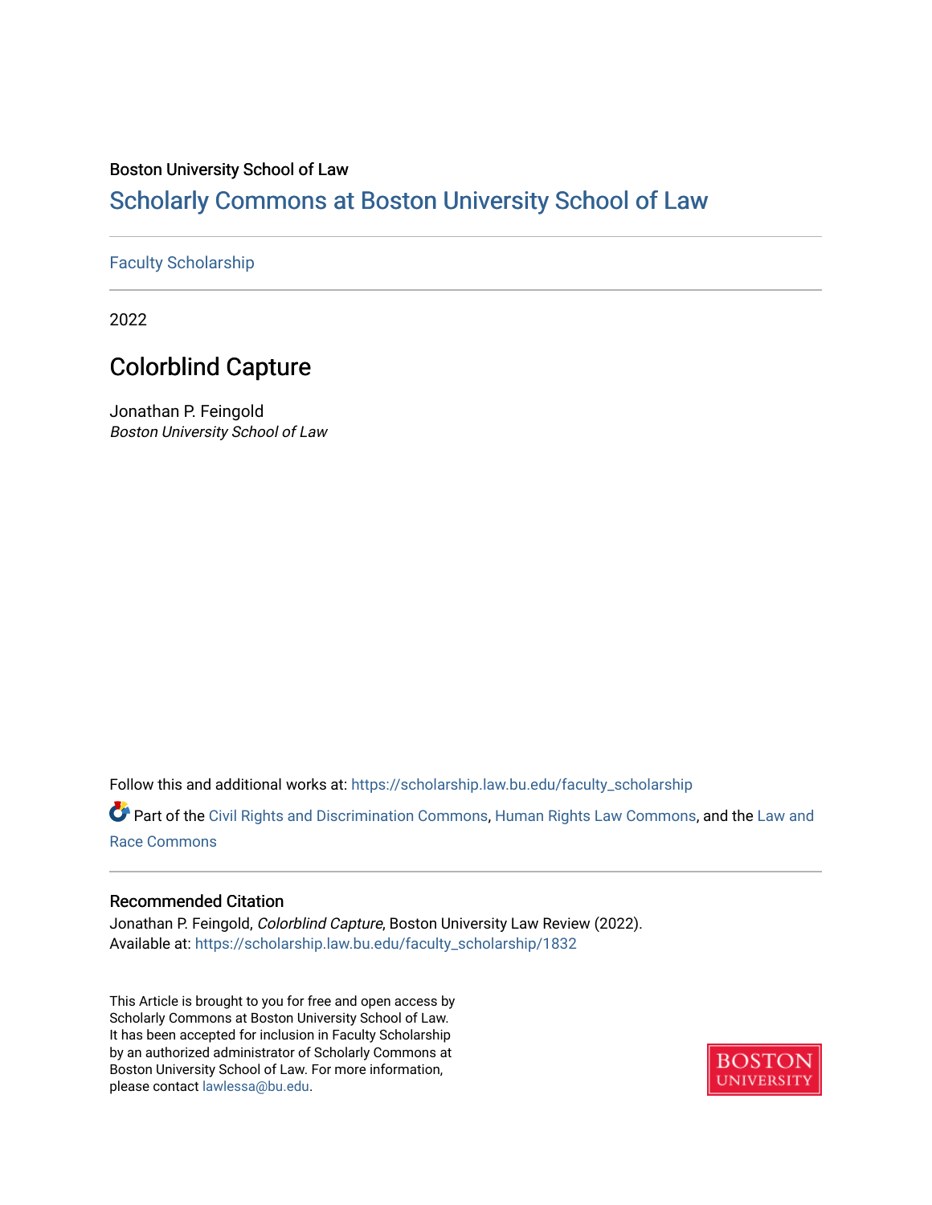Boston University School of Law

# Scholarly Commons at Boston University School of Law

Faculty Scholarship

2022

## Colorblind Capture

Jonathan P. Feingold
*Boston University School of Law*

Follow this and additional works at: https://scholarship.law.bu.edu/faculty_scholarship

Part of the Civil Rights and Discrimination Commons, Human Rights Law Commons, and the Law and Race Commons

### Recommended Citation

Jonathan P. Feingold, *Colorblind Capture*, Boston University Law Review (2022).
Available at: https://scholarship.law.bu.edu/faculty_scholarship/1832

This Article is brought to you for free and open access by Scholarly Commons at Boston University School of Law. It has been accepted for inclusion in Faculty Scholarship by an authorized administrator of Scholarly Commons at Boston University School of Law. For more information, please contact lawlessa@bu.edu.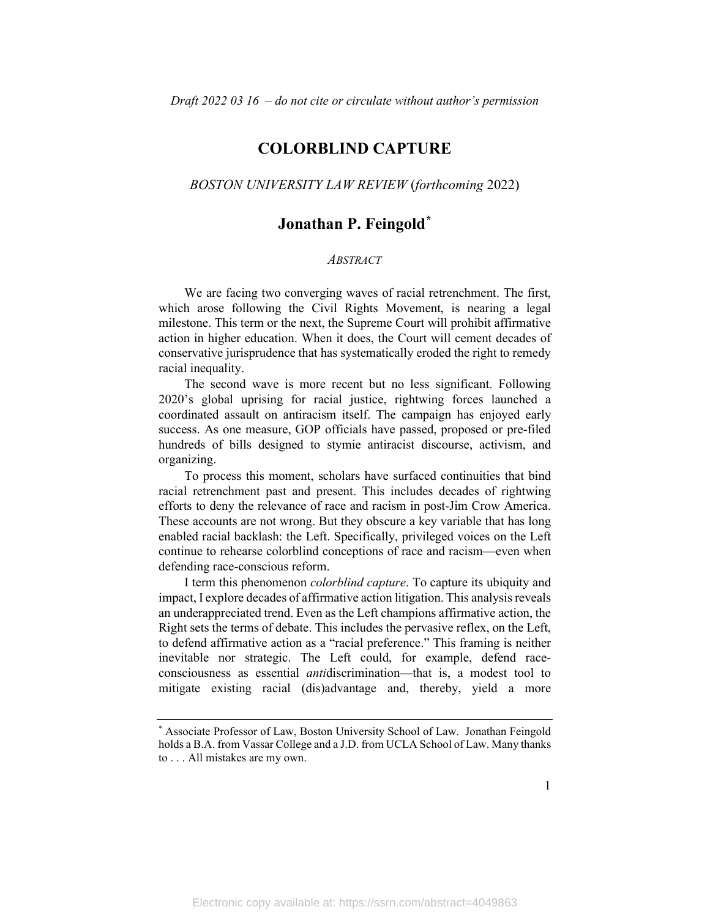*Draft 2022 03 16 – do not cite or circulate without author's permission*

# COLORBLIND CAPTURE

*BOSTON UNIVERSITY LAW REVIEW* (*forthcoming* 2022)

## Jonathan P. Feingold[*]

*ABSTRACT*

We are facing two converging waves of racial retrenchment. The first, which arose following the Civil Rights Movement, is nearing a legal milestone. This term or the next, the Supreme Court will prohibit affirmative action in higher education. When it does, the Court will cement decades of conservative jurisprudence that has systematically eroded the right to remedy racial inequality.

The second wave is more recent but no less significant. Following 2020's global uprising for racial justice, rightwing forces launched a coordinated assault on antiracism itself. The campaign has enjoyed early success. As one measure, GOP officials have passed, proposed or pre-filed hundreds of bills designed to stymie antiracist discourse, activism, and organizing.

To process this moment, scholars have surfaced continuities that bind racial retrenchment past and present. This includes decades of rightwing efforts to deny the relevance of race and racism in post-Jim Crow America. These accounts are not wrong. But they obscure a key variable that has long enabled racial backlash: the Left. Specifically, privileged voices on the Left continue to rehearse colorblind conceptions of race and racism—even when defending race-conscious reform.

I term this phenomenon *colorblind capture*. To capture its ubiquity and impact, I explore decades of affirmative action litigation. This analysis reveals an underappreciated trend. Even as the Left champions affirmative action, the Right sets the terms of debate. This includes the pervasive reflex, on the Left, to defend affirmative action as a "racial preference." This framing is neither inevitable nor strategic. The Left could, for example, defend race-consciousness as essential *anti*discrimination—that is, a modest tool to mitigate existing racial (dis)advantage and, thereby, yield a more

---

[*] Associate Professor of Law, Boston University School of Law. Jonathan Feingold holds a B.A. from Vassar College and a J.D. from UCLA School of Law. Many thanks to . . . All mistakes are my own.

Electronic copy available at: https://ssrn.com/abstract=4049863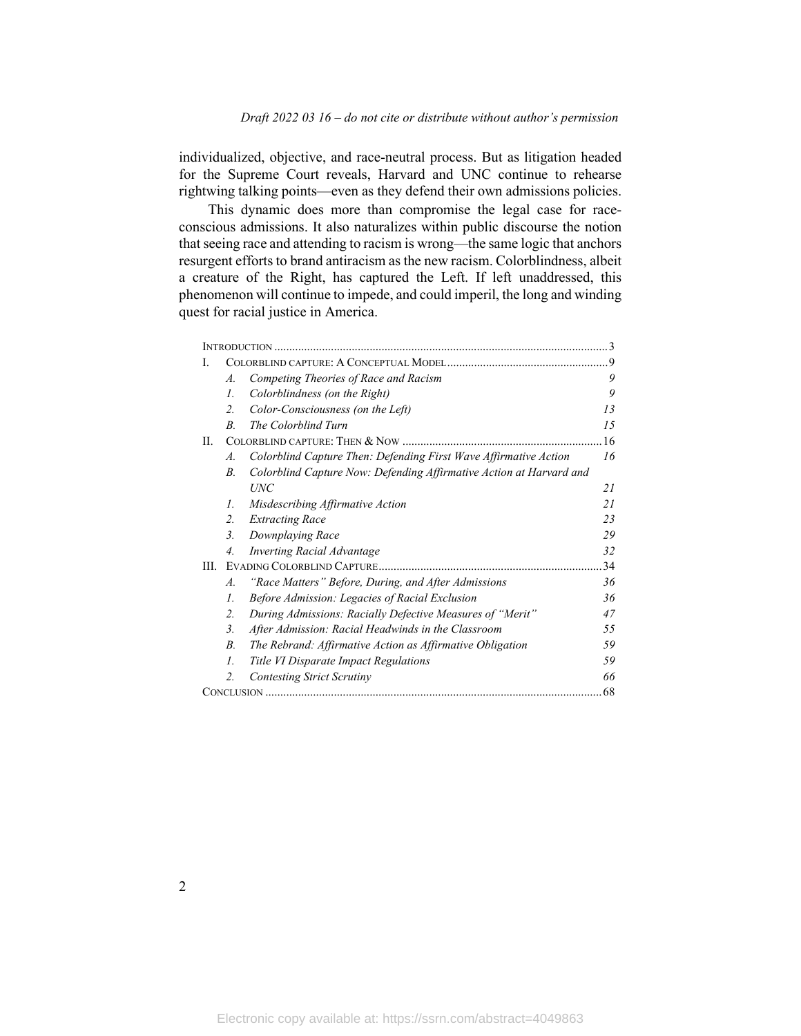individualized, objective, and race-neutral process. But as litigation headed for the Supreme Court reveals, Harvard and UNC continue to rehearse rightwing talking points—even as they defend their own admissions policies.

This dynamic does more than compromise the legal case for race-conscious admissions. It also naturalizes within public discourse the notion that seeing race and attending to racism is wrong—the same logic that anchors resurgent efforts to brand antiracism as the new racism. Colorblindness, albeit a creature of the Right, has captured the Left. If left unaddressed, this phenomenon will continue to impede, and could imperil, the long and winding quest for racial justice in America.

| | | | |
|---|---|---|---|
| INTRODUCTION | | | 3 |
| I. | COLORBLIND CAPTURE: A CONCEPTUAL MODEL | | 9 |
| | *A.* | *Competing Theories of Race and Racism* | *9* |
| | *1.* | *Colorblindness (on the Right)* | *9* |
| | *2.* | *Color-Consciousness (on the Left)* | *13* |
| | *B.* | *The Colorblind Turn* | *15* |
| II. | COLORBLIND CAPTURE: THEN & NOW | | 16 |
| | *A.* | *Colorblind Capture Then: Defending First Wave Affirmative Action* | *16* |
| | *B.* | *Colorblind Capture Now: Defending Affirmative Action at Harvard and UNC* | *21* |
| | *1.* | *Misdescribing Affirmative Action* | *21* |
| | *2.* | *Extracting Race* | *23* |
| | *3.* | *Downplaying Race* | *29* |
| | *4.* | *Inverting Racial Advantage* | *32* |
| III. | EVADING COLORBLIND CAPTURE | | 34 |
| | *A.* | *"Race Matters" Before, During, and After Admissions* | *36* |
| | *1.* | *Before Admission: Legacies of Racial Exclusion* | *36* |
| | *2.* | *During Admissions: Racially Defective Measures of "Merit"* | *47* |
| | *3.* | *After Admission: Racial Headwinds in the Classroom* | *55* |
| | *B.* | *The Rebrand: Affirmative Action as Affirmative Obligation* | *59* |
| | *1.* | *Title VI Disparate Impact Regulations* | *59* |
| | *2.* | *Contesting Strict Scrutiny* | *66* |
| CONCLUSION | | | 68 |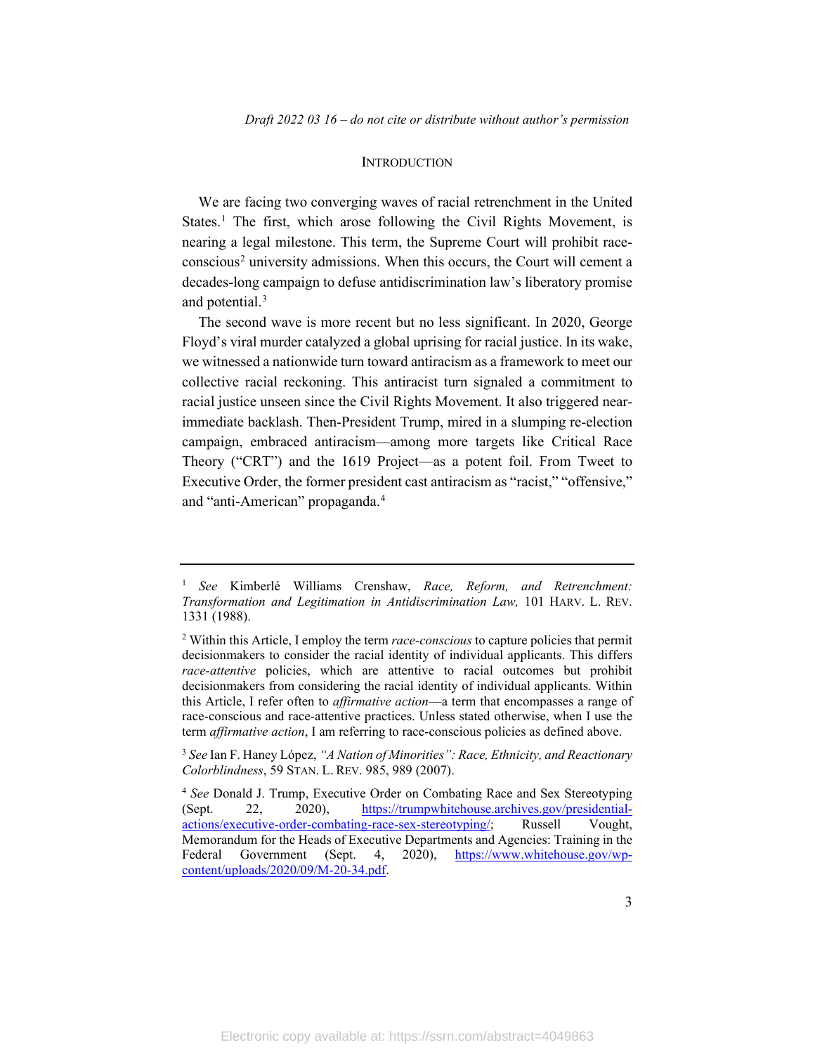## INTRODUCTION

We are facing two converging waves of racial retrenchment in the United States.[1] The first, which arose following the Civil Rights Movement, is nearing a legal milestone. This term, the Supreme Court will prohibit race-conscious[2] university admissions. When this occurs, the Court will cement a decades-long campaign to defuse antidiscrimination law's liberatory promise and potential.[3]

The second wave is more recent but no less significant. In 2020, George Floyd's viral murder catalyzed a global uprising for racial justice. In its wake, we witnessed a nationwide turn toward antiracism as a framework to meet our collective racial reckoning. This antiracist turn signaled a commitment to racial justice unseen since the Civil Rights Movement. It also triggered near-immediate backlash. Then-President Trump, mired in a slumping re-election campaign, embraced antiracism—among more targets like Critical Race Theory ("CRT") and the 1619 Project—as a potent foil. From Tweet to Executive Order, the former president cast antiracism as "racist," "offensive," and "anti-American" propaganda.[4]

---

[1] *See* Kimberlé Williams Crenshaw, *Race, Reform, and Retrenchment: Transformation and Legitimation in Antidiscrimination Law,* 101 HARV. L. REV. 1331 (1988).

[2] Within this Article, I employ the term *race-conscious* to capture policies that permit decisionmakers to consider the racial identity of individual applicants. This differs *race-attentive* policies, which are attentive to racial outcomes but prohibit decisionmakers from considering the racial identity of individual applicants. Within this Article, I refer often to *affirmative action*—a term that encompasses a range of race-conscious and race-attentive practices. Unless stated otherwise, when I use the term *affirmative action*, I am referring to race-conscious policies as defined above.

[3] *See* Ian F. Haney López, *"A Nation of Minorities": Race, Ethnicity, and Reactionary Colorblindness*, 59 STAN. L. REV. 985, 989 (2007).

[4] *See* Donald J. Trump, Executive Order on Combating Race and Sex Stereotyping (Sept. 22, 2020), https://trumpwhitehouse.archives.gov/presidential-actions/executive-order-combating-race-sex-stereotyping/; Russell Vought, Memorandum for the Heads of Executive Departments and Agencies: Training in the Federal Government (Sept. 4, 2020), https://www.whitehouse.gov/wp-content/uploads/2020/09/M-20-34.pdf.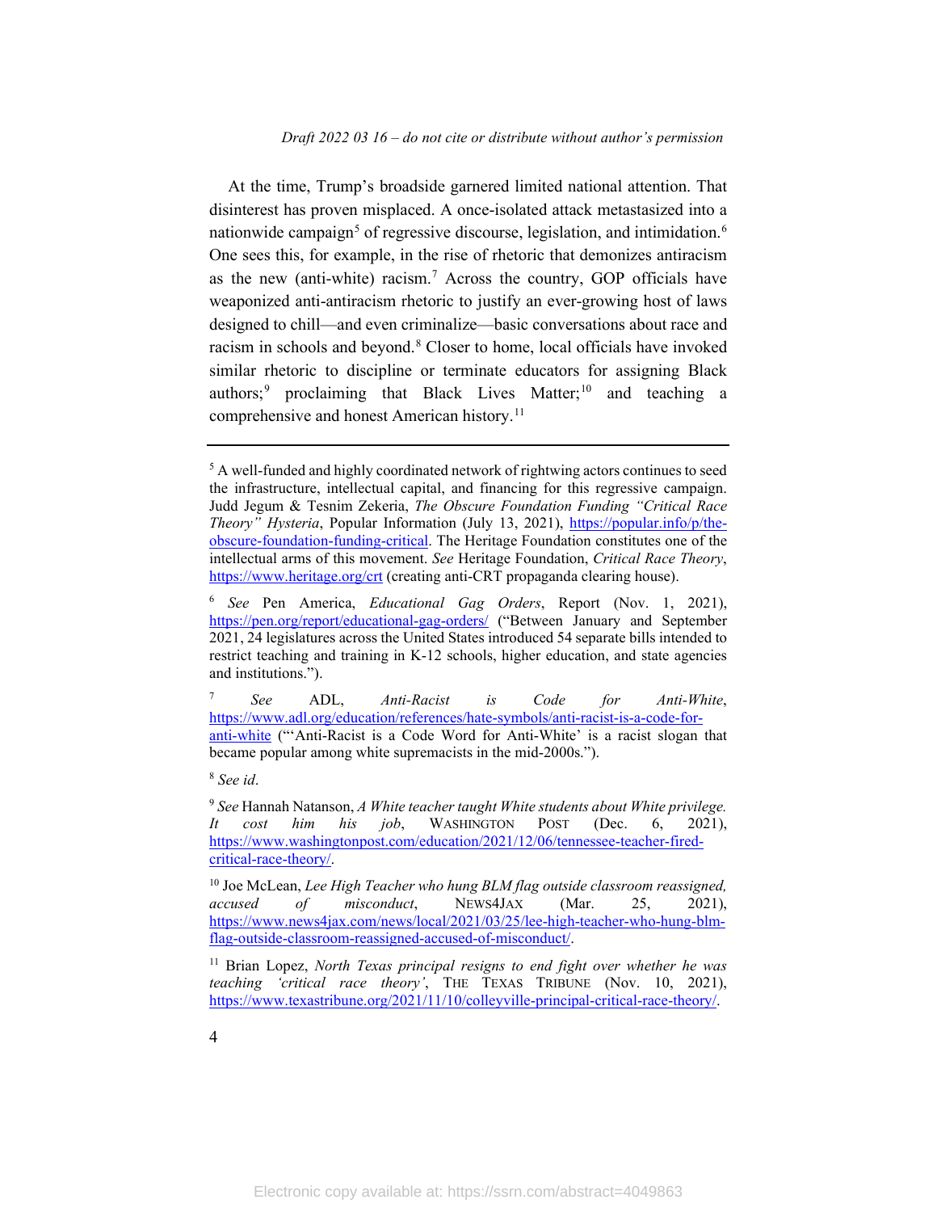At the time, Trump's broadside garnered limited national attention. That disinterest has proven misplaced. A once-isolated attack metastasized into a nationwide campaign[5] of regressive discourse, legislation, and intimidation.[6] One sees this, for example, in the rise of rhetoric that demonizes antiracism as the new (anti-white) racism.[7] Across the country, GOP officials have weaponized anti-antiracism rhetoric to justify an ever-growing host of laws designed to chill—and even criminalize—basic conversations about race and racism in schools and beyond.[8] Closer to home, local officials have invoked similar rhetoric to discipline or terminate educators for assigning Black authors;[9] proclaiming that Black Lives Matter;[10] and teaching a comprehensive and honest American history.[11]

---

[5] A well-funded and highly coordinated network of rightwing actors continues to seed the infrastructure, intellectual capital, and financing for this regressive campaign. Judd Jegum & Tesnim Zekeria, *The Obscure Foundation Funding "Critical Race Theory" Hysteria*, Popular Information (July 13, 2021), https://popular.info/p/the-obscure-foundation-funding-critical. The Heritage Foundation constitutes one of the intellectual arms of this movement. *See* Heritage Foundation, *Critical Race Theory*, https://www.heritage.org/crt (creating anti-CRT propaganda clearing house).

[6] *See* Pen America, *Educational Gag Orders*, Report (Nov. 1, 2021), https://pen.org/report/educational-gag-orders/ ("Between January and September 2021, 24 legislatures across the United States introduced 54 separate bills intended to restrict teaching and training in K-12 schools, higher education, and state agencies and institutions.").

[7] *See* ADL, *Anti-Racist is Code for Anti-White*, https://www.adl.org/education/references/hate-symbols/anti-racist-is-a-code-for-anti-white ("'Anti-Racist is a Code Word for Anti-White' is a racist slogan that became popular among white supremacists in the mid-2000s.").

[8] *See id*.

[9] *See* Hannah Natanson, *A White teacher taught White students about White privilege. It cost him his job*, WASHINGTON POST (Dec. 6, 2021), https://www.washingtonpost.com/education/2021/12/06/tennessee-teacher-fired-critical-race-theory/.

[10] Joe McLean, *Lee High Teacher who hung BLM flag outside classroom reassigned, accused of misconduct*, NEWS4JAX (Mar. 25, 2021), https://www.news4jax.com/news/local/2021/03/25/lee-high-teacher-who-hung-blm-flag-outside-classroom-reassigned-accused-of-misconduct/.

[11] Brian Lopez, *North Texas principal resigns to end fight over whether he was teaching 'critical race theory'*, THE TEXAS TRIBUNE (Nov. 10, 2021), https://www.texastribune.org/2021/11/10/colleyville-principal-critical-race-theory/.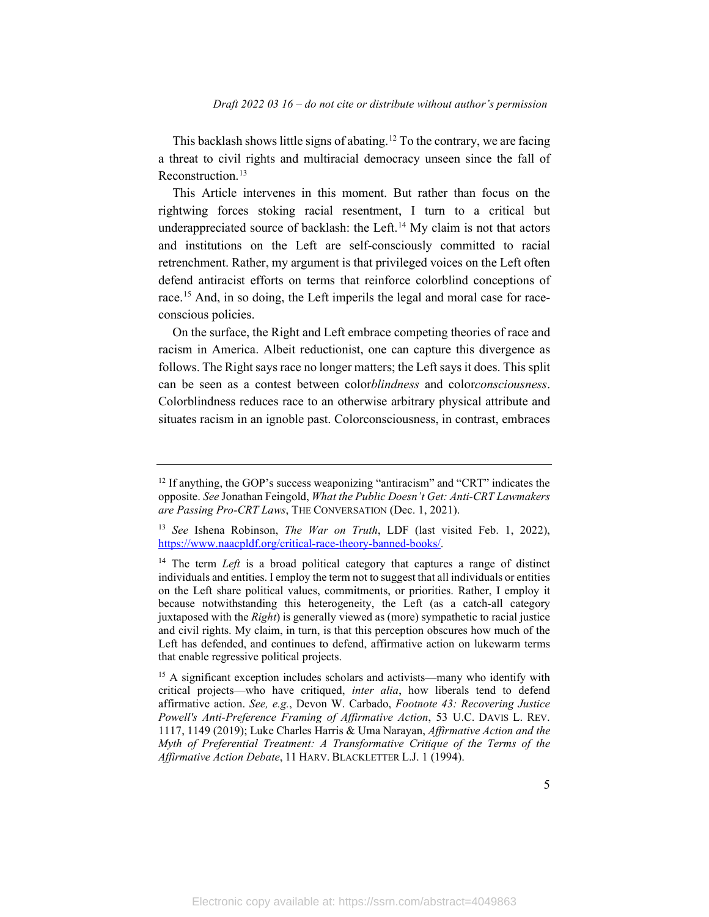This backlash shows little signs of abating.[12] To the contrary, we are facing a threat to civil rights and multiracial democracy unseen since the fall of Reconstruction.[13]

This Article intervenes in this moment. But rather than focus on the rightwing forces stoking racial resentment, I turn to a critical but underappreciated source of backlash: the Left.[14] My claim is not that actors and institutions on the Left are self-consciously committed to racial retrenchment. Rather, my argument is that privileged voices on the Left often defend antiracist efforts on terms that reinforce colorblind conceptions of race.[15] And, in so doing, the Left imperils the legal and moral case for race-conscious policies.

On the surface, the Right and Left embrace competing theories of race and racism in America. Albeit reductionist, one can capture this divergence as follows. The Right says race no longer matters; the Left says it does. This split can be seen as a contest between color*blindness* and color*consciousness*. Colorblindness reduces race to an otherwise arbitrary physical attribute and situates racism in an ignoble past. Colorconsciousness, in contrast, embraces

---

[12] If anything, the GOP's success weaponizing "antiracism" and "CRT" indicates the opposite. *See* Jonathan Feingold, *What the Public Doesn't Get: Anti-CRT Lawmakers are Passing Pro-CRT Laws*, THE CONVERSATION (Dec. 1, 2021).

[13] *See* Ishena Robinson, *The War on Truth*, LDF (last visited Feb. 1, 2022), https://www.naacpldf.org/critical-race-theory-banned-books/.

[14] The term *Left* is a broad political category that captures a range of distinct individuals and entities. I employ the term not to suggest that all individuals or entities on the Left share political values, commitments, or priorities. Rather, I employ it because notwithstanding this heterogeneity, the Left (as a catch-all category juxtaposed with the *Right*) is generally viewed as (more) sympathetic to racial justice and civil rights. My claim, in turn, is that this perception obscures how much of the Left has defended, and continues to defend, affirmative action on lukewarm terms that enable regressive political projects.

[15] A significant exception includes scholars and activists—many who identify with critical projects—who have critiqued, *inter alia*, how liberals tend to defend affirmative action. *See, e.g.*, Devon W. Carbado, *Footnote 43: Recovering Justice Powell's Anti-Preference Framing of Affirmative Action*, 53 U.C. DAVIS L. REV. 1117, 1149 (2019); Luke Charles Harris & Uma Narayan, *Affirmative Action and the Myth of Preferential Treatment: A Transformative Critique of the Terms of the Affirmative Action Debate*, 11 HARV. BLACKLETTER L.J. 1 (1994).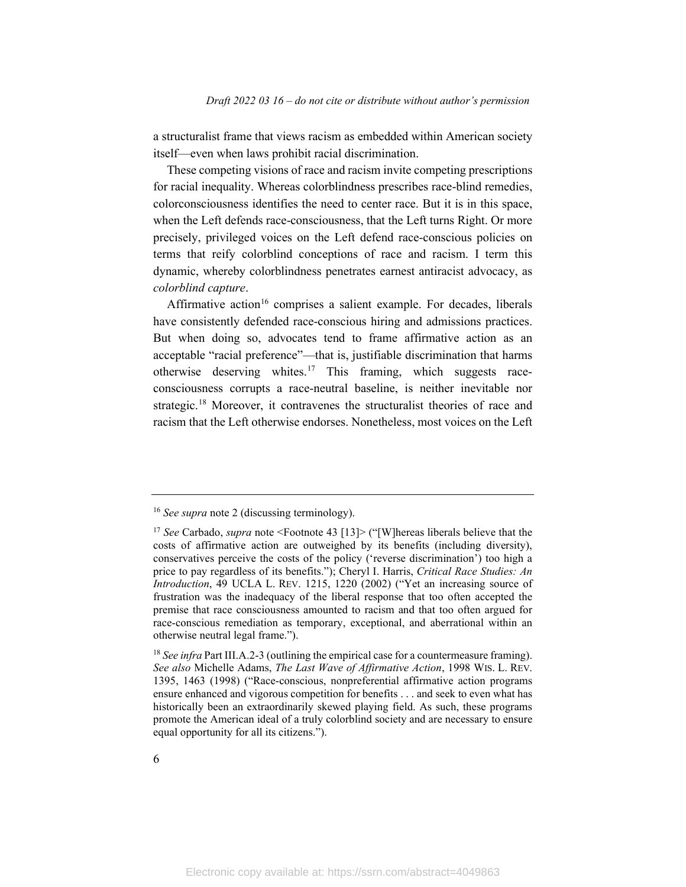a structuralist frame that views racism as embedded within American society itself—even when laws prohibit racial discrimination.

These competing visions of race and racism invite competing prescriptions for racial inequality. Whereas colorblindness prescribes race-blind remedies, colorconsciousness identifies the need to center race. But it is in this space, when the Left defends race-consciousness, that the Left turns Right. Or more precisely, privileged voices on the Left defend race-conscious policies on terms that reify colorblind conceptions of race and racism. I term this dynamic, whereby colorblindness penetrates earnest antiracist advocacy, as *colorblind capture*.

Affirmative action[16] comprises a salient example. For decades, liberals have consistently defended race-conscious hiring and admissions practices. But when doing so, advocates tend to frame affirmative action as an acceptable "racial preference"—that is, justifiable discrimination that harms otherwise deserving whites.[17] This framing, which suggests race-consciousness corrupts a race-neutral baseline, is neither inevitable nor strategic.[18] Moreover, it contravenes the structuralist theories of race and racism that the Left otherwise endorses. Nonetheless, most voices on the Left

---

[16] *See supra* note 2 (discussing terminology).

[17] *See* Carbado, *supra* note <Footnote 43 [13]> ("[W]hereas liberals believe that the costs of affirmative action are outweighed by its benefits (including diversity), conservatives perceive the costs of the policy ('reverse discrimination') too high a price to pay regardless of its benefits."); Cheryl I. Harris, *Critical Race Studies: An Introduction*, 49 UCLA L. REV. 1215, 1220 (2002) ("Yet an increasing source of frustration was the inadequacy of the liberal response that too often accepted the premise that race consciousness amounted to racism and that too often argued for race-conscious remediation as temporary, exceptional, and aberrational within an otherwise neutral legal frame.").

[18] *See infra* Part III.A.2-3 (outlining the empirical case for a countermeasure framing). *See also* Michelle Adams, *The Last Wave of Affirmative Action*, 1998 WIS. L. REV. 1395, 1463 (1998) ("Race-conscious, nonpreferential affirmative action programs ensure enhanced and vigorous competition for benefits . . . and seek to even what has historically been an extraordinarily skewed playing field. As such, these programs promote the American ideal of a truly colorblind society and are necessary to ensure equal opportunity for all its citizens.").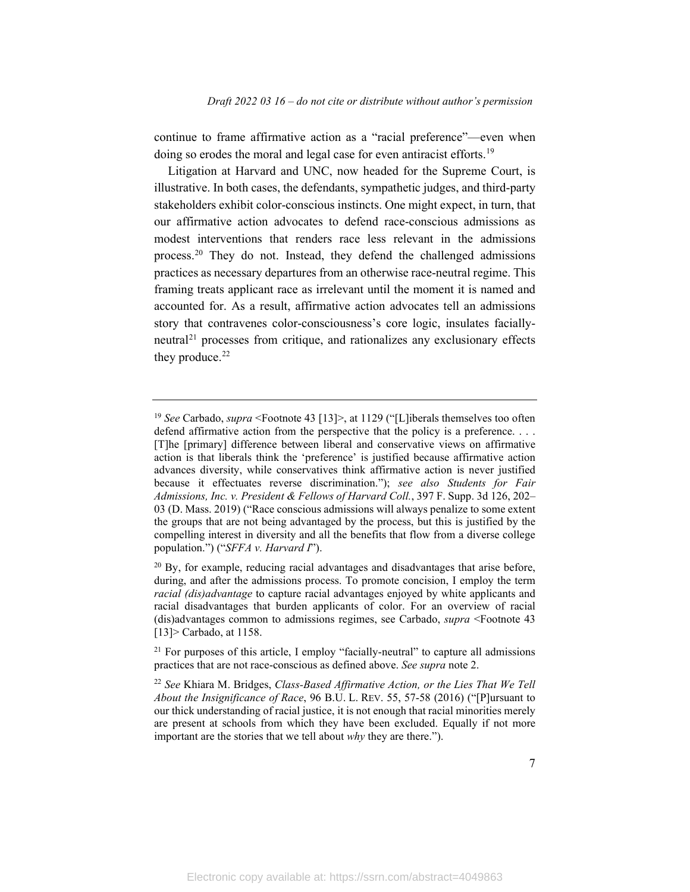continue to frame affirmative action as a "racial preference"—even when doing so erodes the moral and legal case for even antiracist efforts.[19]

Litigation at Harvard and UNC, now headed for the Supreme Court, is illustrative. In both cases, the defendants, sympathetic judges, and third-party stakeholders exhibit color-conscious instincts. One might expect, in turn, that our affirmative action advocates to defend race-conscious admissions as modest interventions that renders race less relevant in the admissions process.[20] They do not. Instead, they defend the challenged admissions practices as necessary departures from an otherwise race-neutral regime. This framing treats applicant race as irrelevant until the moment it is named and accounted for. As a result, affirmative action advocates tell an admissions story that contravenes color-consciousness's core logic, insulates facially-neutral[21] processes from critique, and rationalizes any exclusionary effects they produce.[22]

---

[19] *See* Carbado, *supra* <Footnote 43 [13]>, at 1129 ("[L]iberals themselves too often defend affirmative action from the perspective that the policy is a preference. . . . [T]he [primary] difference between liberal and conservative views on affirmative action is that liberals think the 'preference' is justified because affirmative action advances diversity, while conservatives think affirmative action is never justified because it effectuates reverse discrimination."); *see also Students for Fair Admissions, Inc. v. President & Fellows of Harvard Coll.*, 397 F. Supp. 3d 126, 202–03 (D. Mass. 2019) ("Race conscious admissions will always penalize to some extent the groups that are not being advantaged by the process, but this is justified by the compelling interest in diversity and all the benefits that flow from a diverse college population.") ("*SFFA v. Harvard I*").

[20] By, for example, reducing racial advantages and disadvantages that arise before, during, and after the admissions process. To promote concision, I employ the term *racial (dis)advantage* to capture racial advantages enjoyed by white applicants and racial disadvantages that burden applicants of color. For an overview of racial (dis)advantages common to admissions regimes, see Carbado, *supra* <Footnote 43 [13]> Carbado, at 1158.

[21] For purposes of this article, I employ "facially-neutral" to capture all admissions practices that are not race-conscious as defined above. *See supra* note 2.

[22] *See* Khiara M. Bridges, *Class-Based Affirmative Action, or the Lies That We Tell About the Insignificance of Race*, 96 B.U. L. REV. 55, 57-58 (2016) ("[P]ursuant to our thick understanding of racial justice, it is not enough that racial minorities merely are present at schools from which they have been excluded. Equally if not more important are the stories that we tell about *why* they are there.").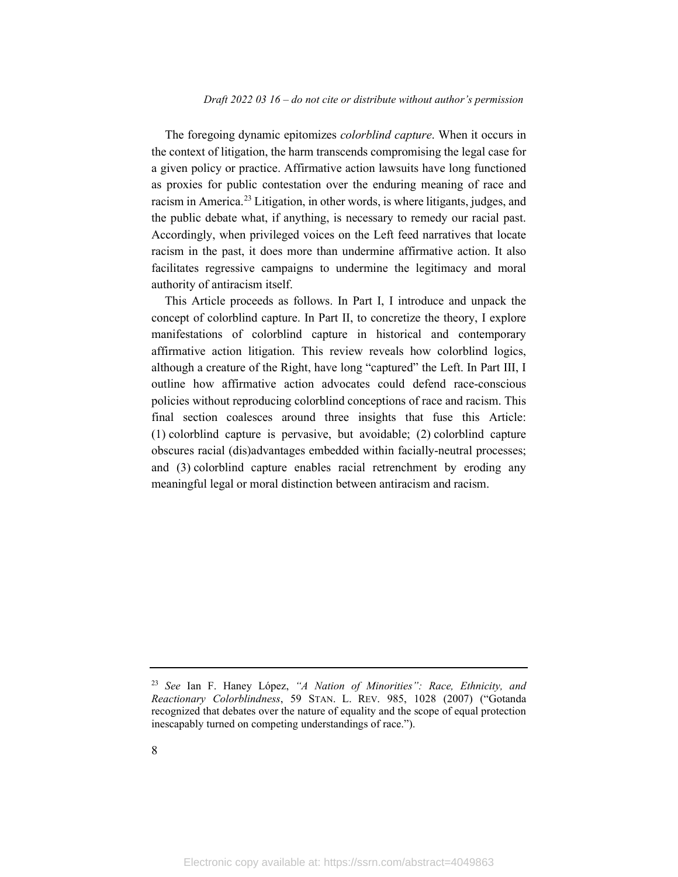The foregoing dynamic epitomizes *colorblind capture*. When it occurs in the context of litigation, the harm transcends compromising the legal case for a given policy or practice. Affirmative action lawsuits have long functioned as proxies for public contestation over the enduring meaning of race and racism in America.[23] Litigation, in other words, is where litigants, judges, and the public debate what, if anything, is necessary to remedy our racial past. Accordingly, when privileged voices on the Left feed narratives that locate racism in the past, it does more than undermine affirmative action. It also facilitates regressive campaigns to undermine the legitimacy and moral authority of antiracism itself.

This Article proceeds as follows. In Part I, I introduce and unpack the concept of colorblind capture. In Part II, to concretize the theory, I explore manifestations of colorblind capture in historical and contemporary affirmative action litigation. This review reveals how colorblind logics, although a creature of the Right, have long "captured" the Left. In Part III, I outline how affirmative action advocates could defend race-conscious policies without reproducing colorblind conceptions of race and racism. This final section coalesces around three insights that fuse this Article: (1) colorblind capture is pervasive, but avoidable; (2) colorblind capture obscures racial (dis)advantages embedded within facially-neutral processes; and (3) colorblind capture enables racial retrenchment by eroding any meaningful legal or moral distinction between antiracism and racism.

---

[23] *See* Ian F. Haney López, *"A Nation of Minorities": Race, Ethnicity, and Reactionary Colorblindness*, 59 STAN. L. REV. 985, 1028 (2007) ("Gotanda recognized that debates over the nature of equality and the scope of equal protection inescapably turned on competing understandings of race.").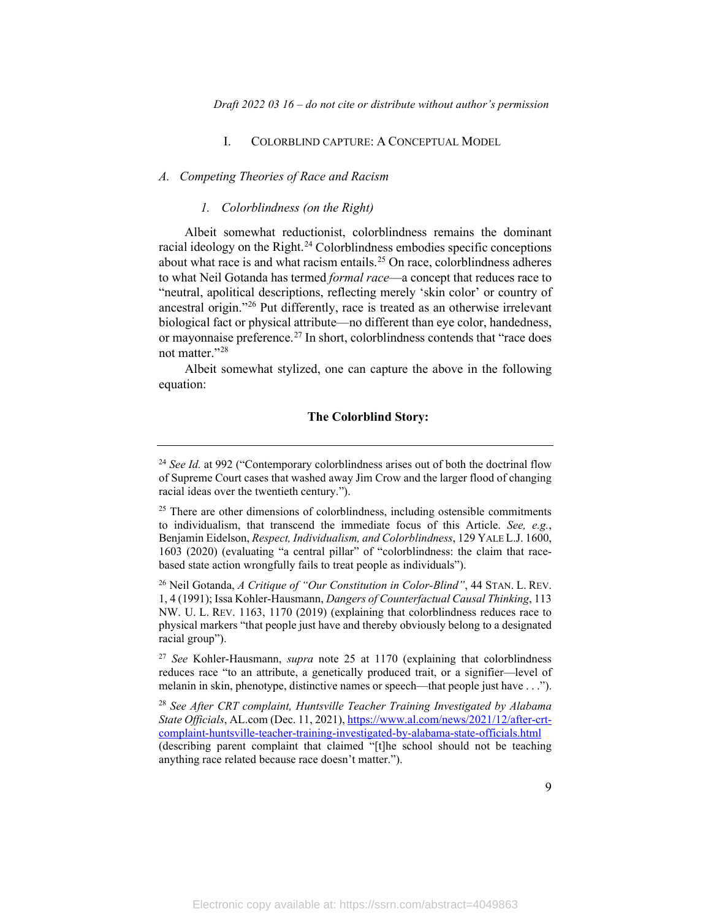## I. COLORBLIND CAPTURE: A CONCEPTUAL MODEL

### A. *Competing Theories of Race and Racism*

#### 1. *Colorblindness (on the Right)*

Albeit somewhat reductionist, colorblindness remains the dominant racial ideology on the Right.[24] Colorblindness embodies specific conceptions about what race is and what racism entails.[25] On race, colorblindness adheres to what Neil Gotanda has termed *formal race*—a concept that reduces race to "neutral, apolitical descriptions, reflecting merely 'skin color' or country of ancestral origin."[26] Put differently, race is treated as an otherwise irrelevant biological fact or physical attribute—no different than eye color, handedness, or mayonnaise preference.[27] In short, colorblindness contends that "race does not matter."[28]

Albeit somewhat stylized, one can capture the above in the following equation:

**The Colorblind Story:**

---

[24] *See Id.* at 992 ("Contemporary colorblindness arises out of both the doctrinal flow of Supreme Court cases that washed away Jim Crow and the larger flood of changing racial ideas over the twentieth century.").

[25] There are other dimensions of colorblindness, including ostensible commitments to individualism, that transcend the immediate focus of this Article. *See, e.g.*, Benjamin Eidelson, *Respect, Individualism, and Colorblindness*, 129 YALE L.J. 1600, 1603 (2020) (evaluating "a central pillar" of "colorblindness: the claim that race-based state action wrongfully fails to treat people as individuals").

[26] Neil Gotanda, *A Critique of "Our Constitution in Color-Blind"*, 44 STAN. L. REV. 1, 4 (1991); Issa Kohler-Hausmann, *Dangers of Counterfactual Causal Thinking*, 113 NW. U. L. REV. 1163, 1170 (2019) (explaining that colorblindness reduces race to physical markers "that people just have and thereby obviously belong to a designated racial group").

[27] *See* Kohler-Hausmann, *supra* note 25 at 1170 (explaining that colorblindness reduces race "to an attribute, a genetically produced trait, or a signifier—level of melanin in skin, phenotype, distinctive names or speech—that people just have . . .").

[28] *See After CRT complaint, Huntsville Teacher Training Investigated by Alabama State Officials*, AL.com (Dec. 11, 2021), https://www.al.com/news/2021/12/after-crt-complaint-huntsville-teacher-training-investigated-by-alabama-state-officials.html (describing parent complaint that claimed "[t]he school should not be teaching anything race related because race doesn't matter.").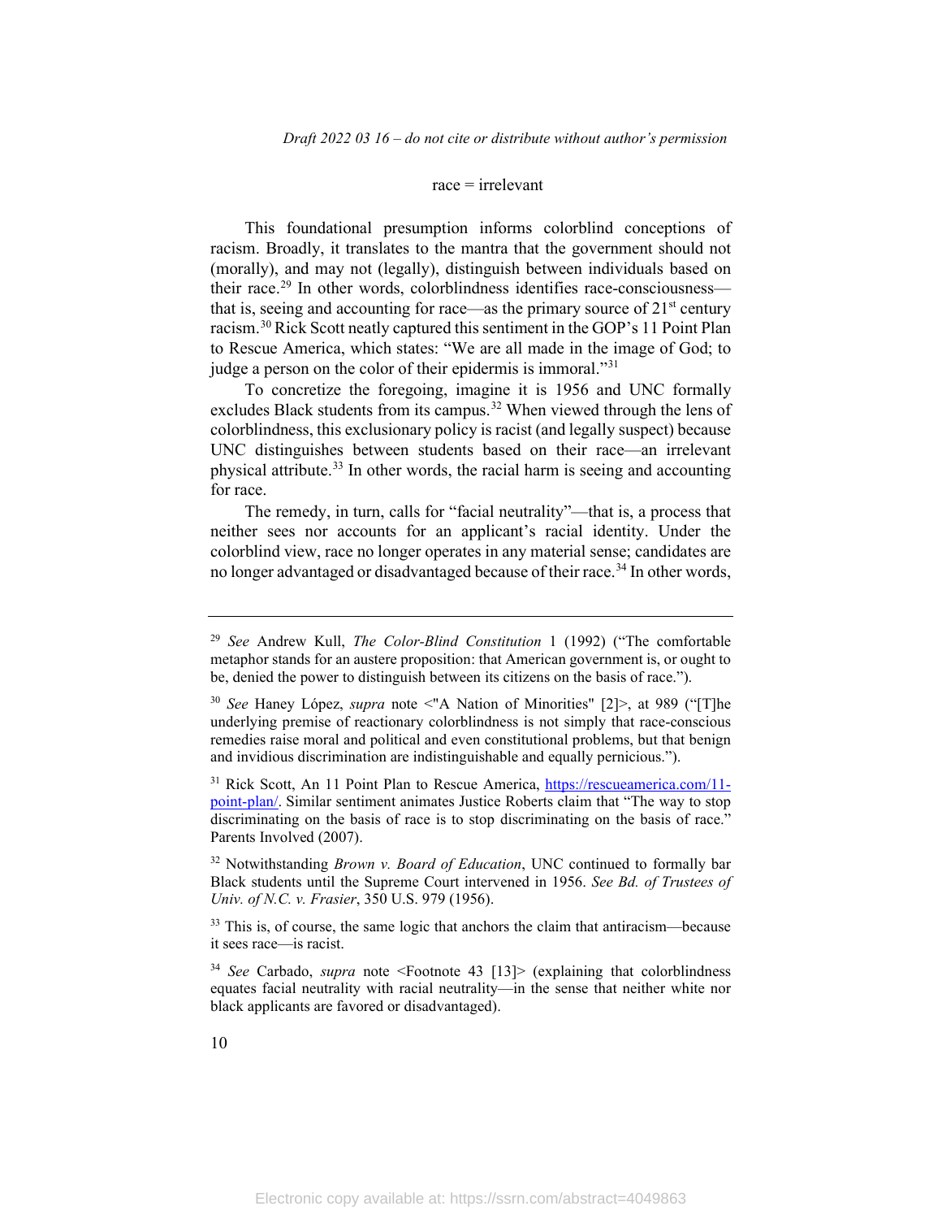race = irrelevant

This foundational presumption informs colorblind conceptions of racism. Broadly, it translates to the mantra that the government should not (morally), and may not (legally), distinguish between individuals based on their race.[29] In other words, colorblindness identifies race-consciousness—that is, seeing and accounting for race—as the primary source of 21st century racism.[30] Rick Scott neatly captured this sentiment in the GOP's 11 Point Plan to Rescue America, which states: "We are all made in the image of God; to judge a person on the color of their epidermis is immoral."[31]

To concretize the foregoing, imagine it is 1956 and UNC formally excludes Black students from its campus.[32] When viewed through the lens of colorblindness, this exclusionary policy is racist (and legally suspect) because UNC distinguishes between students based on their race—an irrelevant physical attribute.[33] In other words, the racial harm is seeing and accounting for race.

The remedy, in turn, calls for "facial neutrality"—that is, a process that neither sees nor accounts for an applicant's racial identity. Under the colorblind view, race no longer operates in any material sense; candidates are no longer advantaged or disadvantaged because of their race.[34] In other words,

---

[29] *See* Andrew Kull, *The Color-Blind Constitution* 1 (1992) ("The comfortable metaphor stands for an austere proposition: that American government is, or ought to be, denied the power to distinguish between its citizens on the basis of race.").

[30] *See* Haney López, *supra* note <"A Nation of Minorities" [2]>, at 989 ("[T]he underlying premise of reactionary colorblindness is not simply that race-conscious remedies raise moral and political and even constitutional problems, but that benign and invidious discrimination are indistinguishable and equally pernicious.").

[31] Rick Scott, An 11 Point Plan to Rescue America, https://rescueamerica.com/11-point-plan/. Similar sentiment animates Justice Roberts claim that "The way to stop discriminating on the basis of race is to stop discriminating on the basis of race." Parents Involved (2007).

[32] Notwithstanding *Brown v. Board of Education*, UNC continued to formally bar Black students until the Supreme Court intervened in 1956. *See Bd. of Trustees of Univ. of N.C. v. Frasier*, 350 U.S. 979 (1956).

[33] This is, of course, the same logic that anchors the claim that antiracism—because it sees race—is racist.

[34] *See* Carbado, *supra* note <Footnote 43 [13]> (explaining that colorblindness equates facial neutrality with racial neutrality—in the sense that neither white nor black applicants are favored or disadvantaged).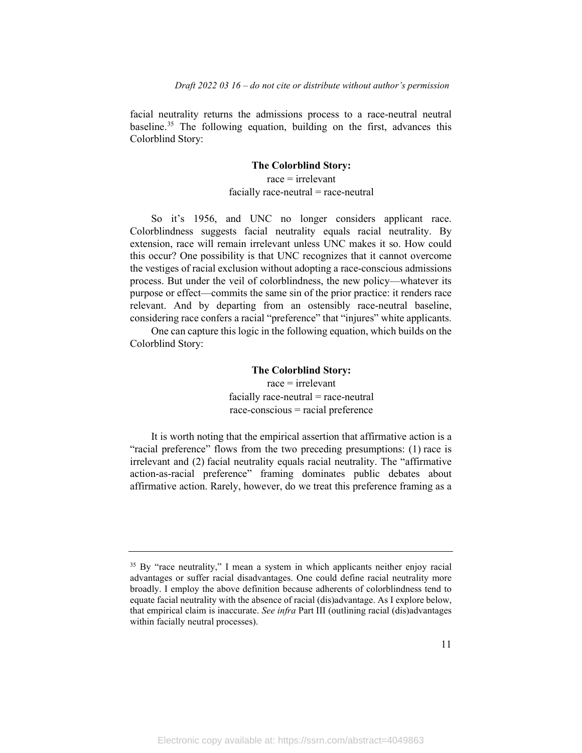facial neutrality returns the admissions process to a race-neutral neutral baseline.[35] The following equation, building on the first, advances this Colorblind Story:

**The Colorblind Story:**
race = irrelevant
facially race-neutral = race-neutral

So it's 1956, and UNC no longer considers applicant race. Colorblindness suggests facial neutrality equals racial neutrality. By extension, race will remain irrelevant unless UNC makes it so. How could this occur? One possibility is that UNC recognizes that it cannot overcome the vestiges of racial exclusion without adopting a race-conscious admissions process. But under the veil of colorblindness, the new policy—whatever its purpose or effect—commits the same sin of the prior practice: it renders race relevant. And by departing from an ostensibly race-neutral baseline, considering race confers a racial "preference" that "injures" white applicants.

One can capture this logic in the following equation, which builds on the Colorblind Story:

**The Colorblind Story:**
race = irrelevant
facially race-neutral = race-neutral
race-conscious = racial preference

It is worth noting that the empirical assertion that affirmative action is a "racial preference" flows from the two preceding presumptions: (1) race is irrelevant and (2) facial neutrality equals racial neutrality. The "affirmative action-as-racial preference" framing dominates public debates about affirmative action. Rarely, however, do we treat this preference framing as a

---

[35] By "race neutrality," I mean a system in which applicants neither enjoy racial advantages or suffer racial disadvantages. One could define racial neutrality more broadly. I employ the above definition because adherents of colorblindness tend to equate facial neutrality with the absence of racial (dis)advantage. As I explore below, that empirical claim is inaccurate. *See infra* Part III (outlining racial (dis)advantages within facially neutral processes).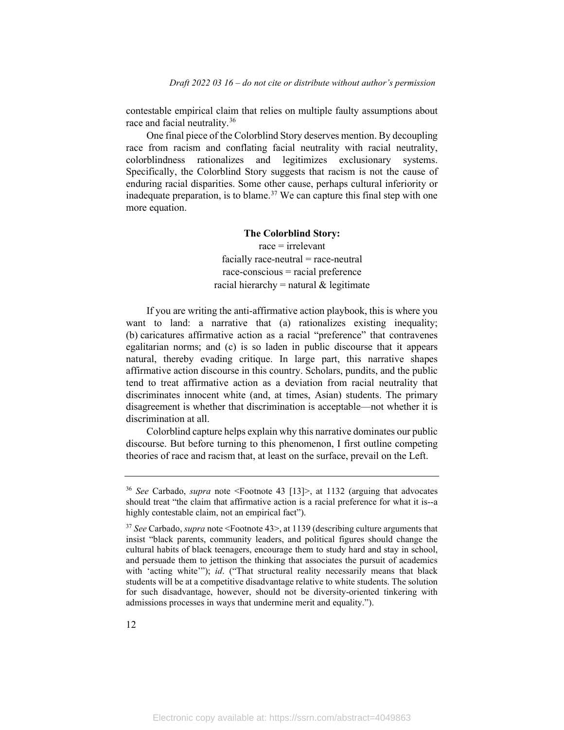contestable empirical claim that relies on multiple faulty assumptions about race and facial neutrality.[36]

One final piece of the Colorblind Story deserves mention. By decoupling race from racism and conflating facial neutrality with racial neutrality, colorblindness rationalizes and legitimizes exclusionary systems. Specifically, the Colorblind Story suggests that racism is not the cause of enduring racial disparities. Some other cause, perhaps cultural inferiority or inadequate preparation, is to blame.[37] We can capture this final step with one more equation.

**The Colorblind Story:**
race = irrelevant
facially race-neutral = race-neutral
race-conscious = racial preference
racial hierarchy = natural & legitimate

If you are writing the anti-affirmative action playbook, this is where you want to land: a narrative that (a) rationalizes existing inequality; (b) caricatures affirmative action as a racial "preference" that contravenes egalitarian norms; and (c) is so laden in public discourse that it appears natural, thereby evading critique. In large part, this narrative shapes affirmative action discourse in this country. Scholars, pundits, and the public tend to treat affirmative action as a deviation from racial neutrality that discriminates innocent white (and, at times, Asian) students. The primary disagreement is whether that discrimination is acceptable—not whether it is discrimination at all.

Colorblind capture helps explain why this narrative dominates our public discourse. But before turning to this phenomenon, I first outline competing theories of race and racism that, at least on the surface, prevail on the Left.

---

[36] *See* Carbado, *supra* note <Footnote 43 [13]>, at 1132 (arguing that advocates should treat "the claim that affirmative action is a racial preference for what it is--a highly contestable claim, not an empirical fact").

[37] *See* Carbado, *supra* note <Footnote 43>, at 1139 (describing culture arguments that insist "black parents, community leaders, and political figures should change the cultural habits of black teenagers, encourage them to study hard and stay in school, and persuade them to jettison the thinking that associates the pursuit of academics with 'acting white'"); *id*. ("That structural reality necessarily means that black students will be at a competitive disadvantage relative to white students. The solution for such disadvantage, however, should not be diversity-oriented tinkering with admissions processes in ways that undermine merit and equality.").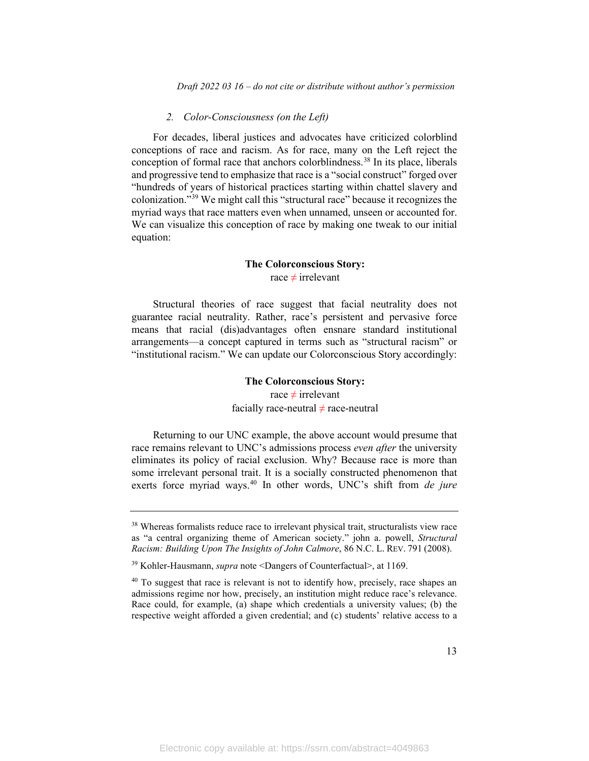### 2. *Color-Consciousness (on the Left)*

For decades, liberal justices and advocates have criticized colorblind conceptions of race and racism. As for race, many on the Left reject the conception of formal race that anchors colorblindness.[38] In its place, liberals and progressive tend to emphasize that race is a "social construct" forged over "hundreds of years of historical practices starting within chattel slavery and colonization."[39] We might call this "structural race" because it recognizes the myriad ways that race matters even when unnamed, unseen or accounted for. We can visualize this conception of race by making one tweak to our initial equation:

**The Colorconscious Story:**
race ≠ irrelevant

Structural theories of race suggest that facial neutrality does not guarantee racial neutrality. Rather, race's persistent and pervasive force means that racial (dis)advantages often ensnare standard institutional arrangements—a concept captured in terms such as "structural racism" or "institutional racism." We can update our Colorconscious Story accordingly:

**The Colorconscious Story:**
race ≠ irrelevant
facially race-neutral ≠ race-neutral

Returning to our UNC example, the above account would presume that race remains relevant to UNC's admissions process *even after* the university eliminates its policy of racial exclusion. Why? Because race is more than some irrelevant personal trait. It is a socially constructed phenomenon that exerts force myriad ways.[40] In other words, UNC's shift from *de jure*

---

[38] Whereas formalists reduce race to irrelevant physical trait, structuralists view race as "a central organizing theme of American society." john a. powell, *Structural Racism: Building Upon The Insights of John Calmore*, 86 N.C. L. REV. 791 (2008).

[39] Kohler-Hausmann, *supra* note <Dangers of Counterfactual>, at 1169.

[40] To suggest that race is relevant is not to identify how, precisely, race shapes an admissions regime nor how, precisely, an institution might reduce race's relevance. Race could, for example, (a) shape which credentials a university values; (b) the respective weight afforded a given credential; and (c) students' relative access to a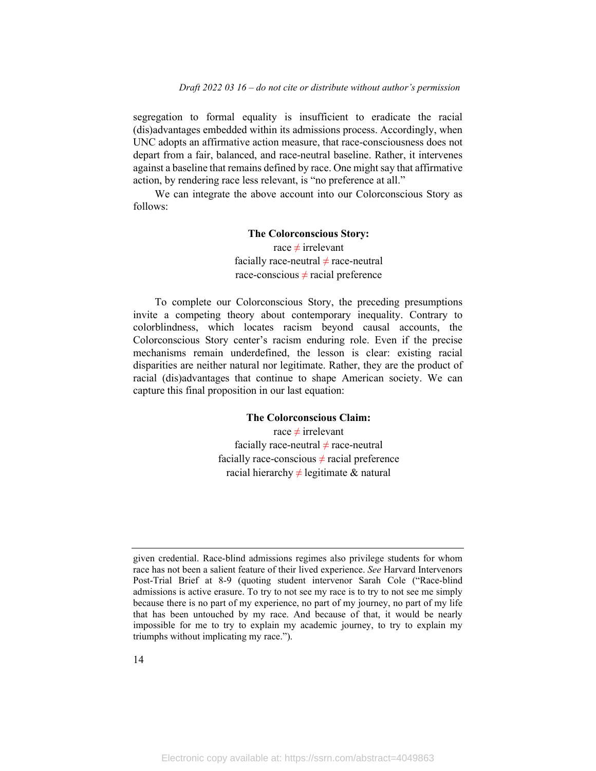segregation to formal equality is insufficient to eradicate the racial (dis)advantages embedded within its admissions process. Accordingly, when UNC adopts an affirmative action measure, that race-consciousness does not depart from a fair, balanced, and race-neutral baseline. Rather, it intervenes against a baseline that remains defined by race. One might say that affirmative action, by rendering race less relevant, is "no preference at all."

We can integrate the above account into our Colorconscious Story as follows:

**The Colorconscious Story:**

race ≠ irrelevant
facially race-neutral ≠ race-neutral
race-conscious ≠ racial preference

To complete our Colorconscious Story, the preceding presumptions invite a competing theory about contemporary inequality. Contrary to colorblindness, which locates racism beyond causal accounts, the Colorconscious Story center's racism enduring role. Even if the precise mechanisms remain underdefined, the lesson is clear: existing racial disparities are neither natural nor legitimate. Rather, they are the product of racial (dis)advantages that continue to shape American society. We can capture this final proposition in our last equation:

**The Colorconscious Claim:**

race ≠ irrelevant
facially race-neutral ≠ race-neutral
facially race-conscious ≠ racial preference
racial hierarchy ≠ legitimate & natural

---

given credential. Race-blind admissions regimes also privilege students for whom race has not been a salient feature of their lived experience. *See* Harvard Intervenors Post-Trial Brief at 8-9 (quoting student intervenor Sarah Cole ("Race-blind admissions is active erasure. To try to not see my race is to try to not see me simply because there is no part of my experience, no part of my journey, no part of my life that has been untouched by my race. And because of that, it would be nearly impossible for me to try to explain my academic journey, to try to explain my triumphs without implicating my race.").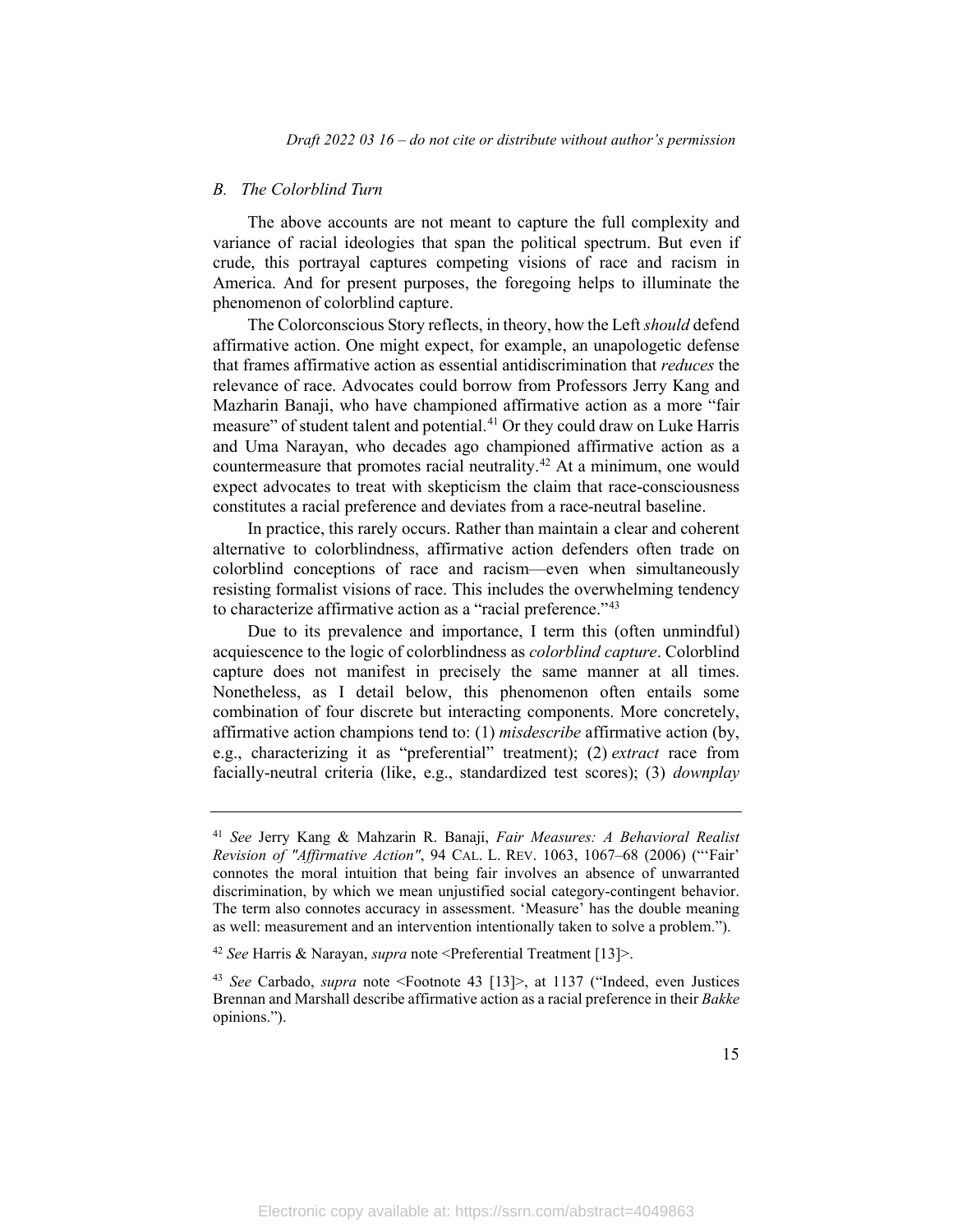## B. The Colorblind Turn

The above accounts are not meant to capture the full complexity and variance of racial ideologies that span the political spectrum. But even if crude, this portrayal captures competing visions of race and racism in America. And for present purposes, the foregoing helps to illuminate the phenomenon of colorblind capture.

The Colorconscious Story reflects, in theory, how the Left *should* defend affirmative action. One might expect, for example, an unapologetic defense that frames affirmative action as essential antidiscrimination that *reduces* the relevance of race. Advocates could borrow from Professors Jerry Kang and Mazharin Banaji, who have championed affirmative action as a more "fair measure" of student talent and potential.[41] Or they could draw on Luke Harris and Uma Narayan, who decades ago championed affirmative action as a countermeasure that promotes racial neutrality.[42] At a minimum, one would expect advocates to treat with skepticism the claim that race-consciousness constitutes a racial preference and deviates from a race-neutral baseline.

In practice, this rarely occurs. Rather than maintain a clear and coherent alternative to colorblindness, affirmative action defenders often trade on colorblind conceptions of race and racism—even when simultaneously resisting formalist visions of race. This includes the overwhelming tendency to characterize affirmative action as a "racial preference."[43]

Due to its prevalence and importance, I term this (often unmindful) acquiescence to the logic of colorblindness as *colorblind capture*. Colorblind capture does not manifest in precisely the same manner at all times. Nonetheless, as I detail below, this phenomenon often entails some combination of four discrete but interacting components. More concretely, affirmative action champions tend to: (1) *misdescribe* affirmative action (by, e.g., characterizing it as "preferential" treatment); (2) *extract* race from facially-neutral criteria (like, e.g., standardized test scores); (3) *downplay*

---

[41] *See* Jerry Kang & Mahzarin R. Banaji, *Fair Measures: A Behavioral Realist Revision of "Affirmative Action"*, 94 CAL. L. REV. 1063, 1067–68 (2006) ("'Fair' connotes the moral intuition that being fair involves an absence of unwarranted discrimination, by which we mean unjustified social category-contingent behavior. The term also connotes accuracy in assessment. 'Measure' has the double meaning as well: measurement and an intervention intentionally taken to solve a problem.").

[42] *See* Harris & Narayan, *supra* note <Preferential Treatment [13]>.

[43] *See* Carbado, *supra* note <Footnote 43 [13]>, at 1137 ("Indeed, even Justices Brennan and Marshall describe affirmative action as a racial preference in their *Bakke* opinions.").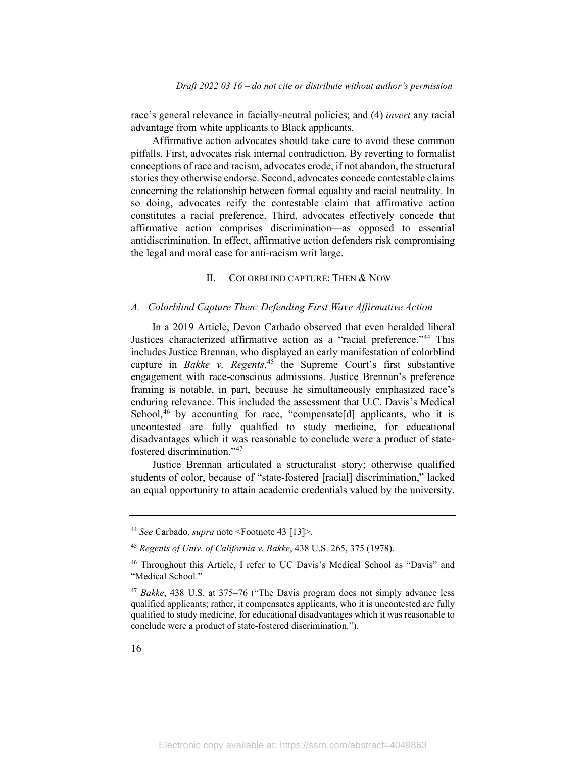race's general relevance in facially-neutral policies; and (4) *invert* any racial advantage from white applicants to Black applicants.

Affirmative action advocates should take care to avoid these common pitfalls. First, advocates risk internal contradiction. By reverting to formalist conceptions of race and racism, advocates erode, if not abandon, the structural stories they otherwise endorse. Second, advocates concede contestable claims concerning the relationship between formal equality and racial neutrality. In so doing, advocates reify the contestable claim that affirmative action constitutes a racial preference. Third, advocates effectively concede that affirmative action comprises discrimination—as opposed to essential antidiscrimination. In effect, affirmative action defenders risk compromising the legal and moral case for anti-racism writ large.

## II. COLORBLIND CAPTURE: THEN & NOW

### *A. Colorblind Capture Then: Defending First Wave Affirmative Action*

In a 2019 Article, Devon Carbado observed that even heralded liberal Justices characterized affirmative action as a "racial preference."[44] This includes Justice Brennan, who displayed an early manifestation of colorblind capture in *Bakke v. Regents*,[45] the Supreme Court's first substantive engagement with race-conscious admissions. Justice Brennan's preference framing is notable, in part, because he simultaneously emphasized race's enduring relevance. This included the assessment that U.C. Davis's Medical School,[46] by accounting for race, "compensate[d] applicants, who it is uncontested are fully qualified to study medicine, for educational disadvantages which it was reasonable to conclude were a product of state-fostered discrimination."[47]

Justice Brennan articulated a structuralist story; otherwise qualified students of color, because of "state-fostered [racial] discrimination," lacked an equal opportunity to attain academic credentials valued by the university.

---

[44] *See* Carbado, *supra* note <Footnote 43 [13]>.

[45] *Regents of Univ. of California v. Bakke*, 438 U.S. 265, 375 (1978).

[46] Throughout this Article, I refer to UC Davis's Medical School as "Davis" and "Medical School."

[47] *Bakke*, 438 U.S. at 375–76 ("The Davis program does not simply advance less qualified applicants; rather, it compensates applicants, who it is uncontested are fully qualified to study medicine, for educational disadvantages which it was reasonable to conclude were a product of state-fostered discrimination.").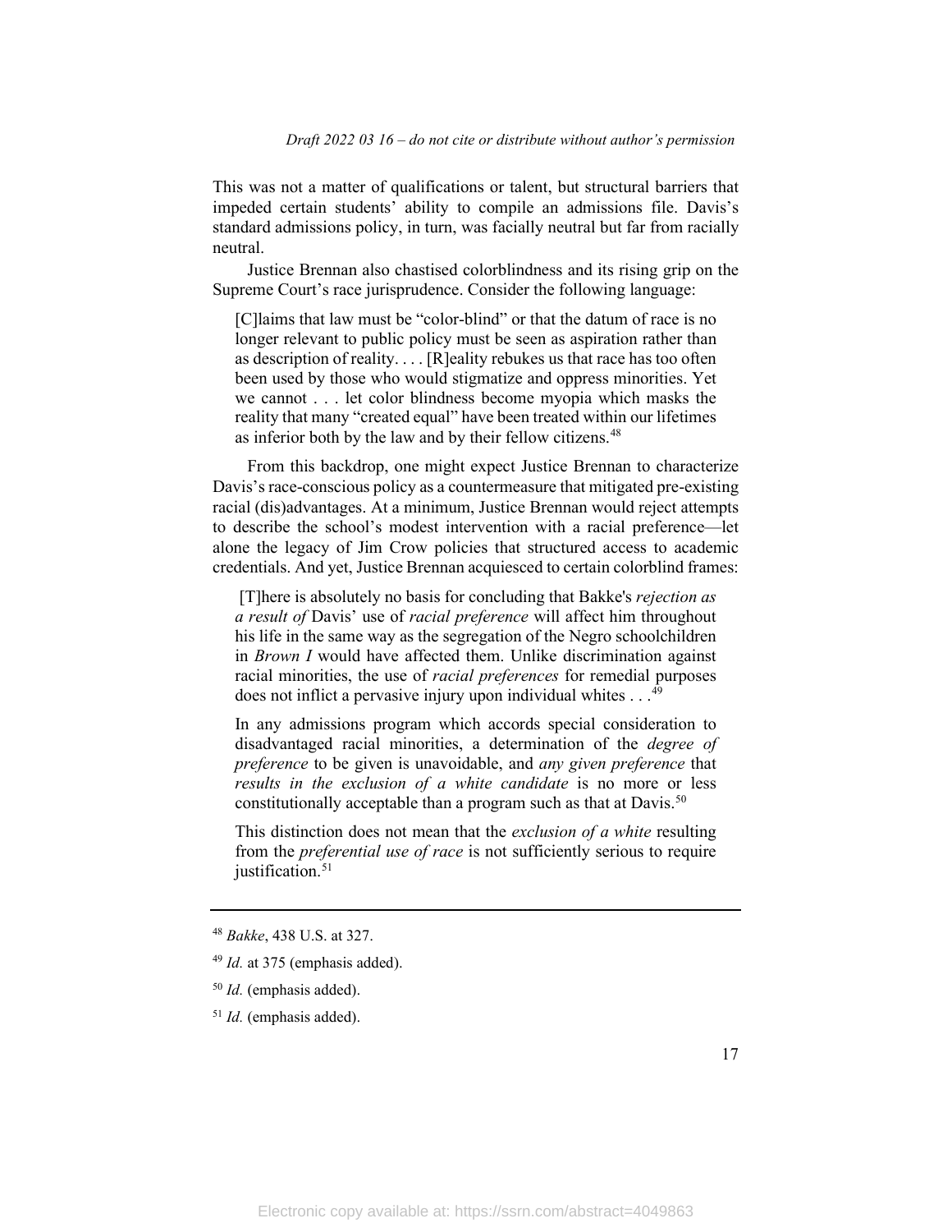This was not a matter of qualifications or talent, but structural barriers that impeded certain students' ability to compile an admissions file. Davis's standard admissions policy, in turn, was facially neutral but far from racially neutral.

Justice Brennan also chastised colorblindness and its rising grip on the Supreme Court's race jurisprudence. Consider the following language:

> [C]laims that law must be "color-blind" or that the datum of race is no longer relevant to public policy must be seen as aspiration rather than as description of reality. . . . [R]eality rebukes us that race has too often been used by those who would stigmatize and oppress minorities. Yet we cannot . . . let color blindness become myopia which masks the reality that many "created equal" have been treated within our lifetimes as inferior both by the law and by their fellow citizens.[48]

From this backdrop, one might expect Justice Brennan to characterize Davis's race-conscious policy as a countermeasure that mitigated pre-existing racial (dis)advantages. At a minimum, Justice Brennan would reject attempts to describe the school's modest intervention with a racial preference—let alone the legacy of Jim Crow policies that structured access to academic credentials. And yet, Justice Brennan acquiesced to certain colorblind frames:

> [T]here is absolutely no basis for concluding that Bakke's *rejection as a result of* Davis' use of *racial preference* will affect him throughout his life in the same way as the segregation of the Negro schoolchildren in *Brown I* would have affected them. Unlike discrimination against racial minorities, the use of *racial preferences* for remedial purposes does not inflict a pervasive injury upon individual whites . . .[49]
>
> In any admissions program which accords special consideration to disadvantaged racial minorities, a determination of the *degree of preference* to be given is unavoidable, and *any given preference* that *results in the exclusion of a white candidate* is no more or less constitutionally acceptable than a program such as that at Davis.[50]
>
> This distinction does not mean that the *exclusion of a white* resulting from the *preferential use of race* is not sufficiently serious to require justification.[51]

---

[48] *Bakke*, 438 U.S. at 327.

[49] *Id.* at 375 (emphasis added).

[50] *Id.* (emphasis added).

[51] *Id.* (emphasis added).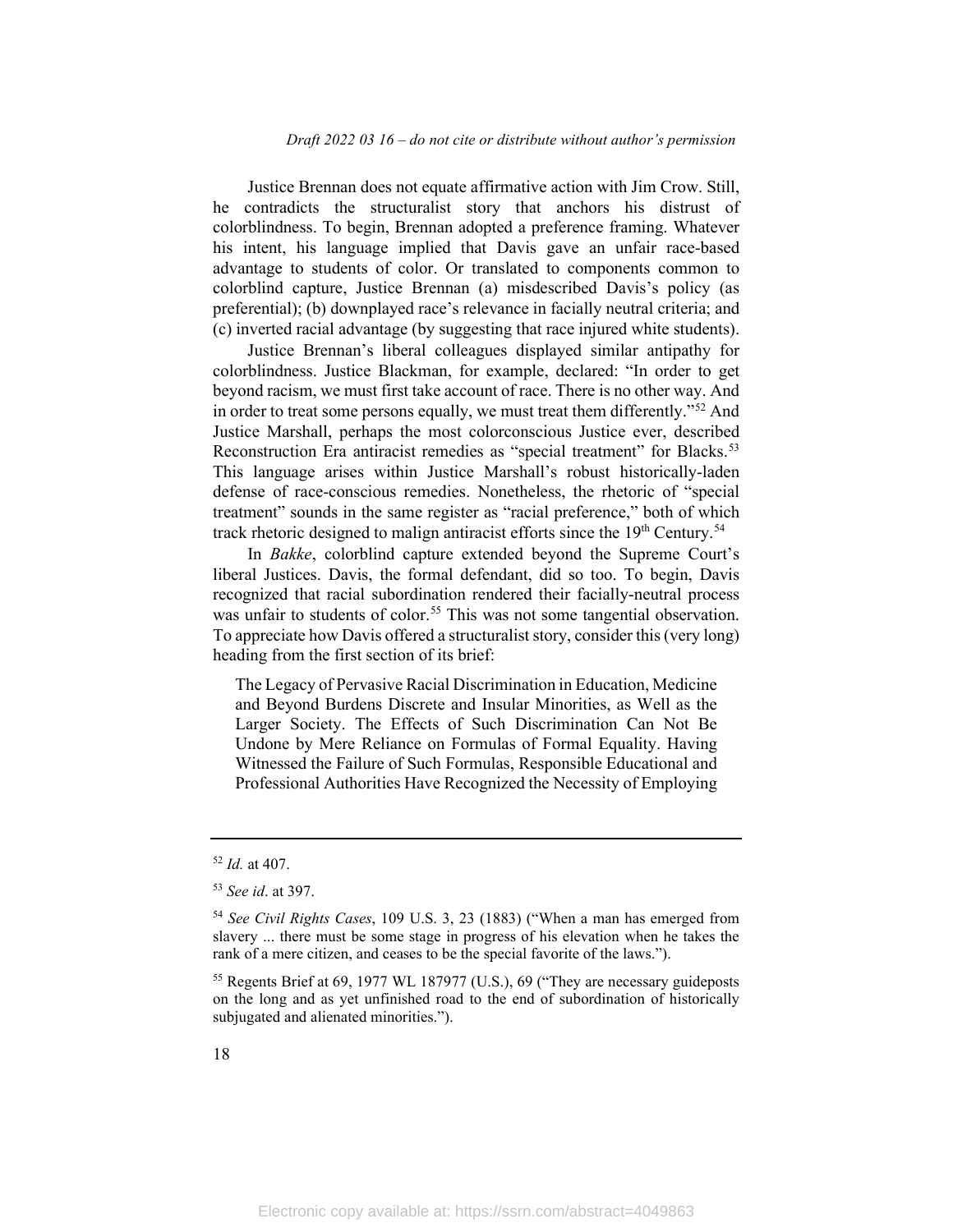Justice Brennan does not equate affirmative action with Jim Crow. Still, he contradicts the structuralist story that anchors his distrust of colorblindness. To begin, Brennan adopted a preference framing. Whatever his intent, his language implied that Davis gave an unfair race-based advantage to students of color. Or translated to components common to colorblind capture, Justice Brennan (a) misdescribed Davis's policy (as preferential); (b) downplayed race's relevance in facially neutral criteria; and (c) inverted racial advantage (by suggesting that race injured white students).

Justice Brennan's liberal colleagues displayed similar antipathy for colorblindness. Justice Blackman, for example, declared: "In order to get beyond racism, we must first take account of race. There is no other way. And in order to treat some persons equally, we must treat them differently."[52] And Justice Marshall, perhaps the most colorconscious Justice ever, described Reconstruction Era antiracist remedies as "special treatment" for Blacks.[53] This language arises within Justice Marshall's robust historically-laden defense of race-conscious remedies. Nonetheless, the rhetoric of "special treatment" sounds in the same register as "racial preference," both of which track rhetoric designed to malign antiracist efforts since the 19th Century.[54]

In *Bakke*, colorblind capture extended beyond the Supreme Court's liberal Justices. Davis, the formal defendant, did so too. To begin, Davis recognized that racial subordination rendered their facially-neutral process was unfair to students of color.[55] This was not some tangential observation. To appreciate how Davis offered a structuralist story, consider this (very long) heading from the first section of its brief:

> The Legacy of Pervasive Racial Discrimination in Education, Medicine and Beyond Burdens Discrete and Insular Minorities, as Well as the Larger Society. The Effects of Such Discrimination Can Not Be Undone by Mere Reliance on Formulas of Formal Equality. Having Witnessed the Failure of Such Formulas, Responsible Educational and Professional Authorities Have Recognized the Necessity of Employing

---

[52] *Id.* at 407.

[53] *See id*. at 397.

[54] *See Civil Rights Cases*, 109 U.S. 3, 23 (1883) ("When a man has emerged from slavery ... there must be some stage in progress of his elevation when he takes the rank of a mere citizen, and ceases to be the special favorite of the laws.").

[55] Regents Brief at 69, 1977 WL 187977 (U.S.), 69 ("They are necessary guideposts on the long and as yet unfinished road to the end of subordination of historically subjugated and alienated minorities.").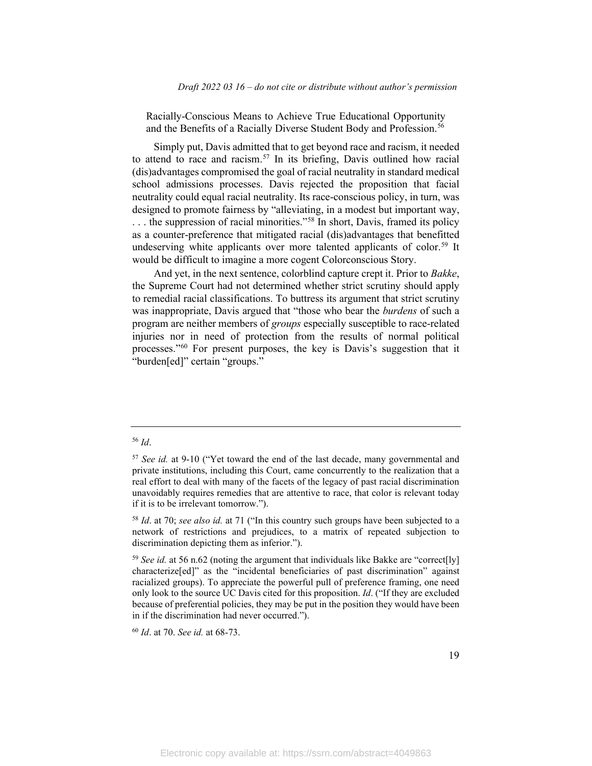Racially-Conscious Means to Achieve True Educational Opportunity and the Benefits of a Racially Diverse Student Body and Profession.[56]

Simply put, Davis admitted that to get beyond race and racism, it needed to attend to race and racism.[57] In its briefing, Davis outlined how racial (dis)advantages compromised the goal of racial neutrality in standard medical school admissions processes. Davis rejected the proposition that facial neutrality could equal racial neutrality. Its race-conscious policy, in turn, was designed to promote fairness by "alleviating, in a modest but important way, . . . the suppression of racial minorities."[58] In short, Davis, framed its policy as a counter-preference that mitigated racial (dis)advantages that benefitted undeserving white applicants over more talented applicants of color.[59] It would be difficult to imagine a more cogent Colorconscious Story.

And yet, in the next sentence, colorblind capture crept it. Prior to *Bakke*, the Supreme Court had not determined whether strict scrutiny should apply to remedial racial classifications. To buttress its argument that strict scrutiny was inappropriate, Davis argued that "those who bear the *burdens* of such a program are neither members of *groups* especially susceptible to race-related injuries nor in need of protection from the results of normal political processes."[60] For present purposes, the key is Davis's suggestion that it "burden[ed]" certain "groups."

---

[56] *Id*.

[57] *See id.* at 9-10 ("Yet toward the end of the last decade, many governmental and private institutions, including this Court, came concurrently to the realization that a real effort to deal with many of the facets of the legacy of past racial discrimination unavoidably requires remedies that are attentive to race, that color is relevant today if it is to be irrelevant tomorrow.").

[58] *Id*. at 70; *see also id.* at 71 ("In this country such groups have been subjected to a network of restrictions and prejudices, to a matrix of repeated subjection to discrimination depicting them as inferior.").

[59] *See id.* at 56 n.62 (noting the argument that individuals like Bakke are "correct[ly] characterize[ed]" as the "incidental beneficiaries of past discrimination" against racialized groups). To appreciate the powerful pull of preference framing, one need only look to the source UC Davis cited for this proposition. *Id*. ("If they are excluded because of preferential policies, they may be put in the position they would have been in if the discrimination had never occurred.").

[60] *Id*. at 70. *See id.* at 68-73.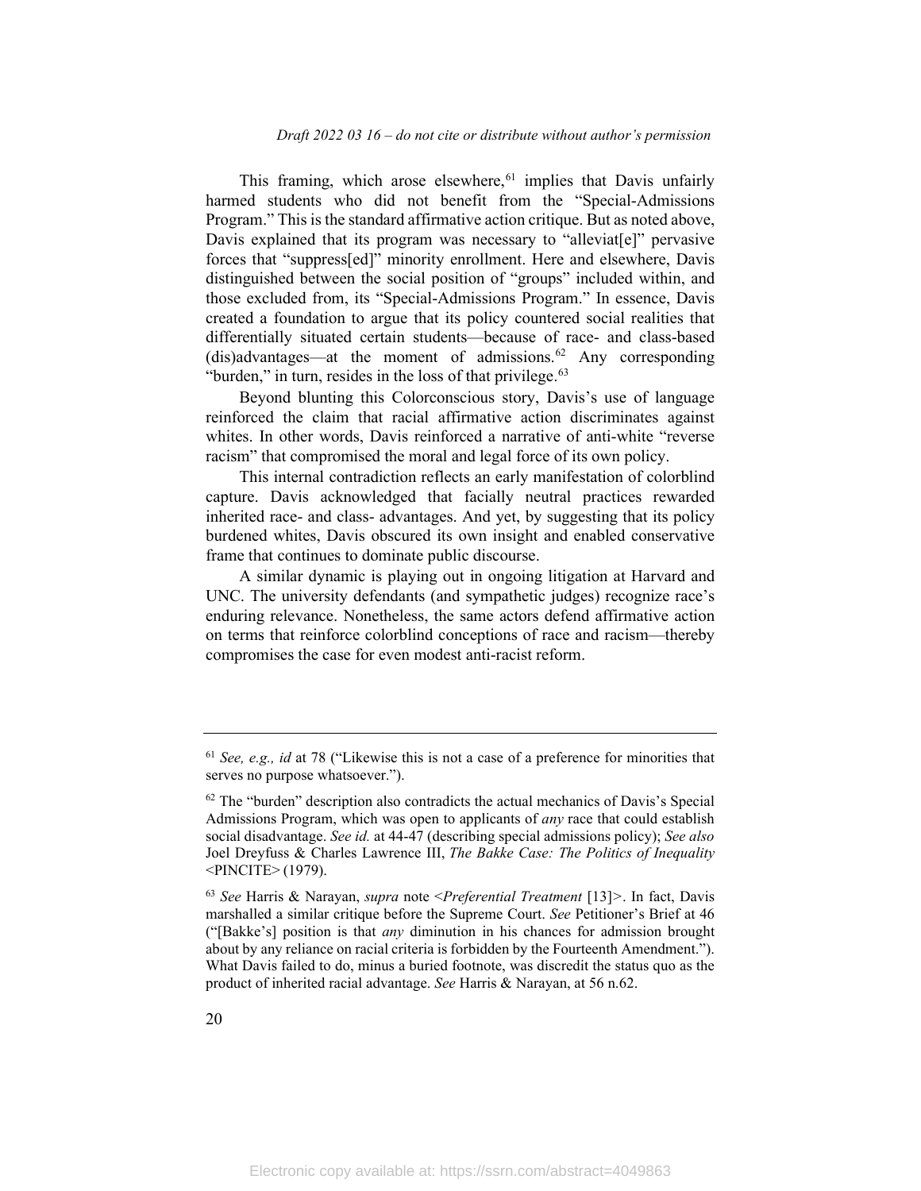This framing, which arose elsewhere,[61] implies that Davis unfairly harmed students who did not benefit from the "Special-Admissions Program." This is the standard affirmative action critique. But as noted above, Davis explained that its program was necessary to "alleviat[e]" pervasive forces that "suppress[ed]" minority enrollment. Here and elsewhere, Davis distinguished between the social position of "groups" included within, and those excluded from, its "Special-Admissions Program." In essence, Davis created a foundation to argue that its policy countered social realities that differentially situated certain students—because of race- and class-based (dis)advantages—at the moment of admissions.[62] Any corresponding "burden," in turn, resides in the loss of that privilege.[63]

Beyond blunting this Colorconscious story, Davis's use of language reinforced the claim that racial affirmative action discriminates against whites. In other words, Davis reinforced a narrative of anti-white "reverse racism" that compromised the moral and legal force of its own policy.

This internal contradiction reflects an early manifestation of colorblind capture. Davis acknowledged that facially neutral practices rewarded inherited race- and class- advantages. And yet, by suggesting that its policy burdened whites, Davis obscured its own insight and enabled conservative frame that continues to dominate public discourse.

A similar dynamic is playing out in ongoing litigation at Harvard and UNC. The university defendants (and sympathetic judges) recognize race's enduring relevance. Nonetheless, the same actors defend affirmative action on terms that reinforce colorblind conceptions of race and racism—thereby compromises the case for even modest anti-racist reform.

---

[61] *See, e.g., id* at 78 ("Likewise this is not a case of a preference for minorities that serves no purpose whatsoever.").

[62] The "burden" description also contradicts the actual mechanics of Davis's Special Admissions Program, which was open to applicants of *any* race that could establish social disadvantage. *See id.* at 44-47 (describing special admissions policy); *See also* Joel Dreyfuss & Charles Lawrence III, *The Bakke Case: The Politics of Inequality* <PINCITE> (1979).

[63] *See* Harris & Narayan, *supra* note <*Preferential Treatment* [13]>. In fact, Davis marshalled a similar critique before the Supreme Court. *See* Petitioner's Brief at 46 ("[Bakke's] position is that *any* diminution in his chances for admission brought about by any reliance on racial criteria is forbidden by the Fourteenth Amendment."). What Davis failed to do, minus a buried footnote, was discredit the status quo as the product of inherited racial advantage. *See* Harris & Narayan, at 56 n.62.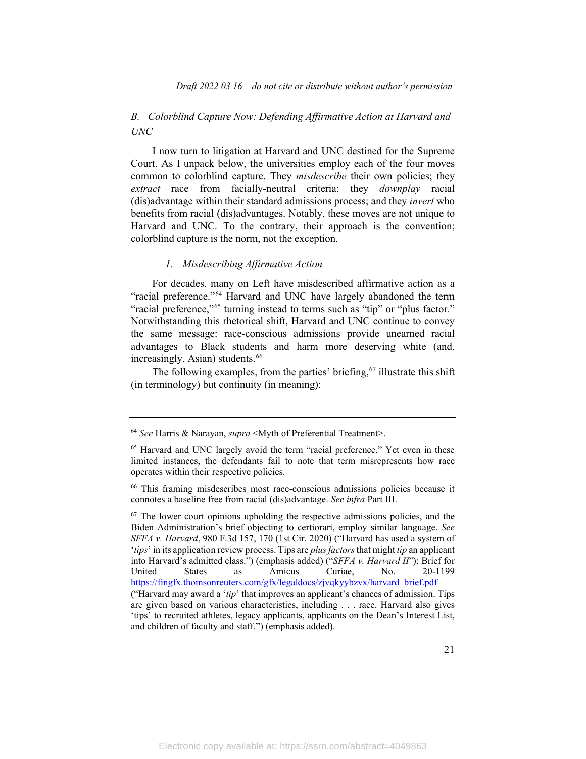### B. *Colorblind Capture Now: Defending Affirmative Action at Harvard and UNC*

I now turn to litigation at Harvard and UNC destined for the Supreme Court. As I unpack below, the universities employ each of the four moves common to colorblind capture. They *misdescribe* their own policies; they *extract* race from facially-neutral criteria; they *downplay* racial (dis)advantage within their standard admissions process; and they *invert* who benefits from racial (dis)advantages. Notably, these moves are not unique to Harvard and UNC. To the contrary, their approach is the convention; colorblind capture is the norm, not the exception.

#### 1. *Misdescribing Affirmative Action*

For decades, many on Left have misdescribed affirmative action as a "racial preference."[64] Harvard and UNC have largely abandoned the term "racial preference,"[65] turning instead to terms such as "tip" or "plus factor." Notwithstanding this rhetorical shift, Harvard and UNC continue to convey the same message: race-conscious admissions provide unearned racial advantages to Black students and harm more deserving white (and, increasingly, Asian) students.[66]

The following examples, from the parties' briefing,[67] illustrate this shift (in terminology) but continuity (in meaning):

---

[64] *See* Harris & Narayan, *supra* <Myth of Preferential Treatment>.

[65] Harvard and UNC largely avoid the term "racial preference." Yet even in these limited instances, the defendants fail to note that term misrepresents how race operates within their respective policies.

[66] This framing misdescribes most race-conscious admissions policies because it connotes a baseline free from racial (dis)advantage. *See infra* Part III.

[67] The lower court opinions upholding the respective admissions policies, and the Biden Administration's brief objecting to certiorari, employ similar language. *See SFFA v. Harvard*, 980 F.3d 157, 170 (1st Cir. 2020) ("Harvard has used a system of '*tips*' in its application review process. Tips are *plus factors* that might *tip* an applicant into Harvard's admitted class.") (emphasis added) ("*SFFA v. Harvard II*"); Brief for United States as Amicus Curiae, No. 20-1199 https://fingfx.thomsonreuters.com/gfx/legaldocs/zjvqkyybzvx/harvard_brief.pdf ("Harvard may award a '*tip*' that improves an applicant's chances of admission. Tips are given based on various characteristics, including . . . race. Harvard also gives 'tips' to recruited athletes, legacy applicants, applicants on the Dean's Interest List, and children of faculty and staff.") (emphasis added).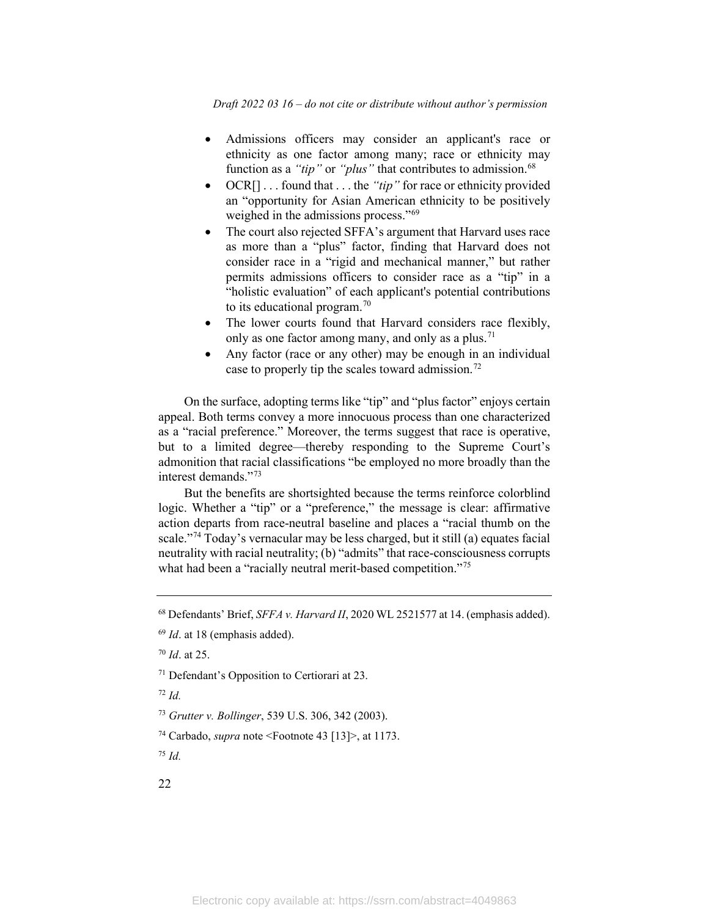- Admissions officers may consider an applicant's race or ethnicity as one factor among many; race or ethnicity may function as a *"tip"* or *"plus"* that contributes to admission.[68]
- OCR[] . . . found that . . . the *"tip"* for race or ethnicity provided an "opportunity for Asian American ethnicity to be positively weighed in the admissions process."[69]
- The court also rejected SFFA's argument that Harvard uses race as more than a "plus" factor, finding that Harvard does not consider race in a "rigid and mechanical manner," but rather permits admissions officers to consider race as a "tip" in a "holistic evaluation" of each applicant's potential contributions to its educational program.[70]
- The lower courts found that Harvard considers race flexibly, only as one factor among many, and only as a plus.[71]
- Any factor (race or any other) may be enough in an individual case to properly tip the scales toward admission.[72]

On the surface, adopting terms like "tip" and "plus factor" enjoys certain appeal. Both terms convey a more innocuous process than one characterized as a "racial preference." Moreover, the terms suggest that race is operative, but to a limited degree—thereby responding to the Supreme Court's admonition that racial classifications "be employed no more broadly than the interest demands."[73]

But the benefits are shortsighted because the terms reinforce colorblind logic. Whether a "tip" or a "preference," the message is clear: affirmative action departs from race-neutral baseline and places a "racial thumb on the scale."[74] Today's vernacular may be less charged, but it still (a) equates facial neutrality with racial neutrality; (b) "admits" that race-consciousness corrupts what had been a "racially neutral merit-based competition."[75]

---

[68] Defendants' Brief, *SFFA v. Harvard II*, 2020 WL 2521577 at 14. (emphasis added).

[69] *Id*. at 18 (emphasis added).

[70] *Id*. at 25.

[71] Defendant's Opposition to Certiorari at 23.

[72] *Id.*

[73] *Grutter v. Bollinger*, 539 U.S. 306, 342 (2003).

[74] Carbado, *supra* note <Footnote 43 [13]>, at 1173.

[75] *Id.*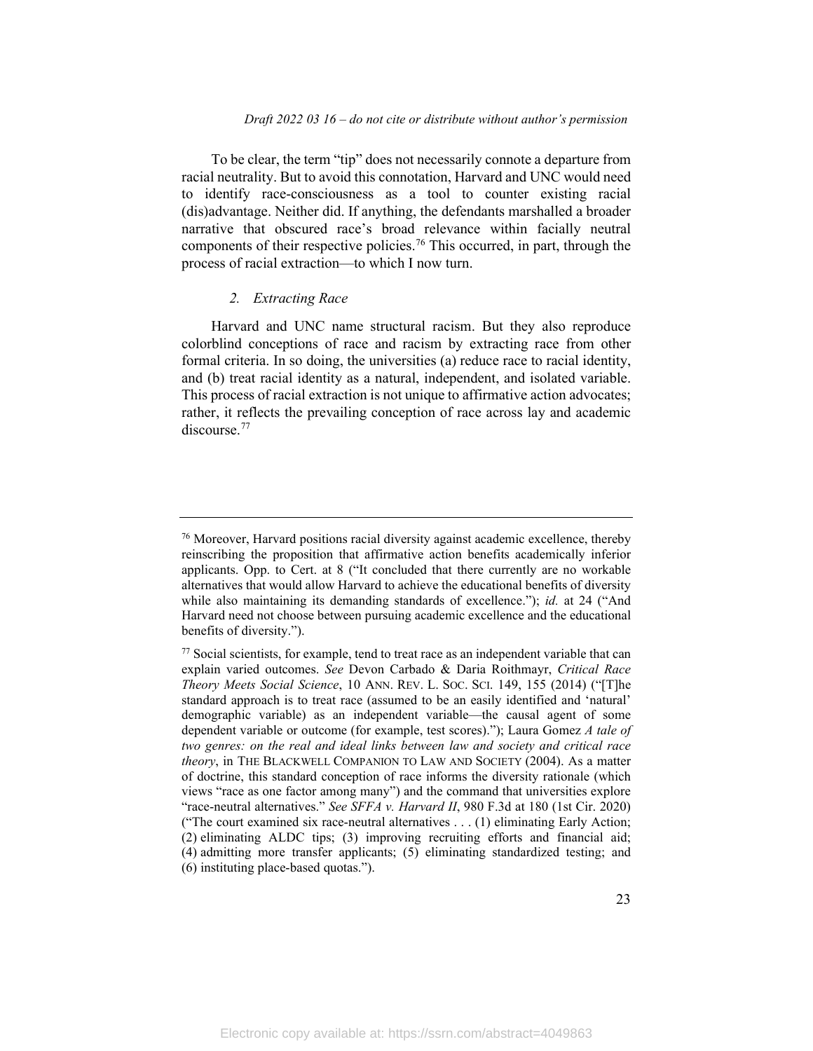To be clear, the term "tip" does not necessarily connote a departure from racial neutrality. But to avoid this connotation, Harvard and UNC would need to identify race-consciousness as a tool to counter existing racial (dis)advantage. Neither did. If anything, the defendants marshalled a broader narrative that obscured race's broad relevance within facially neutral components of their respective policies.[76] This occurred, in part, through the process of racial extraction—to which I now turn.

### 2. *Extracting Race*

Harvard and UNC name structural racism. But they also reproduce colorblind conceptions of race and racism by extracting race from other formal criteria. In so doing, the universities (a) reduce race to racial identity, and (b) treat racial identity as a natural, independent, and isolated variable. This process of racial extraction is not unique to affirmative action advocates; rather, it reflects the prevailing conception of race across lay and academic discourse.[77]

---

[76] Moreover, Harvard positions racial diversity against academic excellence, thereby reinscribing the proposition that affirmative action benefits academically inferior applicants. Opp. to Cert. at 8 ("It concluded that there currently are no workable alternatives that would allow Harvard to achieve the educational benefits of diversity while also maintaining its demanding standards of excellence."); *id.* at 24 ("And Harvard need not choose between pursuing academic excellence and the educational benefits of diversity.").

[77] Social scientists, for example, tend to treat race as an independent variable that can explain varied outcomes. *See* Devon Carbado & Daria Roithmayr, *Critical Race Theory Meets Social Science*, 10 ANN. REV. L. SOC. SCI. 149, 155 (2014) ("[T]he standard approach is to treat race (assumed to be an easily identified and 'natural' demographic variable) as an independent variable—the causal agent of some dependent variable or outcome (for example, test scores)."); Laura Gomez *A tale of two genres: on the real and ideal links between law and society and critical race theory*, in THE BLACKWELL COMPANION TO LAW AND SOCIETY (2004). As a matter of doctrine, this standard conception of race informs the diversity rationale (which views "race as one factor among many") and the command that universities explore "race-neutral alternatives." *See SFFA v. Harvard II*, 980 F.3d at 180 (1st Cir. 2020) ("The court examined six race-neutral alternatives . . . (1) eliminating Early Action; (2) eliminating ALDC tips; (3) improving recruiting efforts and financial aid; (4) admitting more transfer applicants; (5) eliminating standardized testing; and (6) instituting place-based quotas.").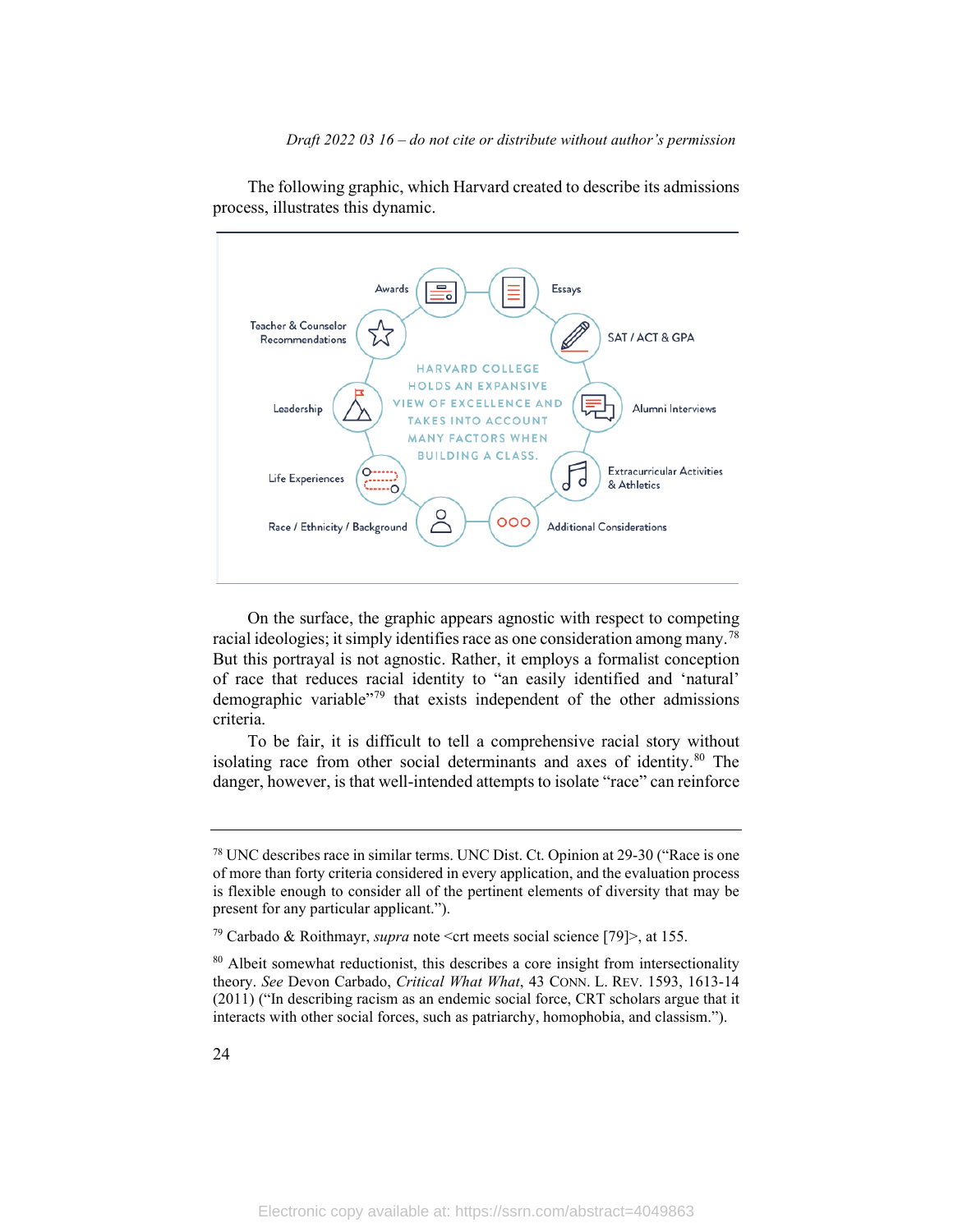The following graphic, which Harvard created to describe its admissions process, illustrates this dynamic.

HARVARD COLLEGE HOLDS AN EXPANSIVE VIEW OF EXCELLENCE AND TAKES INTO ACCOUNT MANY FACTORS WHEN BUILDING A CLASS.

- Awards
- Essays
- SAT / ACT & GPA
- Alumni Interviews
- Extracurricular Activities & Athletics
- Additional Considerations
- Race / Ethnicity / Background
- Life Experiences
- Leadership
- Teacher & Counselor Recommendations

On the surface, the graphic appears agnostic with respect to competing racial ideologies; it simply identifies race as one consideration among many.[78] But this portrayal is not agnostic. Rather, it employs a formalist conception of race that reduces racial identity to "an easily identified and 'natural' demographic variable"[79] that exists independent of the other admissions criteria.

To be fair, it is difficult to tell a comprehensive racial story without isolating race from other social determinants and axes of identity.[80] The danger, however, is that well-intended attempts to isolate "race" can reinforce

---

[78] UNC describes race in similar terms. UNC Dist. Ct. Opinion at 29-30 ("Race is one of more than forty criteria considered in every application, and the evaluation process is flexible enough to consider all of the pertinent elements of diversity that may be present for any particular applicant.").

[79] Carbado & Roithmayr, *supra* note <crt meets social science [79]>, at 155.

[80] Albeit somewhat reductionist, this describes a core insight from intersectionality theory. *See* Devon Carbado, *Critical What What*, 43 CONN. L. REV. 1593, 1613-14 (2011) ("In describing racism as an endemic social force, CRT scholars argue that it interacts with other social forces, such as patriarchy, homophobia, and classism.").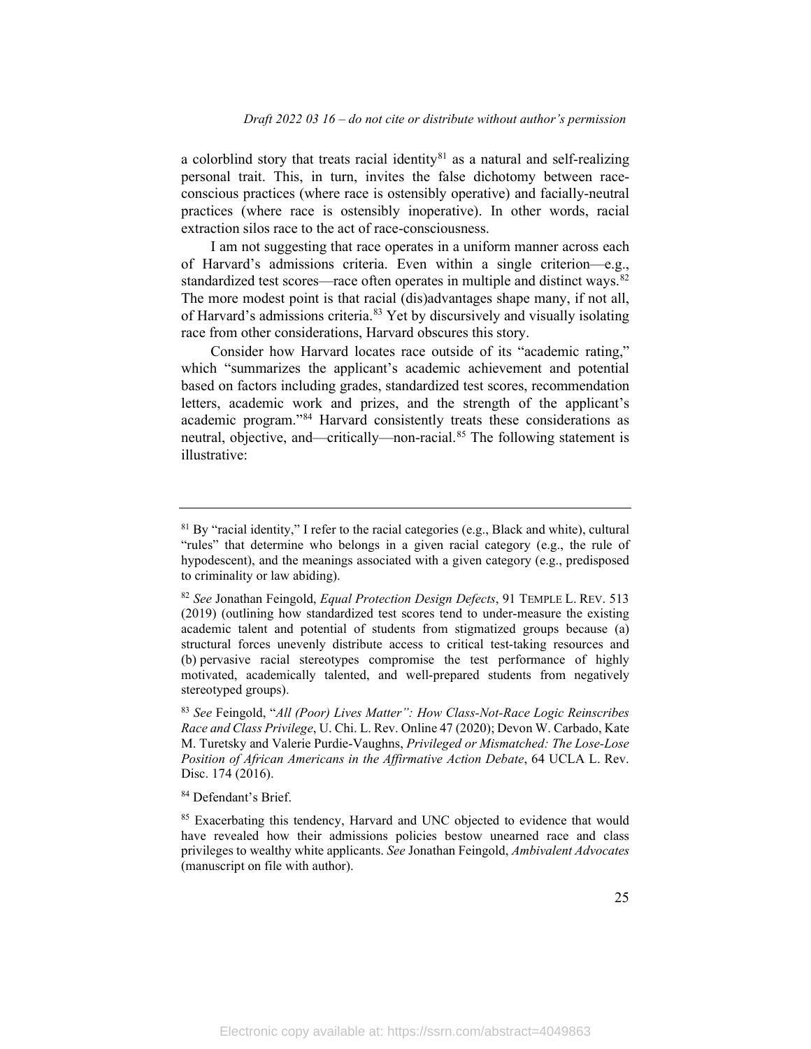a colorblind story that treats racial identity[81] as a natural and self-realizing personal trait. This, in turn, invites the false dichotomy between race-conscious practices (where race is ostensibly operative) and facially-neutral practices (where race is ostensibly inoperative). In other words, racial extraction silos race to the act of race-consciousness.

I am not suggesting that race operates in a uniform manner across each of Harvard's admissions criteria. Even within a single criterion—e.g., standardized test scores—race often operates in multiple and distinct ways.[82] The more modest point is that racial (dis)advantages shape many, if not all, of Harvard's admissions criteria.[83] Yet by discursively and visually isolating race from other considerations, Harvard obscures this story.

Consider how Harvard locates race outside of its "academic rating," which "summarizes the applicant's academic achievement and potential based on factors including grades, standardized test scores, recommendation letters, academic work and prizes, and the strength of the applicant's academic program."[84] Harvard consistently treats these considerations as neutral, objective, and—critically—non-racial.[85] The following statement is illustrative:

---

[81] By "racial identity," I refer to the racial categories (e.g., Black and white), cultural "rules" that determine who belongs in a given racial category (e.g., the rule of hypodescent), and the meanings associated with a given category (e.g., predisposed to criminality or law abiding).

[82] *See* Jonathan Feingold, *Equal Protection Design Defects*, 91 TEMPLE L. REV. 513 (2019) (outlining how standardized test scores tend to under-measure the existing academic talent and potential of students from stigmatized groups because (a) structural forces unevenly distribute access to critical test-taking resources and (b) pervasive racial stereotypes compromise the test performance of highly motivated, academically talented, and well-prepared students from negatively stereotyped groups).

[83] *See* Feingold, "*All (Poor) Lives Matter": How Class-Not-Race Logic Reinscribes Race and Class Privilege*, U. Chi. L. Rev. Online 47 (2020); Devon W. Carbado, Kate M. Turetsky and Valerie Purdie-Vaughns, *Privileged or Mismatched: The Lose-Lose Position of African Americans in the Affirmative Action Debate*, 64 UCLA L. Rev. Disc. 174 (2016).

[84] Defendant's Brief.

[85] Exacerbating this tendency, Harvard and UNC objected to evidence that would have revealed how their admissions policies bestow unearned race and class privileges to wealthy white applicants. *See* Jonathan Feingold, *Ambivalent Advocates* (manuscript on file with author).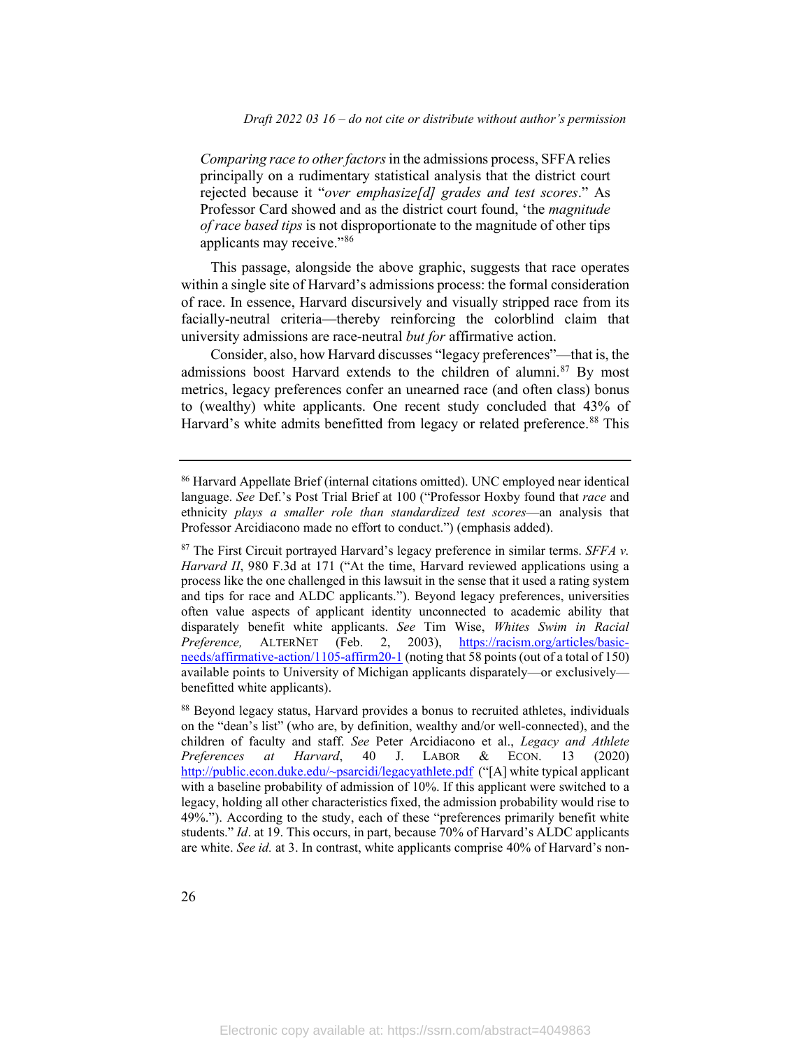*Comparing race to other factors* in the admissions process, SFFA relies principally on a rudimentary statistical analysis that the district court rejected because it "*over emphasize[d] grades and test scores*." As Professor Card showed and as the district court found, 'the *magnitude of race based tips* is not disproportionate to the magnitude of other tips applicants may receive."[86]

This passage, alongside the above graphic, suggests that race operates within a single site of Harvard's admissions process: the formal consideration of race. In essence, Harvard discursively and visually stripped race from its facially-neutral criteria—thereby reinforcing the colorblind claim that university admissions are race-neutral *but for* affirmative action.

Consider, also, how Harvard discusses "legacy preferences"—that is, the admissions boost Harvard extends to the children of alumni.[87] By most metrics, legacy preferences confer an unearned race (and often class) bonus to (wealthy) white applicants. One recent study concluded that 43% of Harvard's white admits benefitted from legacy or related preference.[88] This

---

[86] Harvard Appellate Brief (internal citations omitted). UNC employed near identical language. *See* Def.'s Post Trial Brief at 100 ("Professor Hoxby found that *race* and ethnicity *plays a smaller role than standardized test scores*—an analysis that Professor Arcidiacono made no effort to conduct.") (emphasis added).

[87] The First Circuit portrayed Harvard's legacy preference in similar terms. *SFFA v. Harvard II*, 980 F.3d at 171 ("At the time, Harvard reviewed applications using a process like the one challenged in this lawsuit in the sense that it used a rating system and tips for race and ALDC applicants."). Beyond legacy preferences, universities often value aspects of applicant identity unconnected to academic ability that disparately benefit white applicants. *See* Tim Wise, *Whites Swim in Racial Preference,* ALTERNET (Feb. 2, 2003), https://racism.org/articles/basic-needs/affirmative-action/1105-affirm20-1 (noting that 58 points (out of a total of 150) available points to University of Michigan applicants disparately—or exclusively—benefitted white applicants).

[88] Beyond legacy status, Harvard provides a bonus to recruited athletes, individuals on the "dean's list" (who are, by definition, wealthy and/or well-connected), and the children of faculty and staff. *See* Peter Arcidiacono et al., *Legacy and Athlete Preferences at Harvard*, 40 J. LABOR & ECON. 13 (2020) http://public.econ.duke.edu/~psarcidi/legacyathlete.pdf ("[A] white typical applicant with a baseline probability of admission of 10%. If this applicant were switched to a legacy, holding all other characteristics fixed, the admission probability would rise to 49%."). According to the study, each of these "preferences primarily benefit white students." *Id*. at 19. This occurs, in part, because 70% of Harvard's ALDC applicants are white. *See id.* at 3. In contrast, white applicants comprise 40% of Harvard's non-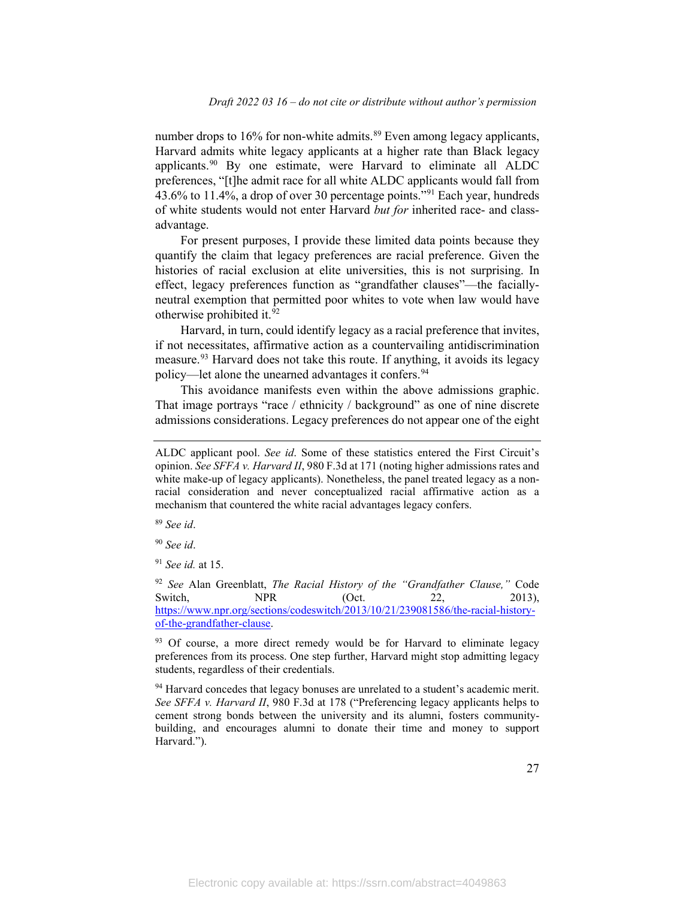number drops to 16% for non-white admits.[89] Even among legacy applicants, Harvard admits white legacy applicants at a higher rate than Black legacy applicants.[90] By one estimate, were Harvard to eliminate all ALDC preferences, "[t]he admit race for all white ALDC applicants would fall from 43.6% to 11.4%, a drop of over 30 percentage points."[91] Each year, hundreds of white students would not enter Harvard *but for* inherited race- and class-advantage.

For present purposes, I provide these limited data points because they quantify the claim that legacy preferences are racial preference. Given the histories of racial exclusion at elite universities, this is not surprising. In effect, legacy preferences function as "grandfather clauses"—the facially-neutral exemption that permitted poor whites to vote when law would have otherwise prohibited it.[92]

Harvard, in turn, could identify legacy as a racial preference that invites, if not necessitates, affirmative action as a countervailing antidiscrimination measure.[93] Harvard does not take this route. If anything, it avoids its legacy policy—let alone the unearned advantages it confers.[94]

This avoidance manifests even within the above admissions graphic. That image portrays "race / ethnicity / background" as one of nine discrete admissions considerations. Legacy preferences do not appear one of the eight

---

ALDC applicant pool. *See id*. Some of these statistics entered the First Circuit's opinion. *See SFFA v. Harvard II*, 980 F.3d at 171 (noting higher admissions rates and white make-up of legacy applicants). Nonetheless, the panel treated legacy as a non-racial consideration and never conceptualized racial affirmative action as a mechanism that countered the white racial advantages legacy confers.

[89] *See id*.

[90] *See id*.

[91] *See id.* at 15.

[92] *See* Alan Greenblatt, *The Racial History of the "Grandfather Clause,"* Code Switch, NPR (Oct. 22, 2013), https://www.npr.org/sections/codeswitch/2013/10/21/239081586/the-racial-history-of-the-grandfather-clause.

[93] Of course, a more direct remedy would be for Harvard to eliminate legacy preferences from its process. One step further, Harvard might stop admitting legacy students, regardless of their credentials.

[94] Harvard concedes that legacy bonuses are unrelated to a student's academic merit. *See SFFA v. Harvard II*, 980 F.3d at 178 ("Preferencing legacy applicants helps to cement strong bonds between the university and its alumni, fosters community-building, and encourages alumni to donate their time and money to support Harvard.").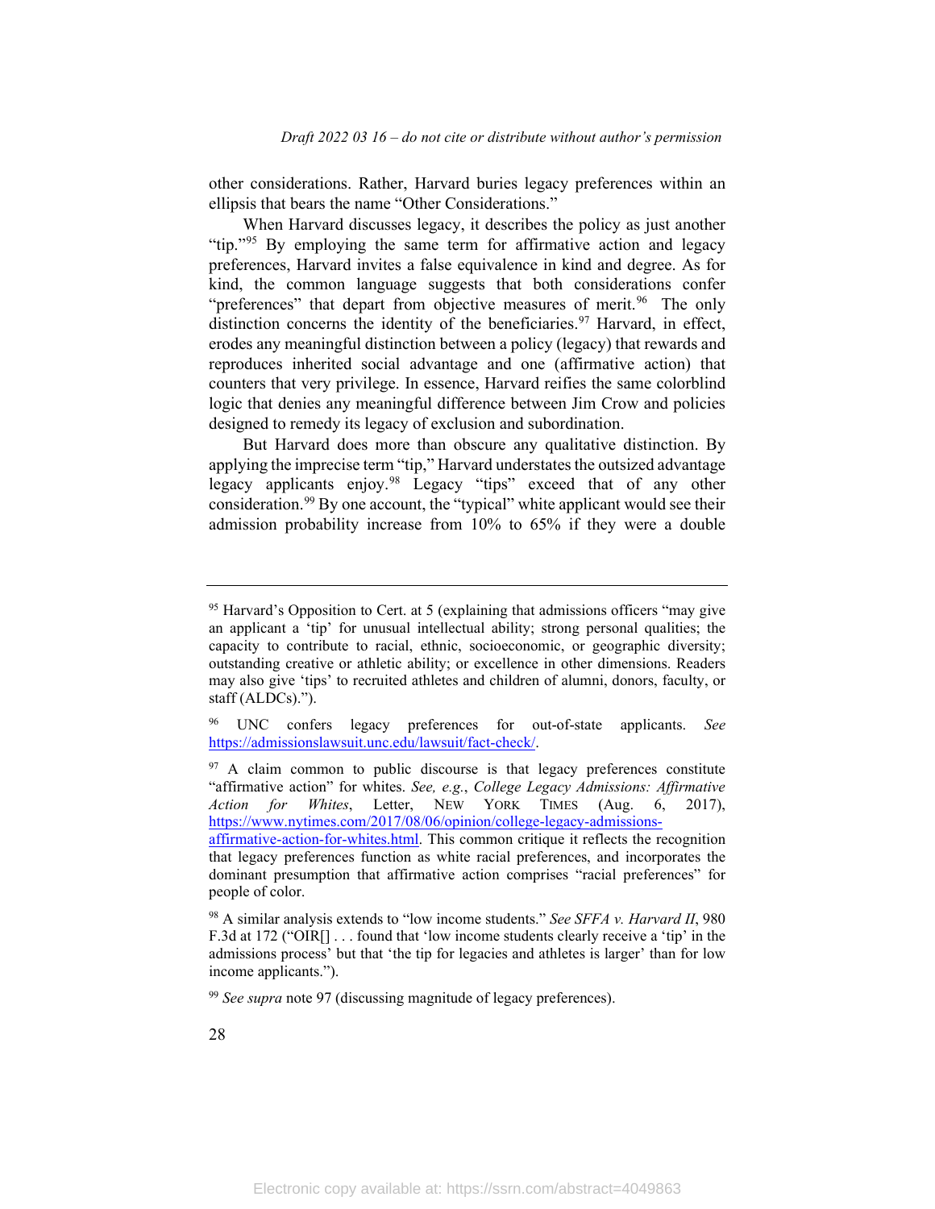other considerations. Rather, Harvard buries legacy preferences within an ellipsis that bears the name "Other Considerations."

When Harvard discusses legacy, it describes the policy as just another "tip."[95] By employing the same term for affirmative action and legacy preferences, Harvard invites a false equivalence in kind and degree. As for kind, the common language suggests that both considerations confer "preferences" that depart from objective measures of merit.[96] The only distinction concerns the identity of the beneficiaries.[97] Harvard, in effect, erodes any meaningful distinction between a policy (legacy) that rewards and reproduces inherited social advantage and one (affirmative action) that counters that very privilege. In essence, Harvard reifies the same colorblind logic that denies any meaningful difference between Jim Crow and policies designed to remedy its legacy of exclusion and subordination.

But Harvard does more than obscure any qualitative distinction. By applying the imprecise term "tip," Harvard understates the outsized advantage legacy applicants enjoy.[98] Legacy "tips" exceed that of any other consideration.[99] By one account, the "typical" white applicant would see their admission probability increase from 10% to 65% if they were a double

---

[95] Harvard's Opposition to Cert. at 5 (explaining that admissions officers "may give an applicant a 'tip' for unusual intellectual ability; strong personal qualities; the capacity to contribute to racial, ethnic, socioeconomic, or geographic diversity; outstanding creative or athletic ability; or excellence in other dimensions. Readers may also give 'tips' to recruited athletes and children of alumni, donors, faculty, or staff (ALDCs).").

[96] UNC confers legacy preferences for out-of-state applicants. *See* https://admissionslawsuit.unc.edu/lawsuit/fact-check/.

[97] A claim common to public discourse is that legacy preferences constitute "affirmative action" for whites. *See, e.g.*, *College Legacy Admissions: Affirmative Action for Whites*, Letter, NEW YORK TIMES (Aug. 6, 2017), https://www.nytimes.com/2017/08/06/opinion/college-legacy-admissions-affirmative-action-for-whites.html. This common critique it reflects the recognition that legacy preferences function as white racial preferences, and incorporates the dominant presumption that affirmative action comprises "racial preferences" for people of color.

[98] A similar analysis extends to "low income students." *See SFFA v. Harvard II*, 980 F.3d at 172 ("OIR[] . . . found that 'low income students clearly receive a 'tip' in the admissions process' but that 'the tip for legacies and athletes is larger' than for low income applicants.").

[99] *See supra* note 97 (discussing magnitude of legacy preferences).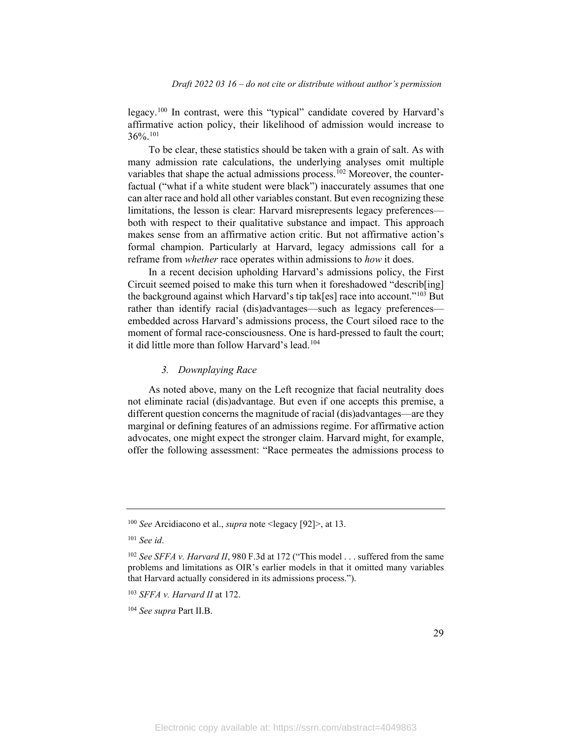legacy.[100] In contrast, were this "typical" candidate covered by Harvard's affirmative action policy, their likelihood of admission would increase to 36%.[101]

To be clear, these statistics should be taken with a grain of salt. As with many admission rate calculations, the underlying analyses omit multiple variables that shape the actual admissions process.[102] Moreover, the counter-factual ("what if a white student were black") inaccurately assumes that one can alter race and hold all other variables constant. But even recognizing these limitations, the lesson is clear: Harvard misrepresents legacy preferences—both with respect to their qualitative substance and impact. This approach makes sense from an affirmative action critic. But not affirmative action's formal champion. Particularly at Harvard, legacy admissions call for a reframe from *whether* race operates within admissions to *how* it does.

In a recent decision upholding Harvard's admissions policy, the First Circuit seemed poised to make this turn when it foreshadowed "describ[ing] the background against which Harvard's tip tak[es] race into account."[103] But rather than identify racial (dis)advantages—such as legacy preferences—embedded across Harvard's admissions process, the Court siloed race to the moment of formal race-consciousness. One is hard-pressed to fault the court; it did little more than follow Harvard's lead.[104]

### 3. Downplaying Race

As noted above, many on the Left recognize that facial neutrality does not eliminate racial (dis)advantage. But even if one accepts this premise, a different question concerns the magnitude of racial (dis)advantages—are they marginal or defining features of an admissions regime. For affirmative action advocates, one might expect the stronger claim. Harvard might, for example, offer the following assessment: "Race permeates the admissions process to

---

[100] *See* Arcidiacono et al., *supra* note <legacy [92]>, at 13.

[101] *See id*.

[102] *See SFFA v. Harvard II*, 980 F.3d at 172 ("This model . . . suffered from the same problems and limitations as OIR's earlier models in that it omitted many variables that Harvard actually considered in its admissions process.").

[103] *SFFA v. Harvard II* at 172.

[104] *See supra* Part II.B.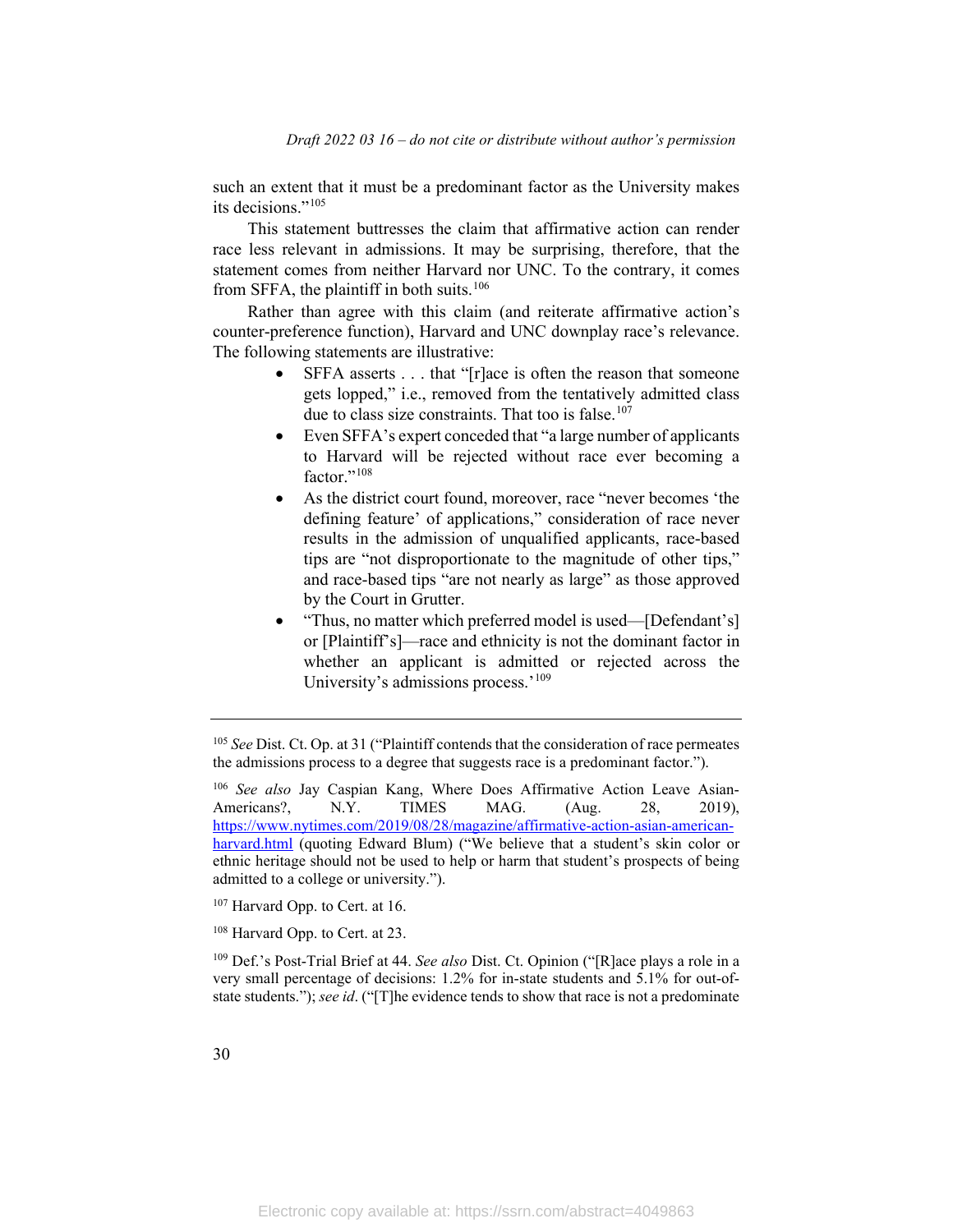such an extent that it must be a predominant factor as the University makes its decisions."[105]

This statement buttresses the claim that affirmative action can render race less relevant in admissions. It may be surprising, therefore, that the statement comes from neither Harvard nor UNC. To the contrary, it comes from SFFA, the plaintiff in both suits.[106]

Rather than agree with this claim (and reiterate affirmative action's counter-preference function), Harvard and UNC downplay race's relevance. The following statements are illustrative:

- SFFA asserts . . . that "[r]ace is often the reason that someone gets lopped," i.e., removed from the tentatively admitted class due to class size constraints. That too is false.[107]
- Even SFFA's expert conceded that "a large number of applicants to Harvard will be rejected without race ever becoming a factor."[108]
- As the district court found, moreover, race "never becomes 'the defining feature' of applications," consideration of race never results in the admission of unqualified applicants, race-based tips are "not disproportionate to the magnitude of other tips," and race-based tips "are not nearly as large" as those approved by the Court in Grutter.
- "Thus, no matter which preferred model is used—[Defendant's] or [Plaintiff's]—race and ethnicity is not the dominant factor in whether an applicant is admitted or rejected across the University's admissions process.'[109]

---

[105] *See* Dist. Ct. Op. at 31 ("Plaintiff contends that the consideration of race permeates the admissions process to a degree that suggests race is a predominant factor.").

[106] *See also* Jay Caspian Kang, Where Does Affirmative Action Leave Asian-Americans?, N.Y. TIMES MAG. (Aug. 28, 2019), https://www.nytimes.com/2019/08/28/magazine/affirmative-action-asian-american-harvard.html (quoting Edward Blum) ("We believe that a student's skin color or ethnic heritage should not be used to help or harm that student's prospects of being admitted to a college or university.").

[107] Harvard Opp. to Cert. at 16.

[108] Harvard Opp. to Cert. at 23.

[109] Def.'s Post-Trial Brief at 44. *See also* Dist. Ct. Opinion ("[R]ace plays a role in a very small percentage of decisions: 1.2% for in-state students and 5.1% for out-of-state students."); *see id*. ("[T]he evidence tends to show that race is not a predominate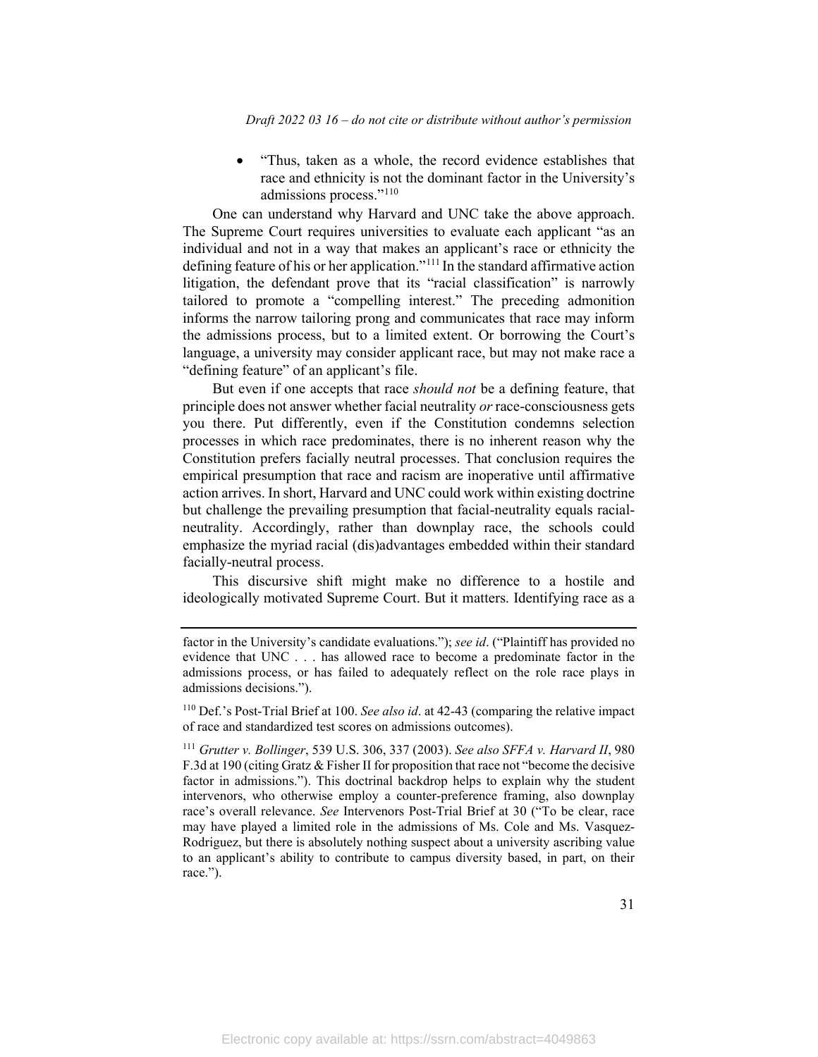- "Thus, taken as a whole, the record evidence establishes that race and ethnicity is not the dominant factor in the University's admissions process."[110]

One can understand why Harvard and UNC take the above approach. The Supreme Court requires universities to evaluate each applicant "as an individual and not in a way that makes an applicant's race or ethnicity the defining feature of his or her application."[111] In the standard affirmative action litigation, the defendant prove that its "racial classification" is narrowly tailored to promote a "compelling interest." The preceding admonition informs the narrow tailoring prong and communicates that race may inform the admissions process, but to a limited extent. Or borrowing the Court's language, a university may consider applicant race, but may not make race a "defining feature" of an applicant's file.

But even if one accepts that race *should not* be a defining feature, that principle does not answer whether facial neutrality *or* race-consciousness gets you there. Put differently, even if the Constitution condemns selection processes in which race predominates, there is no inherent reason why the Constitution prefers facially neutral processes. That conclusion requires the empirical presumption that race and racism are inoperative until affirmative action arrives. In short, Harvard and UNC could work within existing doctrine but challenge the prevailing presumption that facial-neutrality equals racial-neutrality. Accordingly, rather than downplay race, the schools could emphasize the myriad racial (dis)advantages embedded within their standard facially-neutral process.

This discursive shift might make no difference to a hostile and ideologically motivated Supreme Court. But it matters. Identifying race as a

---

factor in the University's candidate evaluations."); *see id*. ("Plaintiff has provided no evidence that UNC . . . has allowed race to become a predominate factor in the admissions process, or has failed to adequately reflect on the role race plays in admissions decisions.").

[110] Def.'s Post-Trial Brief at 100. *See also id*. at 42-43 (comparing the relative impact of race and standardized test scores on admissions outcomes).

[111] *Grutter v. Bollinger*, 539 U.S. 306, 337 (2003). *See also SFFA v. Harvard II*, 980 F.3d at 190 (citing Gratz & Fisher II for proposition that race not "become the decisive factor in admissions."). This doctrinal backdrop helps to explain why the student intervenors, who otherwise employ a counter-preference framing, also downplay race's overall relevance. *See* Intervenors Post-Trial Brief at 30 ("To be clear, race may have played a limited role in the admissions of Ms. Cole and Ms. Vasquez-Rodriguez, but there is absolutely nothing suspect about a university ascribing value to an applicant's ability to contribute to campus diversity based, in part, on their race.").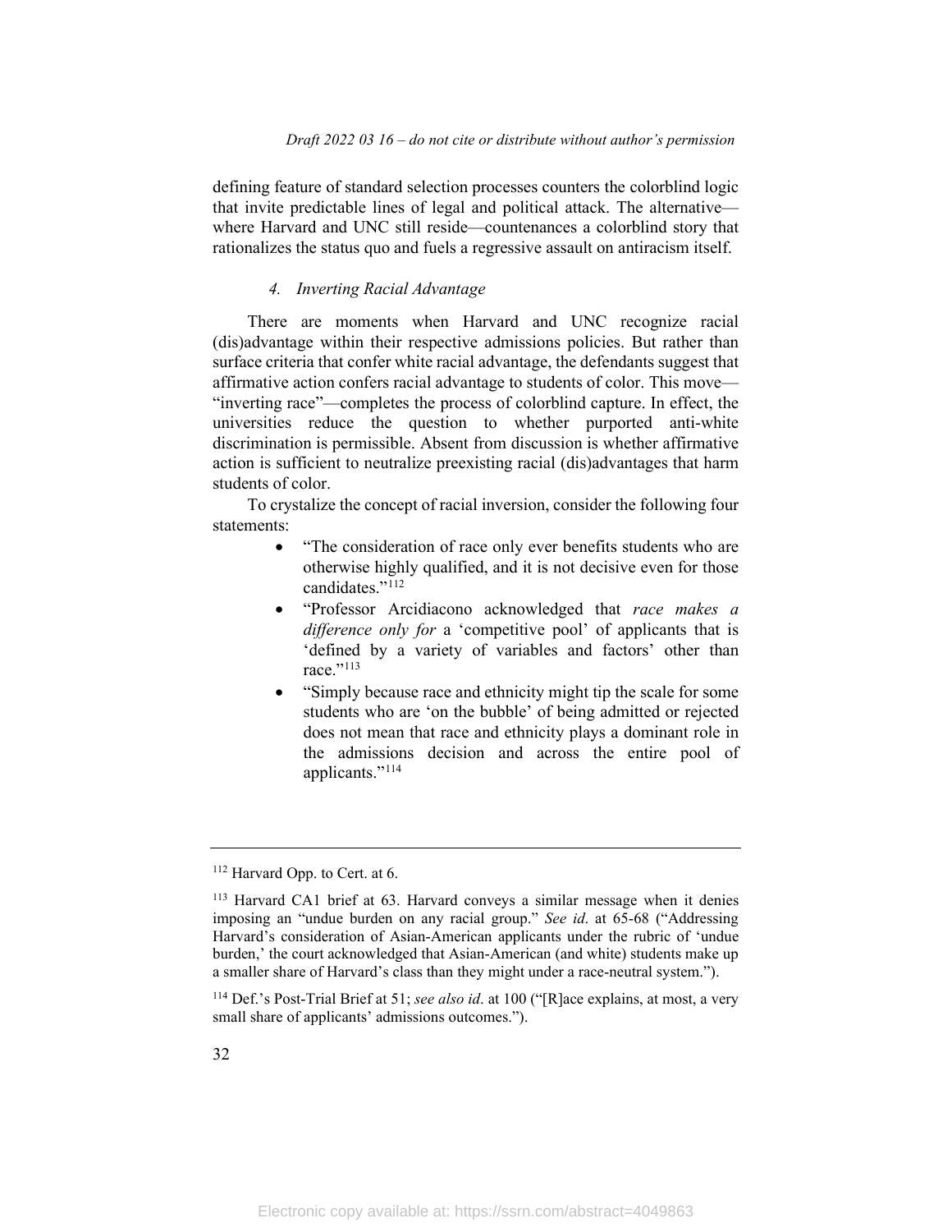defining feature of standard selection processes counters the colorblind logic that invite predictable lines of legal and political attack. The alternative—where Harvard and UNC still reside—countenances a colorblind story that rationalizes the status quo and fuels a regressive assault on antiracism itself.

#### *4. Inverting Racial Advantage*

There are moments when Harvard and UNC recognize racial (dis)advantage within their respective admissions policies. But rather than surface criteria that confer white racial advantage, the defendants suggest that affirmative action confers racial advantage to students of color. This move—"inverting race"—completes the process of colorblind capture. In effect, the universities reduce the question to whether purported anti-white discrimination is permissible. Absent from discussion is whether affirmative action is sufficient to neutralize preexisting racial (dis)advantages that harm students of color.

To crystalize the concept of racial inversion, consider the following four statements:

- "The consideration of race only ever benefits students who are otherwise highly qualified, and it is not decisive even for those candidates."[112]
- "Professor Arcidiacono acknowledged that *race makes a difference only for* a 'competitive pool' of applicants that is 'defined by a variety of variables and factors' other than race."[113]
- "Simply because race and ethnicity might tip the scale for some students who are 'on the bubble' of being admitted or rejected does not mean that race and ethnicity plays a dominant role in the admissions decision and across the entire pool of applicants."[114]

---

[112] Harvard Opp. to Cert. at 6.

[113] Harvard CA1 brief at 63. Harvard conveys a similar message when it denies imposing an "undue burden on any racial group." *See id*. at 65-68 ("Addressing Harvard's consideration of Asian-American applicants under the rubric of 'undue burden,' the court acknowledged that Asian-American (and white) students make up a smaller share of Harvard's class than they might under a race-neutral system.").

[114] Def.'s Post-Trial Brief at 51; *see also id*. at 100 ("[R]ace explains, at most, a very small share of applicants' admissions outcomes.").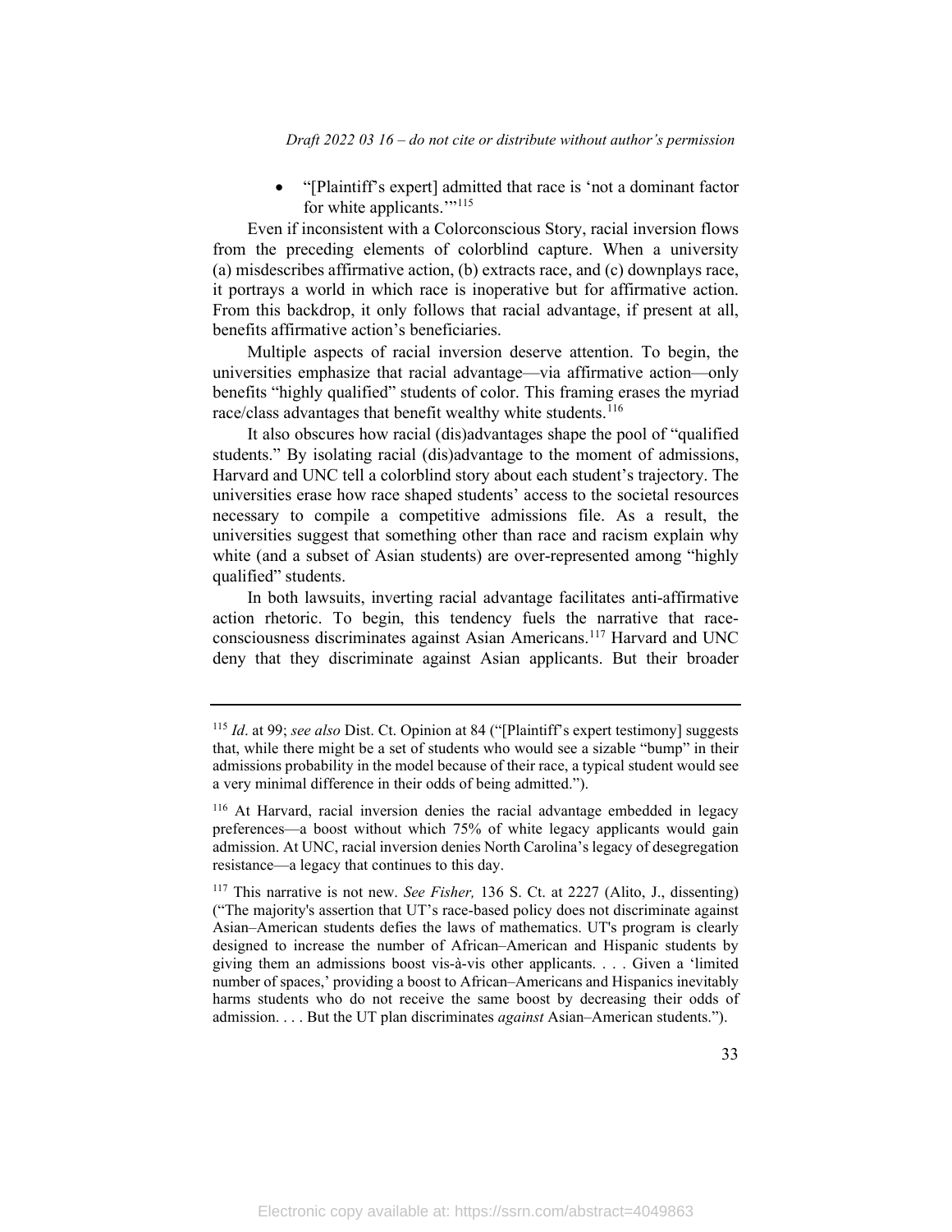- "[Plaintiff's expert] admitted that race is 'not a dominant factor for white applicants.'"[115]

Even if inconsistent with a Colorconscious Story, racial inversion flows from the preceding elements of colorblind capture. When a university (a) misdescribes affirmative action, (b) extracts race, and (c) downplays race, it portrays a world in which race is inoperative but for affirmative action. From this backdrop, it only follows that racial advantage, if present at all, benefits affirmative action's beneficiaries.

Multiple aspects of racial inversion deserve attention. To begin, the universities emphasize that racial advantage—via affirmative action—only benefits "highly qualified" students of color. This framing erases the myriad race/class advantages that benefit wealthy white students.[116]

It also obscures how racial (dis)advantages shape the pool of "qualified students." By isolating racial (dis)advantage to the moment of admissions, Harvard and UNC tell a colorblind story about each student's trajectory. The universities erase how race shaped students' access to the societal resources necessary to compile a competitive admissions file. As a result, the universities suggest that something other than race and racism explain why white (and a subset of Asian students) are over-represented among "highly qualified" students.

In both lawsuits, inverting racial advantage facilitates anti-affirmative action rhetoric. To begin, this tendency fuels the narrative that race-consciousness discriminates against Asian Americans.[117] Harvard and UNC deny that they discriminate against Asian applicants. But their broader

---

[115] *Id*. at 99; *see also* Dist. Ct. Opinion at 84 ("[Plaintiff's expert testimony] suggests that, while there might be a set of students who would see a sizable "bump" in their admissions probability in the model because of their race, a typical student would see a very minimal difference in their odds of being admitted.").

[116] At Harvard, racial inversion denies the racial advantage embedded in legacy preferences—a boost without which 75% of white legacy applicants would gain admission. At UNC, racial inversion denies North Carolina's legacy of desegregation resistance—a legacy that continues to this day.

[117] This narrative is not new. *See Fisher,* 136 S. Ct. at 2227 (Alito, J., dissenting) ("The majority's assertion that UT's race-based policy does not discriminate against Asian–American students defies the laws of mathematics. UT's program is clearly designed to increase the number of African–American and Hispanic students by giving them an admissions boost vis-à-vis other applicants. . . . Given a 'limited number of spaces,' providing a boost to African–Americans and Hispanics inevitably harms students who do not receive the same boost by decreasing their odds of admission. . . . But the UT plan discriminates *against* Asian–American students.").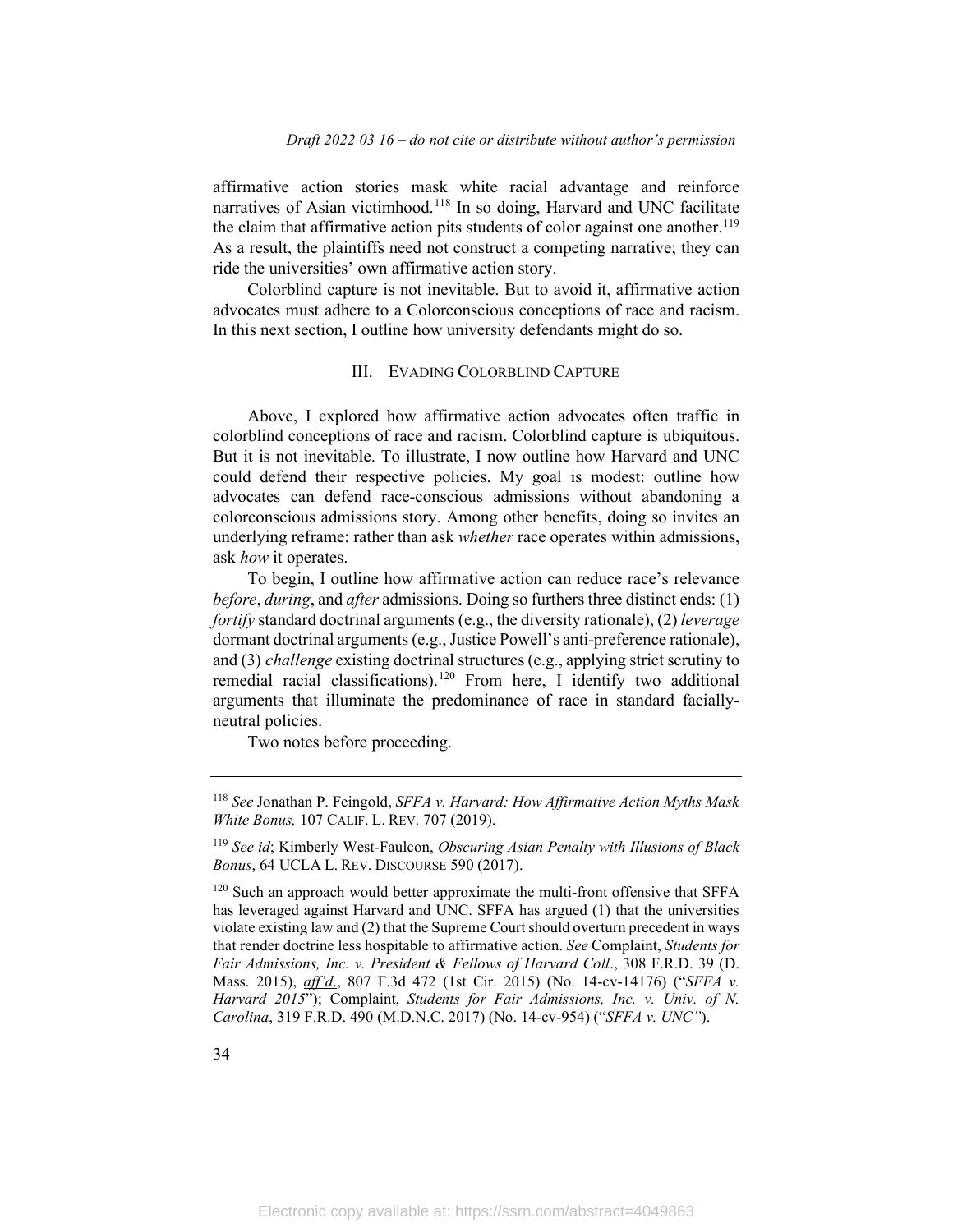affirmative action stories mask white racial advantage and reinforce narratives of Asian victimhood.[118] In so doing, Harvard and UNC facilitate the claim that affirmative action pits students of color against one another.[119] As a result, the plaintiffs need not construct a competing narrative; they can ride the universities' own affirmative action story.

Colorblind capture is not inevitable. But to avoid it, affirmative action advocates must adhere to a Colorconscious conceptions of race and racism. In this next section, I outline how university defendants might do so.

## III. EVADING COLORBLIND CAPTURE

Above, I explored how affirmative action advocates often traffic in colorblind conceptions of race and racism. Colorblind capture is ubiquitous. But it is not inevitable. To illustrate, I now outline how Harvard and UNC could defend their respective policies. My goal is modest: outline how advocates can defend race-conscious admissions without abandoning a colorconscious admissions story. Among other benefits, doing so invites an underlying reframe: rather than ask *whether* race operates within admissions, ask *how* it operates.

To begin, I outline how affirmative action can reduce race's relevance *before*, *during*, and *after* admissions. Doing so furthers three distinct ends: (1) *fortify* standard doctrinal arguments (e.g., the diversity rationale), (2) *leverage* dormant doctrinal arguments (e.g., Justice Powell's anti-preference rationale), and (3) *challenge* existing doctrinal structures (e.g., applying strict scrutiny to remedial racial classifications).[120] From here, I identify two additional arguments that illuminate the predominance of race in standard facially-neutral policies.

Two notes before proceeding.

---

[118] *See* Jonathan P. Feingold, *SFFA v. Harvard: How Affirmative Action Myths Mask White Bonus,* 107 CALIF. L. REV. 707 (2019).

[119] *See id*; Kimberly West-Faulcon, *Obscuring Asian Penalty with Illusions of Black Bonus*, 64 UCLA L. REV. DISCOURSE 590 (2017).

[120] Such an approach would better approximate the multi-front offensive that SFFA has leveraged against Harvard and UNC. SFFA has argued (1) that the universities violate existing law and (2) that the Supreme Court should overturn precedent in ways that render doctrine less hospitable to affirmative action. *See* Complaint, *Students for Fair Admissions, Inc. v. President & Fellows of Harvard Coll*., 308 F.R.D. 39 (D. Mass. 2015), *aff'd*., 807 F.3d 472 (1st Cir. 2015) (No. 14-cv-14176) ("*SFFA v. Harvard 2015*"); Complaint, *Students for Fair Admissions, Inc. v. Univ. of N. Carolina*, 319 F.R.D. 490 (M.D.N.C. 2017) (No. 14-cv-954) ("*SFFA v. UNC"*).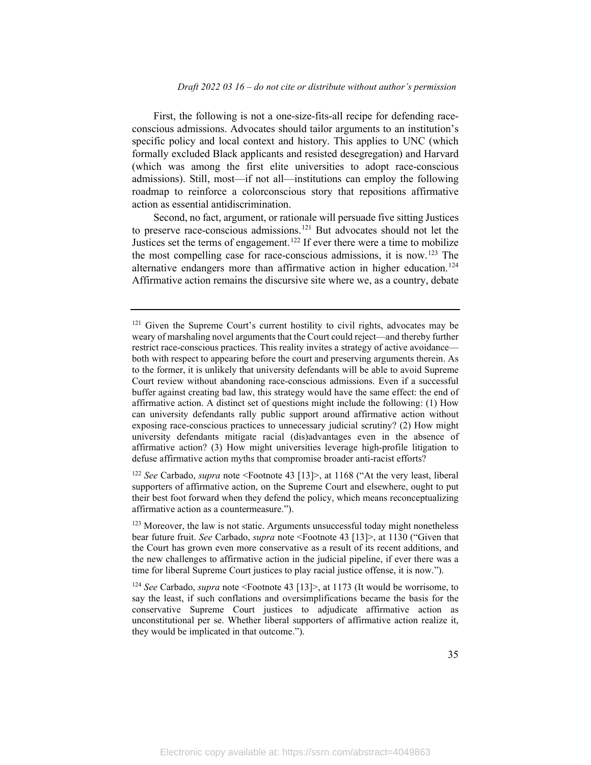First, the following is not a one-size-fits-all recipe for defending race-conscious admissions. Advocates should tailor arguments to an institution's specific policy and local context and history. This applies to UNC (which formally excluded Black applicants and resisted desegregation) and Harvard (which was among the first elite universities to adopt race-conscious admissions). Still, most—if not all—institutions can employ the following roadmap to reinforce a colorconscious story that repositions affirmative action as essential antidiscrimination.

Second, no fact, argument, or rationale will persuade five sitting Justices to preserve race-conscious admissions.[121] But advocates should not let the Justices set the terms of engagement.[122] If ever there were a time to mobilize the most compelling case for race-conscious admissions, it is now.[123] The alternative endangers more than affirmative action in higher education.[124] Affirmative action remains the discursive site where we, as a country, debate

---

[121] Given the Supreme Court's current hostility to civil rights, advocates may be weary of marshaling novel arguments that the Court could reject—and thereby further restrict race-conscious practices. This reality invites a strategy of active avoidance—both with respect to appearing before the court and preserving arguments therein. As to the former, it is unlikely that university defendants will be able to avoid Supreme Court review without abandoning race-conscious admissions. Even if a successful buffer against creating bad law, this strategy would have the same effect: the end of affirmative action. A distinct set of questions might include the following: (1) How can university defendants rally public support around affirmative action without exposing race-conscious practices to unnecessary judicial scrutiny? (2) How might university defendants mitigate racial (dis)advantages even in the absence of affirmative action? (3) How might universities leverage high-profile litigation to defuse affirmative action myths that compromise broader anti-racist efforts?

[122] *See* Carbado, *supra* note <Footnote 43 [13]>, at 1168 ("At the very least, liberal supporters of affirmative action, on the Supreme Court and elsewhere, ought to put their best foot forward when they defend the policy, which means reconceptualizing affirmative action as a countermeasure.").

[123] Moreover, the law is not static. Arguments unsuccessful today might nonetheless bear future fruit. *See* Carbado, *supra* note <Footnote 43 [13]>, at 1130 ("Given that the Court has grown even more conservative as a result of its recent additions, and the new challenges to affirmative action in the judicial pipeline, if ever there was a time for liberal Supreme Court justices to play racial justice offense, it is now.").

[124] *See* Carbado, *supra* note <Footnote 43 [13]>, at 1173 (It would be worrisome, to say the least, if such conflations and oversimplifications became the basis for the conservative Supreme Court justices to adjudicate affirmative action as unconstitutional per se. Whether liberal supporters of affirmative action realize it, they would be implicated in that outcome.").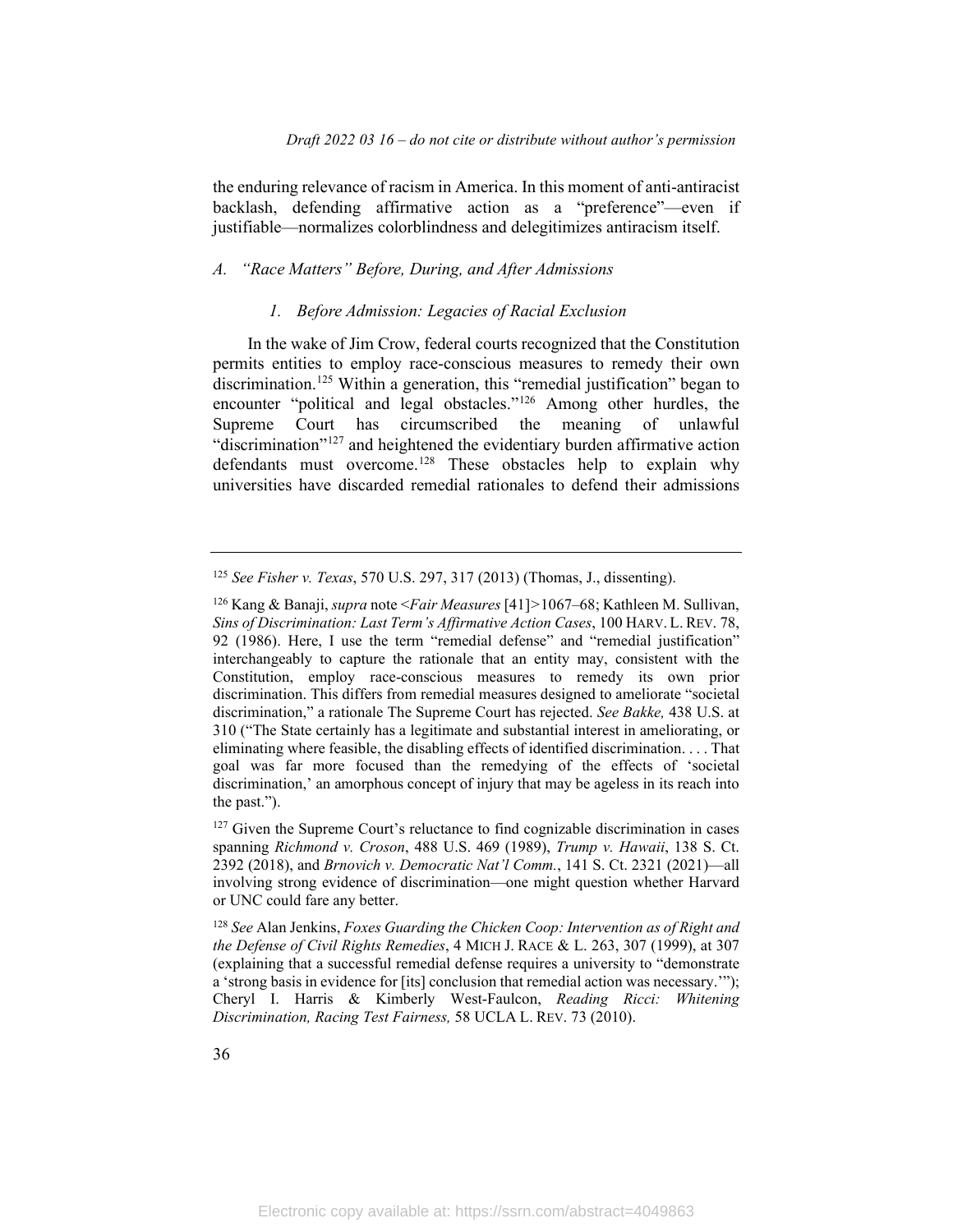the enduring relevance of racism in America. In this moment of anti-antiracist backlash, defending affirmative action as a "preference"—even if justifiable—normalizes colorblindness and delegitimizes antiracism itself.

### *A. "Race Matters" Before, During, and After Admissions*

#### *1. Before Admission: Legacies of Racial Exclusion*

In the wake of Jim Crow, federal courts recognized that the Constitution permits entities to employ race-conscious measures to remedy their own discrimination.[125] Within a generation, this "remedial justification" began to encounter "political and legal obstacles."[126] Among other hurdles, the Supreme Court has circumscribed the meaning of unlawful "discrimination"[127] and heightened the evidentiary burden affirmative action defendants must overcome.[128] These obstacles help to explain why universities have discarded remedial rationales to defend their admissions

---

[125] *See Fisher v. Texas*, 570 U.S. 297, 317 (2013) (Thomas, J., dissenting).

[126] Kang & Banaji, *supra* note <*Fair Measures* [41]>1067–68; Kathleen M. Sullivan, *Sins of Discrimination: Last Term's Affirmative Action Cases*, 100 HARV. L. REV. 78, 92 (1986). Here, I use the term "remedial defense" and "remedial justification" interchangeably to capture the rationale that an entity may, consistent with the Constitution, employ race-conscious measures to remedy its own prior discrimination. This differs from remedial measures designed to ameliorate "societal discrimination," a rationale The Supreme Court has rejected. *See Bakke,* 438 U.S. at 310 ("The State certainly has a legitimate and substantial interest in ameliorating, or eliminating where feasible, the disabling effects of identified discrimination. . . . That goal was far more focused than the remedying of the effects of 'societal discrimination,' an amorphous concept of injury that may be ageless in its reach into the past.").

[127] Given the Supreme Court's reluctance to find cognizable discrimination in cases spanning *Richmond v. Croson*, 488 U.S. 469 (1989), *Trump v. Hawaii*, 138 S. Ct. 2392 (2018), and *Brnovich v. Democratic Nat'l Comm.*, 141 S. Ct. 2321 (2021)—all involving strong evidence of discrimination—one might question whether Harvard or UNC could fare any better.

[128] *See* Alan Jenkins, *Foxes Guarding the Chicken Coop: Intervention as of Right and the Defense of Civil Rights Remedies*, 4 MICH J. RACE & L. 263, 307 (1999), at 307 (explaining that a successful remedial defense requires a university to "demonstrate a 'strong basis in evidence for [its] conclusion that remedial action was necessary.'"); Cheryl I. Harris & Kimberly West-Faulcon, *Reading Ricci: Whitening Discrimination, Racing Test Fairness,* 58 UCLA L. REV. 73 (2010).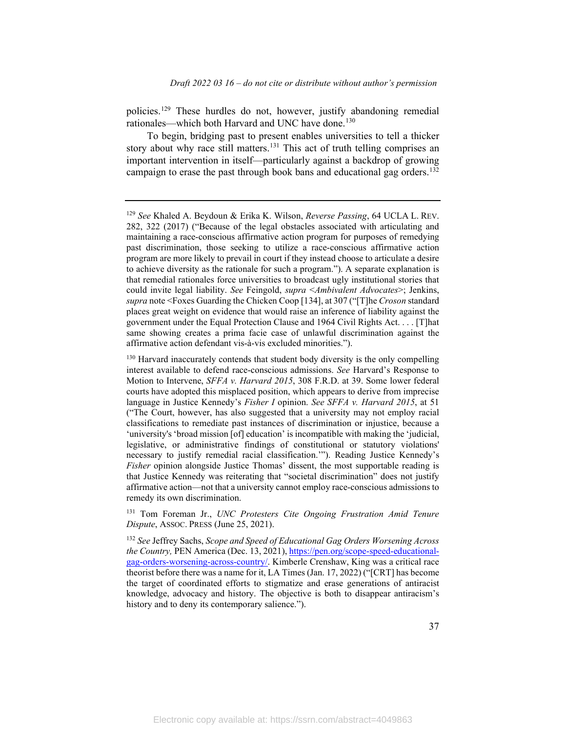policies.[129] These hurdles do not, however, justify abandoning remedial rationales—which both Harvard and UNC have done.[130]

To begin, bridging past to present enables universities to tell a thicker story about why race still matters.[131] This act of truth telling comprises an important intervention in itself—particularly against a backdrop of growing campaign to erase the past through book bans and educational gag orders.[132]

---

[129] *See* Khaled A. Beydoun & Erika K. Wilson, *Reverse Passing*, 64 UCLA L. REV. 282, 322 (2017) ("Because of the legal obstacles associated with articulating and maintaining a race-conscious affirmative action program for purposes of remedying past discrimination, those seeking to utilize a race-conscious affirmative action program are more likely to prevail in court if they instead choose to articulate a desire to achieve diversity as the rationale for such a program."). A separate explanation is that remedial rationales force universities to broadcast ugly institutional stories that could invite legal liability. *See* Feingold, *supra* <*Ambivalent Advocates*>; Jenkins, *supra* note <Foxes Guarding the Chicken Coop [134], at 307 ("[T]he *Croson* standard places great weight on evidence that would raise an inference of liability against the government under the Equal Protection Clause and 1964 Civil Rights Act. . . . [T]hat same showing creates a prima facie case of unlawful discrimination against the affirmative action defendant vis-à-vis excluded minorities.").

[130] Harvard inaccurately contends that student body diversity is the only compelling interest available to defend race-conscious admissions. *See* Harvard's Response to Motion to Intervene, *SFFA v. Harvard 2015*, 308 F.R.D. at 39. Some lower federal courts have adopted this misplaced position, which appears to derive from imprecise language in Justice Kennedy's *Fisher I* opinion. *See SFFA v. Harvard 2015*, at 51 ("The Court, however, has also suggested that a university may not employ racial classifications to remediate past instances of discrimination or injustice, because a 'university's 'broad mission [of] education' is incompatible with making the 'judicial, legislative, or administrative findings of constitutional or statutory violations' necessary to justify remedial racial classification.'"). Reading Justice Kennedy's *Fisher* opinion alongside Justice Thomas' dissent, the most supportable reading is that Justice Kennedy was reiterating that "societal discrimination" does not justify affirmative action—not that a university cannot employ race-conscious admissions to remedy its own discrimination.

[131] Tom Foreman Jr., *UNC Protesters Cite Ongoing Frustration Amid Tenure Dispute*, ASSOC. PRESS (June 25, 2021).

[132] *See* Jeffrey Sachs, *Scope and Speed of Educational Gag Orders Worsening Across the Country,* PEN America (Dec. 13, 2021), https://pen.org/scope-speed-educational-gag-orders-worsening-across-country/. Kimberle Crenshaw, King was a critical race theorist before there was a name for it, LA Times (Jan. 17, 2022) ("[CRT] has become the target of coordinated efforts to stigmatize and erase generations of antiracist knowledge, advocacy and history. The objective is both to disappear antiracism's history and to deny its contemporary salience.").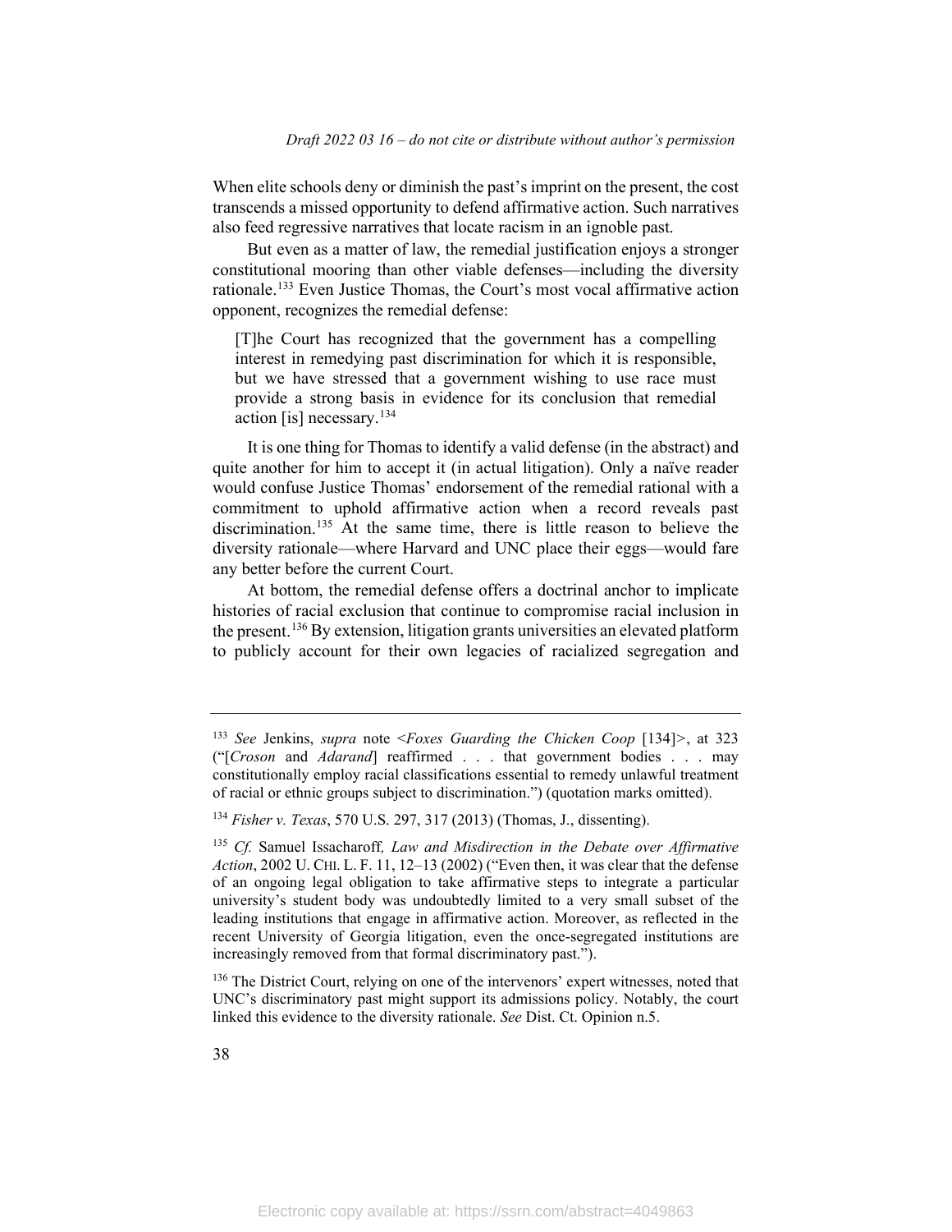When elite schools deny or diminish the past's imprint on the present, the cost transcends a missed opportunity to defend affirmative action. Such narratives also feed regressive narratives that locate racism in an ignoble past.

But even as a matter of law, the remedial justification enjoys a stronger constitutional mooring than other viable defenses—including the diversity rationale.[133] Even Justice Thomas, the Court's most vocal affirmative action opponent, recognizes the remedial defense:

> [T]he Court has recognized that the government has a compelling interest in remedying past discrimination for which it is responsible, but we have stressed that a government wishing to use race must provide a strong basis in evidence for its conclusion that remedial action [is] necessary.[134]

It is one thing for Thomas to identify a valid defense (in the abstract) and quite another for him to accept it (in actual litigation). Only a naïve reader would confuse Justice Thomas' endorsement of the remedial rational with a commitment to uphold affirmative action when a record reveals past discrimination.[135] At the same time, there is little reason to believe the diversity rationale—where Harvard and UNC place their eggs—would fare any better before the current Court.

At bottom, the remedial defense offers a doctrinal anchor to implicate histories of racial exclusion that continue to compromise racial inclusion in the present.[136] By extension, litigation grants universities an elevated platform to publicly account for their own legacies of racialized segregation and

---

[133] *See* Jenkins, *supra* note <*Foxes Guarding the Chicken Coop* [134]>, at 323 ("[*Croson* and *Adarand*] reaffirmed . . . that government bodies . . . may constitutionally employ racial classifications essential to remedy unlawful treatment of racial or ethnic groups subject to discrimination.") (quotation marks omitted).

[134] *Fisher v. Texas*, 570 U.S. 297, 317 (2013) (Thomas, J., dissenting).

[135] *Cf.* Samuel Issacharoff*, Law and Misdirection in the Debate over Affirmative Action*, 2002 U. CHI. L. F. 11, 12–13 (2002) ("Even then, it was clear that the defense of an ongoing legal obligation to take affirmative steps to integrate a particular university's student body was undoubtedly limited to a very small subset of the leading institutions that engage in affirmative action. Moreover, as reflected in the recent University of Georgia litigation, even the once-segregated institutions are increasingly removed from that formal discriminatory past.").

[136] The District Court, relying on one of the intervenors' expert witnesses, noted that UNC's discriminatory past might support its admissions policy. Notably, the court linked this evidence to the diversity rationale. *See* Dist. Ct. Opinion n.5.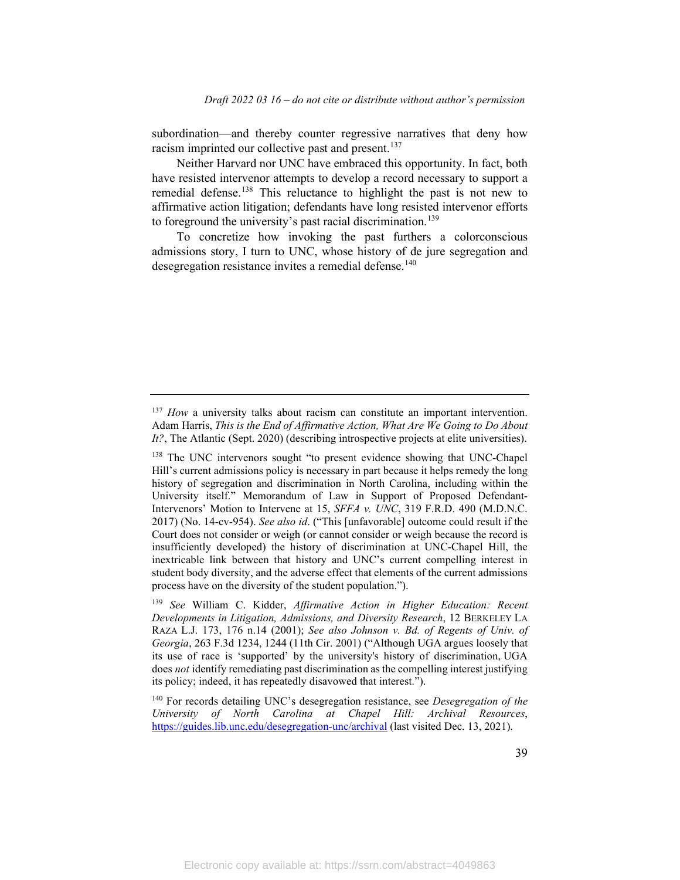subordination—and thereby counter regressive narratives that deny how racism imprinted our collective past and present.[137]

Neither Harvard nor UNC have embraced this opportunity. In fact, both have resisted intervenor attempts to develop a record necessary to support a remedial defense.[138] This reluctance to highlight the past is not new to affirmative action litigation; defendants have long resisted intervenor efforts to foreground the university's past racial discrimination.[139]

To concretize how invoking the past furthers a colorconscious admissions story, I turn to UNC, whose history of de jure segregation and desegregation resistance invites a remedial defense.[140]

---

[137] *How* a university talks about racism can constitute an important intervention. Adam Harris, *This is the End of Affirmative Action, What Are We Going to Do About It?*, The Atlantic (Sept. 2020) (describing introspective projects at elite universities).

[138] The UNC intervenors sought "to present evidence showing that UNC-Chapel Hill's current admissions policy is necessary in part because it helps remedy the long history of segregation and discrimination in North Carolina, including within the University itself." Memorandum of Law in Support of Proposed Defendant-Intervenors' Motion to Intervene at 15, *SFFA v. UNC*, 319 F.R.D. 490 (M.D.N.C. 2017) (No. 14-cv-954). *See also id*. ("This [unfavorable] outcome could result if the Court does not consider or weigh (or cannot consider or weigh because the record is insufficiently developed) the history of discrimination at UNC-Chapel Hill, the inextricable link between that history and UNC's current compelling interest in student body diversity, and the adverse effect that elements of the current admissions process have on the diversity of the student population.").

[139] *See* William C. Kidder, *Affirmative Action in Higher Education: Recent Developments in Litigation, Admissions, and Diversity Research*, 12 BERKELEY LA RAZA L.J. 173, 176 n.14 (2001); *See also Johnson v. Bd. of Regents of Univ. of Georgia*, 263 F.3d 1234, 1244 (11th Cir. 2001) ("Although UGA argues loosely that its use of race is 'supported' by the university's history of discrimination, UGA does *not* identify remediating past discrimination as the compelling interest justifying its policy; indeed, it has repeatedly disavowed that interest.").

[140] For records detailing UNC's desegregation resistance, see *Desegregation of the University of North Carolina at Chapel Hill: Archival Resources*, https://guides.lib.unc.edu/desegregation-unc/archival (last visited Dec. 13, 2021).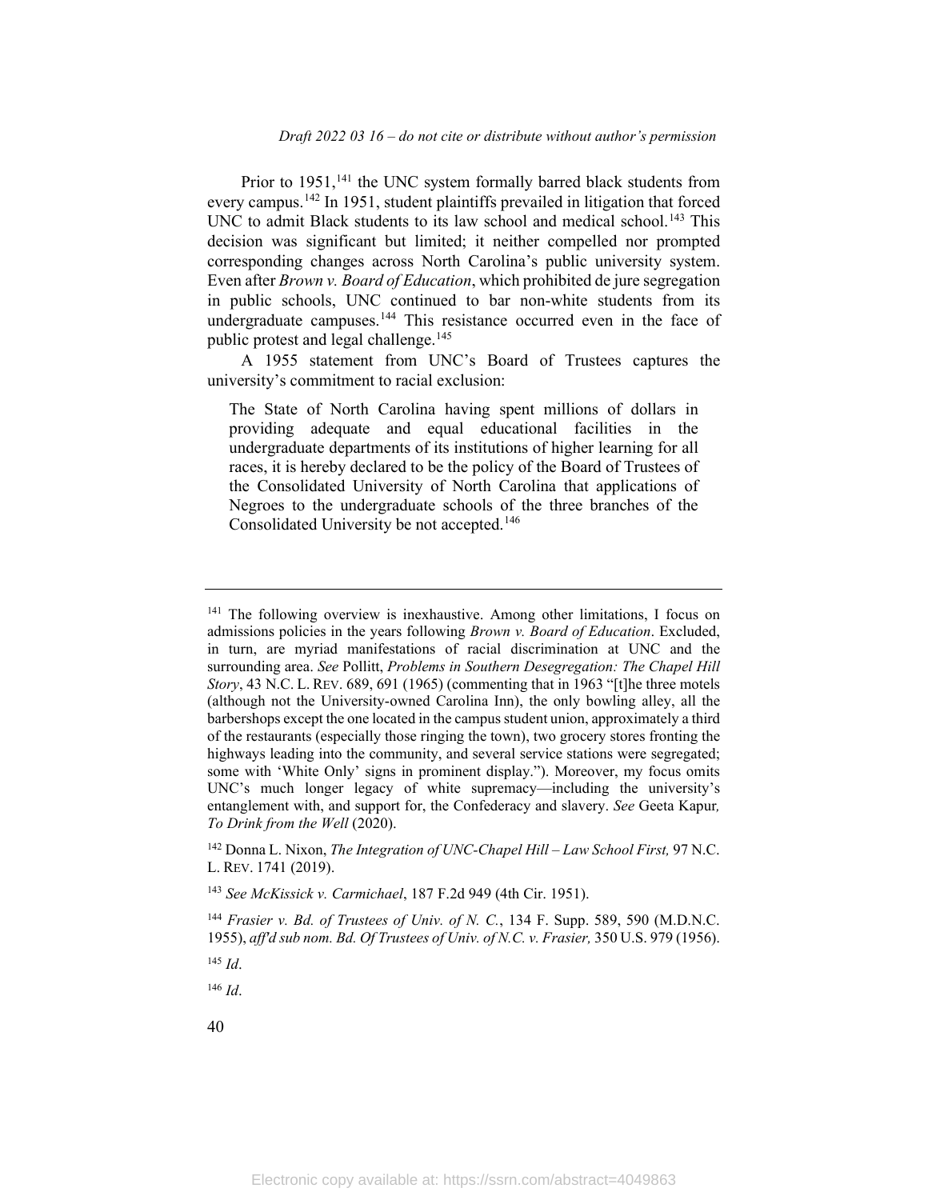Prior to 1951,[141] the UNC system formally barred black students from every campus.[142] In 1951, student plaintiffs prevailed in litigation that forced UNC to admit Black students to its law school and medical school.[143] This decision was significant but limited; it neither compelled nor prompted corresponding changes across North Carolina's public university system. Even after *Brown v. Board of Education*, which prohibited de jure segregation in public schools, UNC continued to bar non-white students from its undergraduate campuses.[144] This resistance occurred even in the face of public protest and legal challenge.[145]

A 1955 statement from UNC's Board of Trustees captures the university's commitment to racial exclusion:

> The State of North Carolina having spent millions of dollars in providing adequate and equal educational facilities in the undergraduate departments of its institutions of higher learning for all races, it is hereby declared to be the policy of the Board of Trustees of the Consolidated University of North Carolina that applications of Negroes to the undergraduate schools of the three branches of the Consolidated University be not accepted.[146]

---

[141] The following overview is inexhaustive. Among other limitations, I focus on admissions policies in the years following *Brown v. Board of Education*. Excluded, in turn, are myriad manifestations of racial discrimination at UNC and the surrounding area. *See* Pollitt, *Problems in Southern Desegregation: The Chapel Hill Story*, 43 N.C. L. REV. 689, 691 (1965) (commenting that in 1963 "[t]he three motels (although not the University-owned Carolina Inn), the only bowling alley, all the barbershops except the one located in the campus student union, approximately a third of the restaurants (especially those ringing the town), two grocery stores fronting the highways leading into the community, and several service stations were segregated; some with 'White Only' signs in prominent display."). Moreover, my focus omits UNC's much longer legacy of white supremacy—including the university's entanglement with, and support for, the Confederacy and slavery. *See* Geeta Kapur*, To Drink from the Well* (2020).

[142] Donna L. Nixon, *The Integration of UNC-Chapel Hill – Law School First,* 97 N.C. L. REV. 1741 (2019).

[143] *See McKissick v. Carmichael*, 187 F.2d 949 (4th Cir. 1951).

[144] *Frasier v. Bd. of Trustees of Univ. of N. C.*, 134 F. Supp. 589, 590 (M.D.N.C. 1955), *aff'd sub nom. Bd. Of Trustees of Univ. of N.C. v. Frasier,* 350 U.S. 979 (1956).

[145] *Id*.

[146] *Id*.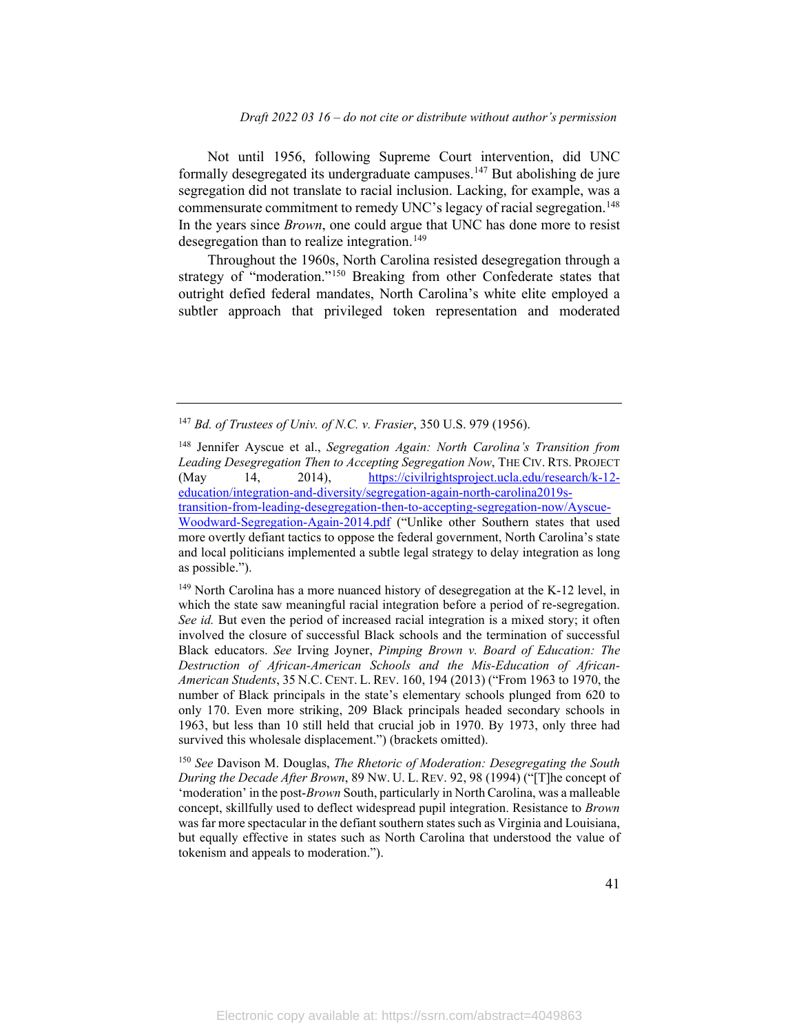Not until 1956, following Supreme Court intervention, did UNC formally desegregated its undergraduate campuses.[147] But abolishing de jure segregation did not translate to racial inclusion. Lacking, for example, was a commensurate commitment to remedy UNC's legacy of racial segregation.[148] In the years since *Brown*, one could argue that UNC has done more to resist desegregation than to realize integration.[149]

Throughout the 1960s, North Carolina resisted desegregation through a strategy of "moderation."[150] Breaking from other Confederate states that outright defied federal mandates, North Carolina's white elite employed a subtler approach that privileged token representation and moderated

---

[147] *Bd. of Trustees of Univ. of N.C. v. Frasier*, 350 U.S. 979 (1956).

[148] Jennifer Ayscue et al., *Segregation Again: North Carolina's Transition from Leading Desegregation Then to Accepting Segregation Now*, THE CIV. RTS. PROJECT (May 14, 2014), https://civilrightsproject.ucla.edu/research/k-12-education/integration-and-diversity/segregation-again-north-carolina2019s-transition-from-leading-desegregation-then-to-accepting-segregation-now/Ayscue-Woodward-Segregation-Again-2014.pdf ("Unlike other Southern states that used more overtly defiant tactics to oppose the federal government, North Carolina's state and local politicians implemented a subtle legal strategy to delay integration as long as possible.").

[149] North Carolina has a more nuanced history of desegregation at the K-12 level, in which the state saw meaningful racial integration before a period of re-segregation. *See id.* But even the period of increased racial integration is a mixed story; it often involved the closure of successful Black schools and the termination of successful Black educators. *See* Irving Joyner, *Pimping Brown v. Board of Education: The Destruction of African-American Schools and the Mis-Education of African-American Students*, 35 N.C. CENT. L. REV. 160, 194 (2013) ("From 1963 to 1970, the number of Black principals in the state's elementary schools plunged from 620 to only 170. Even more striking, 209 Black principals headed secondary schools in 1963, but less than 10 still held that crucial job in 1970. By 1973, only three had survived this wholesale displacement.") (brackets omitted).

[150] *See* Davison M. Douglas, *The Rhetoric of Moderation: Desegregating the South During the Decade After Brown*, 89 NW. U. L. REV. 92, 98 (1994) ("[T]he concept of 'moderation' in the post-*Brown* South, particularly in North Carolina, was a malleable concept, skillfully used to deflect widespread pupil integration. Resistance to *Brown* was far more spectacular in the defiant southern states such as Virginia and Louisiana, but equally effective in states such as North Carolina that understood the value of tokenism and appeals to moderation.").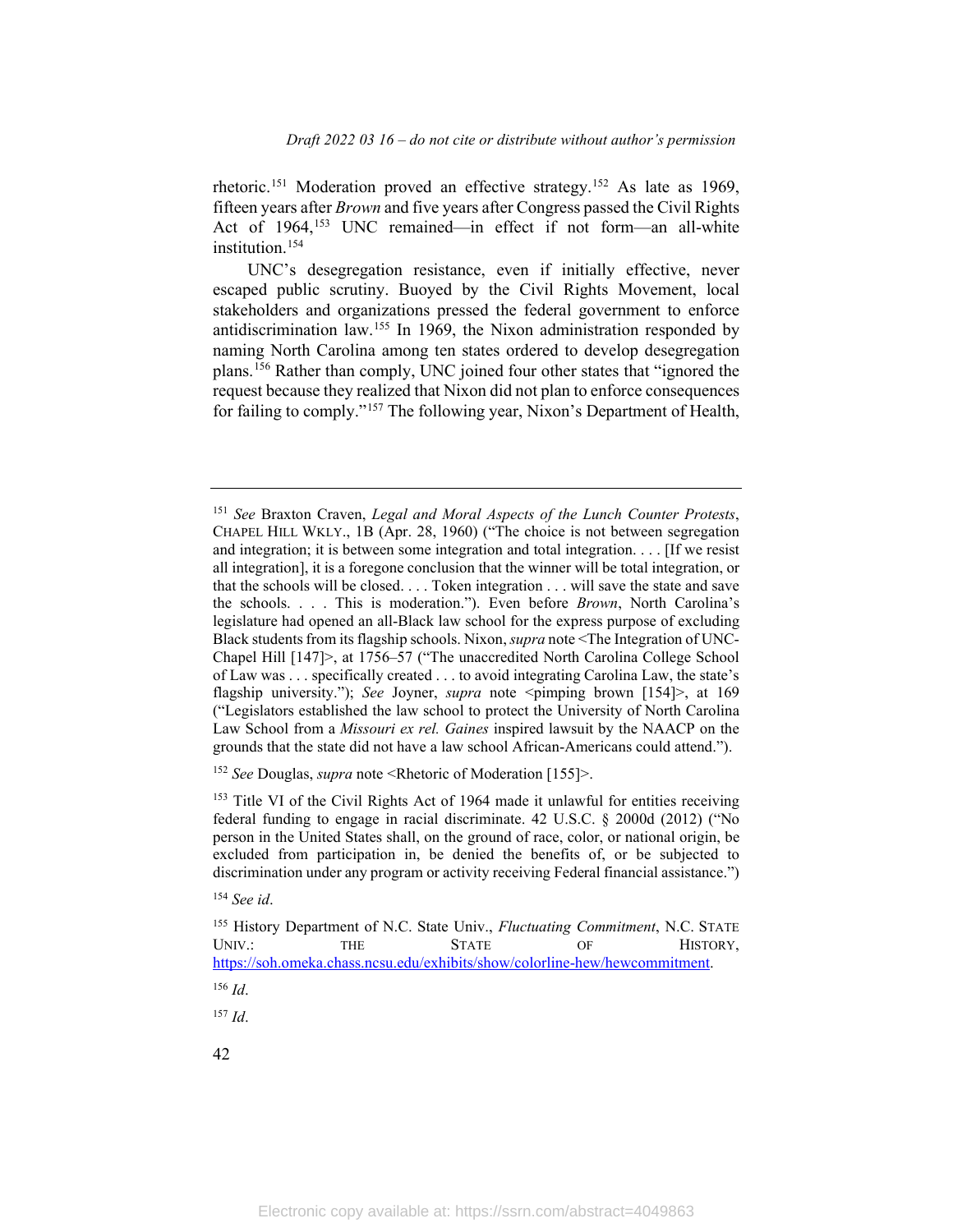rhetoric.[151] Moderation proved an effective strategy.[152] As late as 1969, fifteen years after *Brown* and five years after Congress passed the Civil Rights Act of 1964,[153] UNC remained—in effect if not form—an all-white institution.[154]

UNC's desegregation resistance, even if initially effective, never escaped public scrutiny. Buoyed by the Civil Rights Movement, local stakeholders and organizations pressed the federal government to enforce antidiscrimination law.[155] In 1969, the Nixon administration responded by naming North Carolina among ten states ordered to develop desegregation plans.[156] Rather than comply, UNC joined four other states that "ignored the request because they realized that Nixon did not plan to enforce consequences for failing to comply."[157] The following year, Nixon's Department of Health,

---

[151] *See* Braxton Craven, *Legal and Moral Aspects of the Lunch Counter Protests*, CHAPEL HILL WKLY., 1B (Apr. 28, 1960) ("The choice is not between segregation and integration; it is between some integration and total integration. . . . [If we resist all integration], it is a foregone conclusion that the winner will be total integration, or that the schools will be closed. . . . Token integration . . . will save the state and save the schools. . . . This is moderation."). Even before *Brown*, North Carolina's legislature had opened an all-Black law school for the express purpose of excluding Black students from its flagship schools. Nixon, *supra* note <The Integration of UNC-Chapel Hill [147]>, at 1756–57 ("The unaccredited North Carolina College School of Law was . . . specifically created . . . to avoid integrating Carolina Law, the state's flagship university."); *See* Joyner, *supra* note <pimping brown [154]>, at 169 ("Legislators established the law school to protect the University of North Carolina Law School from a *Missouri ex rel. Gaines* inspired lawsuit by the NAACP on the grounds that the state did not have a law school African-Americans could attend.").

[152] *See* Douglas, *supra* note <Rhetoric of Moderation [155]>.

[153] Title VI of the Civil Rights Act of 1964 made it unlawful for entities receiving federal funding to engage in racial discriminate. 42 U.S.C. § 2000d (2012) ("No person in the United States shall, on the ground of race, color, or national origin, be excluded from participation in, be denied the benefits of, or be subjected to discrimination under any program or activity receiving Federal financial assistance.")

[154] *See id*.

[155] History Department of N.C. State Univ., *Fluctuating Commitment*, N.C. STATE UNIV.: THE STATE OF HISTORY, https://soh.omeka.chass.ncsu.edu/exhibits/show/colorline-hew/hewcommitment.

[156] *Id*.

[157] *Id*.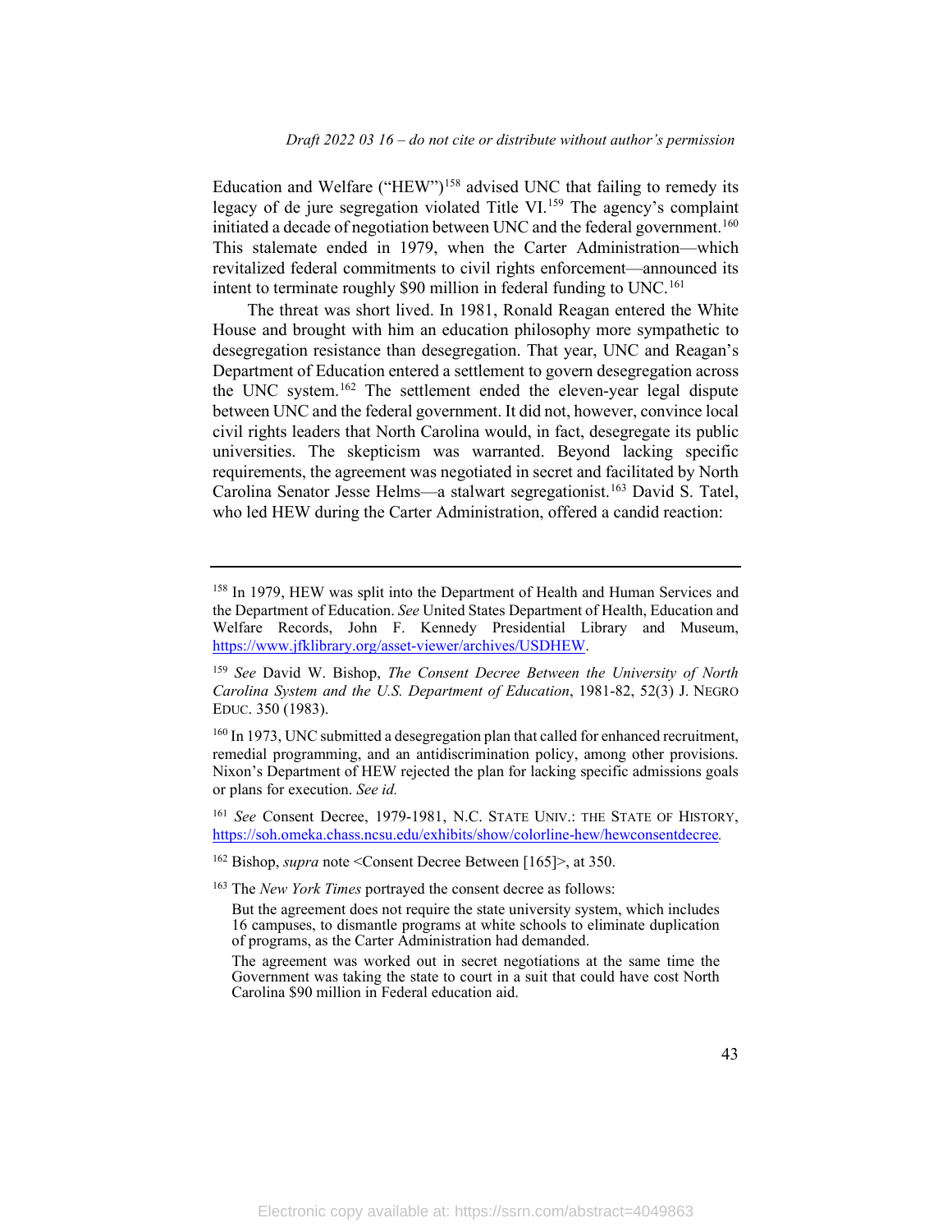Education and Welfare ("HEW")[158] advised UNC that failing to remedy its legacy of de jure segregation violated Title VI.[159] The agency's complaint initiated a decade of negotiation between UNC and the federal government.[160] This stalemate ended in 1979, when the Carter Administration—which revitalized federal commitments to civil rights enforcement—announced its intent to terminate roughly $90 million in federal funding to UNC.[161]

The threat was short lived. In 1981, Ronald Reagan entered the White House and brought with him an education philosophy more sympathetic to desegregation resistance than desegregation. That year, UNC and Reagan's Department of Education entered a settlement to govern desegregation across the UNC system.[162] The settlement ended the eleven-year legal dispute between UNC and the federal government. It did not, however, convince local civil rights leaders that North Carolina would, in fact, desegregate its public universities. The skepticism was warranted. Beyond lacking specific requirements, the agreement was negotiated in secret and facilitated by North Carolina Senator Jesse Helms—a stalwart segregationist.[163] David S. Tatel, who led HEW during the Carter Administration, offered a candid reaction:

---

[158] In 1979, HEW was split into the Department of Health and Human Services and the Department of Education. *See* United States Department of Health, Education and Welfare Records, John F. Kennedy Presidential Library and Museum, https://www.jfklibrary.org/asset-viewer/archives/USDHEW.

[159] *See* David W. Bishop, *The Consent Decree Between the University of North Carolina System and the U.S. Department of Education*, 1981-82, 52(3) J. NEGRO EDUC. 350 (1983).

[160] In 1973, UNC submitted a desegregation plan that called for enhanced recruitment, remedial programming, and an antidiscrimination policy, among other provisions. Nixon's Department of HEW rejected the plan for lacking specific admissions goals or plans for execution. *See id.*

[161] *See* Consent Decree, 1979-1981, N.C. STATE UNIV.: THE STATE OF HISTORY, https://soh.omeka.chass.ncsu.edu/exhibits/show/colorline-hew/hewconsentdecree.

[162] Bishop, *supra* note <Consent Decree Between [165]>, at 350.

[163] The *New York Times* portrayed the consent decree as follows:

> But the agreement does not require the state university system, which includes 16 campuses, to dismantle programs at white schools to eliminate duplication of programs, as the Carter Administration had demanded.
>
> The agreement was worked out in secret negotiations at the same time the Government was taking the state to court in a suit that could have cost North Carolina $90 million in Federal education aid.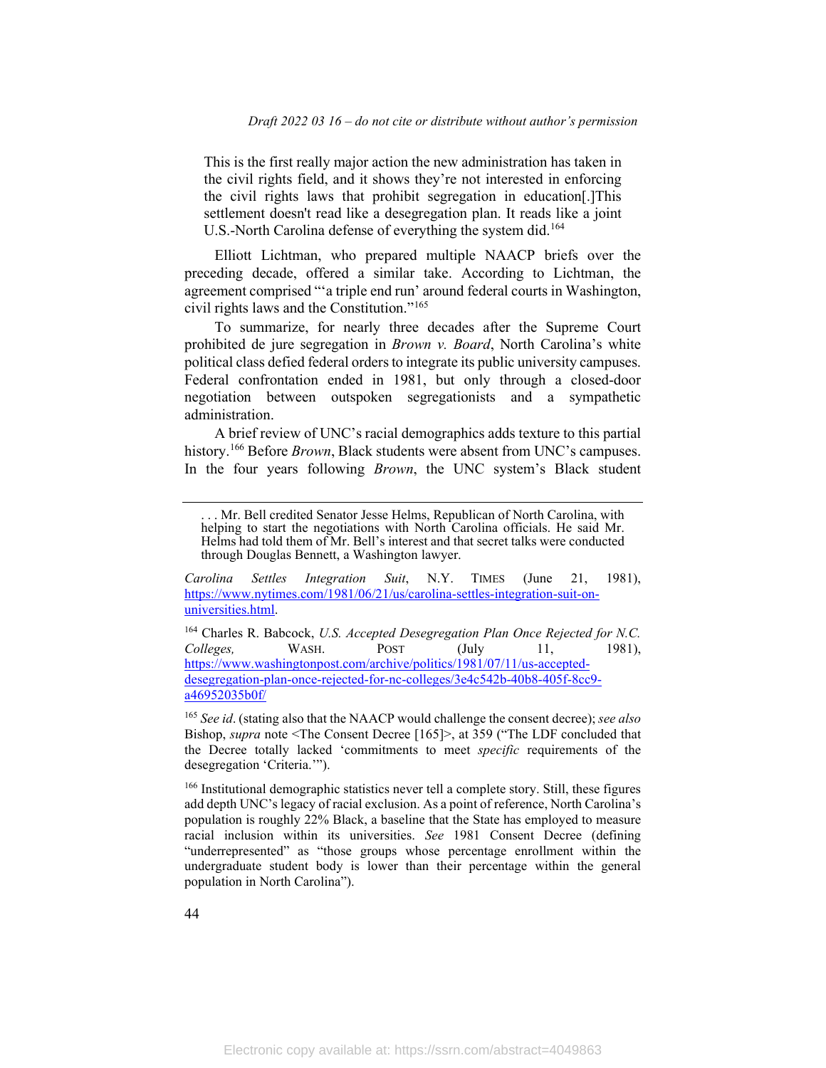> This is the first really major action the new administration has taken in the civil rights field, and it shows they're not interested in enforcing the civil rights laws that prohibit segregation in education[.]This settlement doesn't read like a desegregation plan. It reads like a joint U.S.-North Carolina defense of everything the system did.[164]

Elliott Lichtman, who prepared multiple NAACP briefs over the preceding decade, offered a similar take. According to Lichtman, the agreement comprised "'a triple end run' around federal courts in Washington, civil rights laws and the Constitution."[165]

To summarize, for nearly three decades after the Supreme Court prohibited de jure segregation in *Brown v. Board*, North Carolina's white political class defied federal orders to integrate its public university campuses. Federal confrontation ended in 1981, but only through a closed-door negotiation between outspoken segregationists and a sympathetic administration.

A brief review of UNC's racial demographics adds texture to this partial history.[166] Before *Brown*, Black students were absent from UNC's campuses. In the four years following *Brown*, the UNC system's Black student

---

> . . . Mr. Bell credited Senator Jesse Helms, Republican of North Carolina, with helping to start the negotiations with North Carolina officials. He said Mr. Helms had told them of Mr. Bell's interest and that secret talks were conducted through Douglas Bennett, a Washington lawyer.

*Carolina Settles Integration Suit*, N.Y. TIMES (June 21, 1981), https://www.nytimes.com/1981/06/21/us/carolina-settles-integration-suit-on-universities.html.

[164] Charles R. Babcock, *U.S. Accepted Desegregation Plan Once Rejected for N.C. Colleges,* WASH. POST (July 11, 1981), https://www.washingtonpost.com/archive/politics/1981/07/11/us-accepted-desegregation-plan-once-rejected-for-nc-colleges/3e4c542b-40b8-405f-8cc9-a46952035b0f/

[165] *See id*. (stating also that the NAACP would challenge the consent decree); *see also* Bishop, *supra* note <The Consent Decree [165]>, at 359 ("The LDF concluded that the Decree totally lacked 'commitments to meet *specific* requirements of the desegregation 'Criteria.'").

[166] Institutional demographic statistics never tell a complete story. Still, these figures add depth UNC's legacy of racial exclusion. As a point of reference, North Carolina's population is roughly 22% Black, a baseline that the State has employed to measure racial inclusion within its universities. *See* 1981 Consent Decree (defining "underrepresented" as "those groups whose percentage enrollment within the undergraduate student body is lower than their percentage within the general population in North Carolina").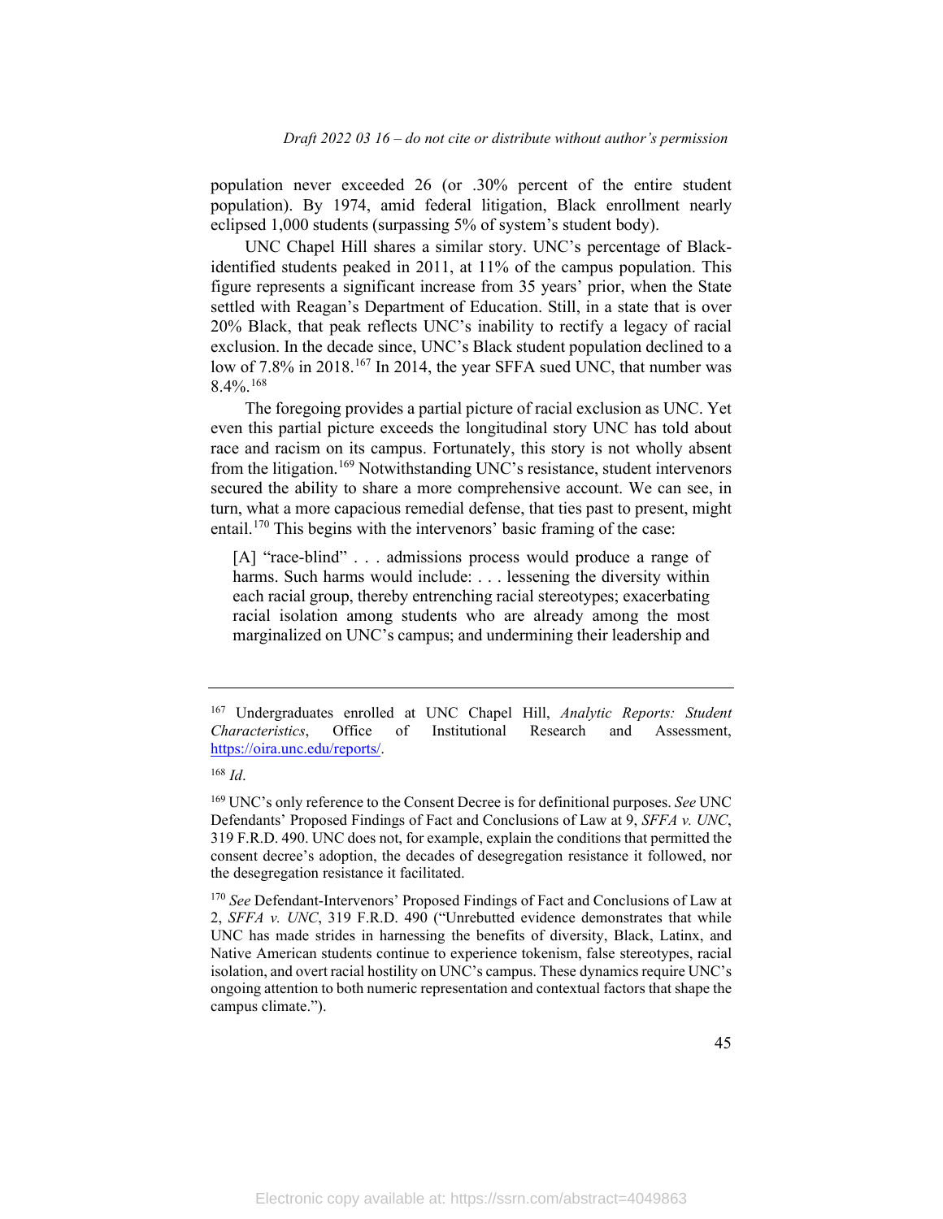population never exceeded 26 (or .30% percent of the entire student population). By 1974, amid federal litigation, Black enrollment nearly eclipsed 1,000 students (surpassing 5% of system's student body).

UNC Chapel Hill shares a similar story. UNC's percentage of Black-identified students peaked in 2011, at 11% of the campus population. This figure represents a significant increase from 35 years' prior, when the State settled with Reagan's Department of Education. Still, in a state that is over 20% Black, that peak reflects UNC's inability to rectify a legacy of racial exclusion. In the decade since, UNC's Black student population declined to a low of 7.8% in 2018.[167] In 2014, the year SFFA sued UNC, that number was 8.4%.[168]

The foregoing provides a partial picture of racial exclusion as UNC. Yet even this partial picture exceeds the longitudinal story UNC has told about race and racism on its campus. Fortunately, this story is not wholly absent from the litigation.[169] Notwithstanding UNC's resistance, student intervenors secured the ability to share a more comprehensive account. We can see, in turn, what a more capacious remedial defense, that ties past to present, might entail.[170] This begins with the intervenors' basic framing of the case:

> [A] "race-blind" . . . admissions process would produce a range of harms. Such harms would include: . . . lessening the diversity within each racial group, thereby entrenching racial stereotypes; exacerbating racial isolation among students who are already among the most marginalized on UNC's campus; and undermining their leadership and

---

[167] Undergraduates enrolled at UNC Chapel Hill, *Analytic Reports: Student Characteristics*, Office of Institutional Research and Assessment, https://oira.unc.edu/reports/.

[168] *Id*.

[169] UNC's only reference to the Consent Decree is for definitional purposes. *See* UNC Defendants' Proposed Findings of Fact and Conclusions of Law at 9, *SFFA v. UNC*, 319 F.R.D. 490. UNC does not, for example, explain the conditions that permitted the consent decree's adoption, the decades of desegregation resistance it followed, nor the desegregation resistance it facilitated.

[170] *See* Defendant-Intervenors' Proposed Findings of Fact and Conclusions of Law at 2, *SFFA v. UNC*, 319 F.R.D. 490 ("Unrebutted evidence demonstrates that while UNC has made strides in harnessing the benefits of diversity, Black, Latinx, and Native American students continue to experience tokenism, false stereotypes, racial isolation, and overt racial hostility on UNC's campus. These dynamics require UNC's ongoing attention to both numeric representation and contextual factors that shape the campus climate.").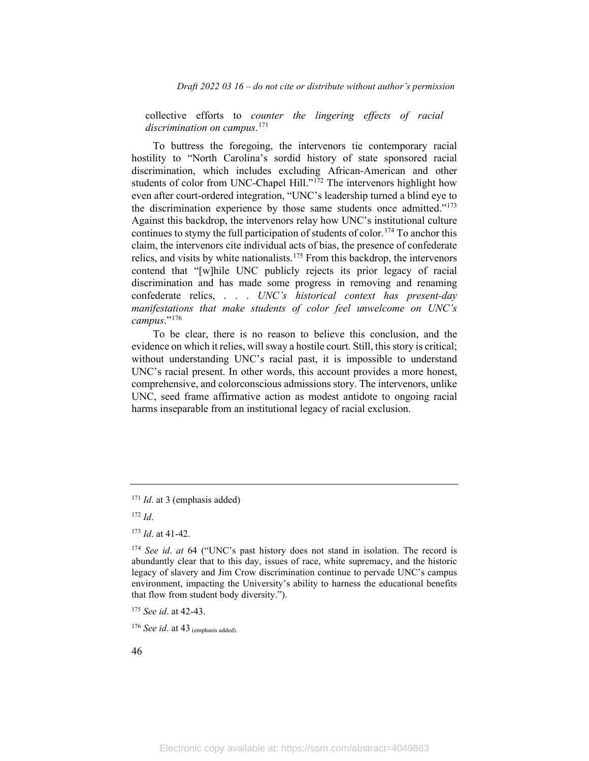collective efforts to *counter the lingering effects of racial discrimination on campus*.[171]

To buttress the foregoing, the intervenors tie contemporary racial hostility to "North Carolina's sordid history of state sponsored racial discrimination, which includes excluding African-American and other students of color from UNC-Chapel Hill."[172] The intervenors highlight how even after court-ordered integration, "UNC's leadership turned a blind eye to the discrimination experience by those same students once admitted."[173] Against this backdrop, the intervenors relay how UNC's institutional culture continues to stymy the full participation of students of color.[174] To anchor this claim, the intervenors cite individual acts of bias, the presence of confederate relics, and visits by white nationalists.[175] From this backdrop, the intervenors contend that "[w]hile UNC publicly rejects its prior legacy of racial discrimination and has made some progress in removing and renaming confederate relics, . . . *UNC's historical context has present-day manifestations that make students of color feel unwelcome on UNC's campus*."[176]

To be clear, there is no reason to believe this conclusion, and the evidence on which it relies, will sway a hostile court. Still, this story is critical; without understanding UNC's racial past, it is impossible to understand UNC's racial present. In other words, this account provides a more honest, comprehensive, and colorconscious admissions story. The intervenors, unlike UNC, seed frame affirmative action as modest antidote to ongoing racial harms inseparable from an institutional legacy of racial exclusion.

---

[171] *Id*. at 3 (emphasis added)

[172] *Id*.

[173] *Id*. at 41-42.

[174] *See id*. *at* 64 ("UNC's past history does not stand in isolation. The record is abundantly clear that to this day, issues of race, white supremacy, and the historic legacy of slavery and Jim Crow discrimination continue to pervade UNC's campus environment, impacting the University's ability to harness the educational benefits that flow from student body diversity.").

[175] *See id*. at 42-43.

[176] *See id*. at 43 (emphasis added).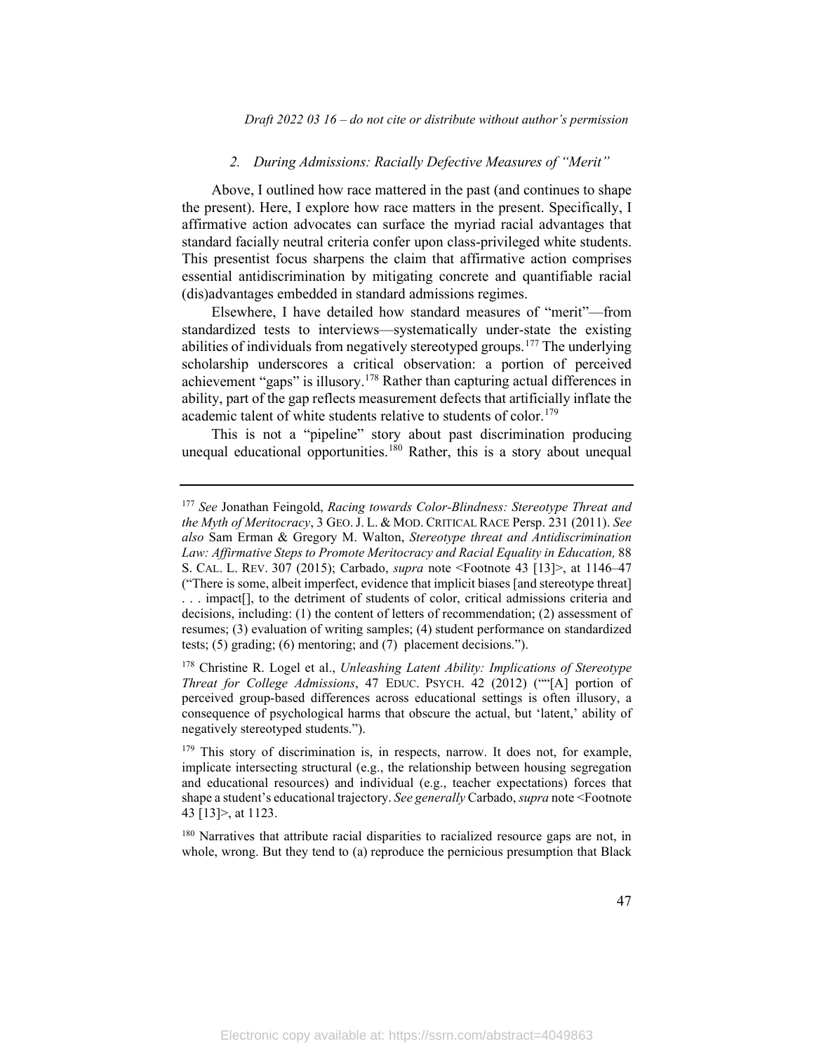### 2. *During Admissions: Racially Defective Measures of "Merit"*

Above, I outlined how race mattered in the past (and continues to shape the present). Here, I explore how race matters in the present. Specifically, I affirmative action advocates can surface the myriad racial advantages that standard facially neutral criteria confer upon class-privileged white students. This presentist focus sharpens the claim that affirmative action comprises essential antidiscrimination by mitigating concrete and quantifiable racial (dis)advantages embedded in standard admissions regimes.

Elsewhere, I have detailed how standard measures of "merit"—from standardized tests to interviews—systematically under-state the existing abilities of individuals from negatively stereotyped groups.[177] The underlying scholarship underscores a critical observation: a portion of perceived achievement "gaps" is illusory.[178] Rather than capturing actual differences in ability, part of the gap reflects measurement defects that artificially inflate the academic talent of white students relative to students of color.[179]

This is not a "pipeline" story about past discrimination producing unequal educational opportunities.[180] Rather, this is a story about unequal

---

[177] *See* Jonathan Feingold, *Racing towards Color-Blindness: Stereotype Threat and the Myth of Meritocracy*, 3 GEO. J. L. & MOD. CRITICAL RACE Persp. 231 (2011). *See also* Sam Erman & Gregory M. Walton, *Stereotype threat and Antidiscrimination Law: Affirmative Steps to Promote Meritocracy and Racial Equality in Education,* 88 S. CAL. L. REV. 307 (2015); Carbado, *supra* note <Footnote 43 [13]>, at 1146–47 ("There is some, albeit imperfect, evidence that implicit biases [and stereotype threat] . . . impact[], to the detriment of students of color, critical admissions criteria and decisions, including: (1) the content of letters of recommendation; (2) assessment of resumes; (3) evaluation of writing samples; (4) student performance on standardized tests; (5) grading; (6) mentoring; and (7) placement decisions.").

[178] Christine R. Logel et al., *Unleashing Latent Ability: Implications of Stereotype Threat for College Admissions*, 47 EDUC. PSYCH. 42 (2012) (""[A] portion of perceived group-based differences across educational settings is often illusory, a consequence of psychological harms that obscure the actual, but 'latent,' ability of negatively stereotyped students.").

[179] This story of discrimination is, in respects, narrow. It does not, for example, implicate intersecting structural (e.g., the relationship between housing segregation and educational resources) and individual (e.g., teacher expectations) forces that shape a student's educational trajectory. *See generally* Carbado, *supra* note <Footnote 43 [13]>, at 1123.

[180] Narratives that attribute racial disparities to racialized resource gaps are not, in whole, wrong. But they tend to (a) reproduce the pernicious presumption that Black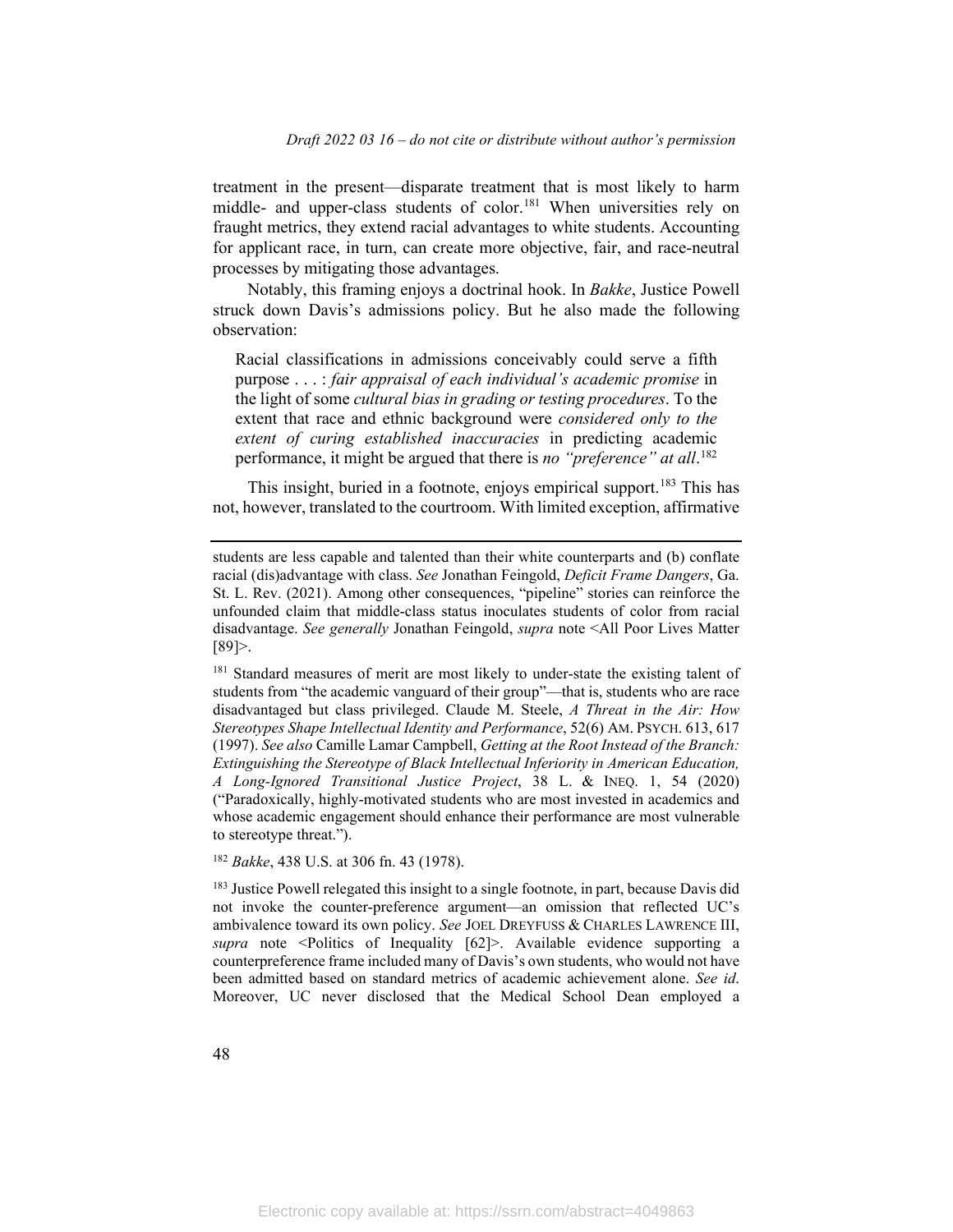treatment in the present—disparate treatment that is most likely to harm middle- and upper-class students of color.[181] When universities rely on fraught metrics, they extend racial advantages to white students. Accounting for applicant race, in turn, can create more objective, fair, and race-neutral processes by mitigating those advantages.

Notably, this framing enjoys a doctrinal hook. In *Bakke*, Justice Powell struck down Davis's admissions policy. But he also made the following observation:

> Racial classifications in admissions conceivably could serve a fifth purpose . . . : *fair appraisal of each individual's academic promise* in the light of some *cultural bias in grading or testing procedures*. To the extent that race and ethnic background were *considered only to the extent of curing established inaccuracies* in predicting academic performance, it might be argued that there is *no "preference" at all*.[182]

This insight, buried in a footnote, enjoys empirical support.[183] This has not, however, translated to the courtroom. With limited exception, affirmative

---

students are less capable and talented than their white counterparts and (b) conflate racial (dis)advantage with class. *See* Jonathan Feingold, *Deficit Frame Dangers*, Ga. St. L. Rev. (2021). Among other consequences, "pipeline" stories can reinforce the unfounded claim that middle-class status inoculates students of color from racial disadvantage. *See generally* Jonathan Feingold, *supra* note <All Poor Lives Matter [89]>.

[181] Standard measures of merit are most likely to under-state the existing talent of students from "the academic vanguard of their group"—that is, students who are race disadvantaged but class privileged. Claude M. Steele, *A Threat in the Air: How Stereotypes Shape Intellectual Identity and Performance*, 52(6) AM. PSYCH. 613, 617 (1997). *See also* Camille Lamar Campbell, *Getting at the Root Instead of the Branch: Extinguishing the Stereotype of Black Intellectual Inferiority in American Education, A Long-Ignored Transitional Justice Project*, 38 L. & INEQ. 1, 54 (2020) ("Paradoxically, highly-motivated students who are most invested in academics and whose academic engagement should enhance their performance are most vulnerable to stereotype threat.").

[182] *Bakke*, 438 U.S. at 306 fn. 43 (1978).

[183] Justice Powell relegated this insight to a single footnote, in part, because Davis did not invoke the counter-preference argument—an omission that reflected UC's ambivalence toward its own policy. *See* JOEL DREYFUSS & CHARLES LAWRENCE III, *supra* note <Politics of Inequality [62]>. Available evidence supporting a counterpreference frame included many of Davis's own students, who would not have been admitted based on standard metrics of academic achievement alone. *See id*. Moreover, UC never disclosed that the Medical School Dean employed a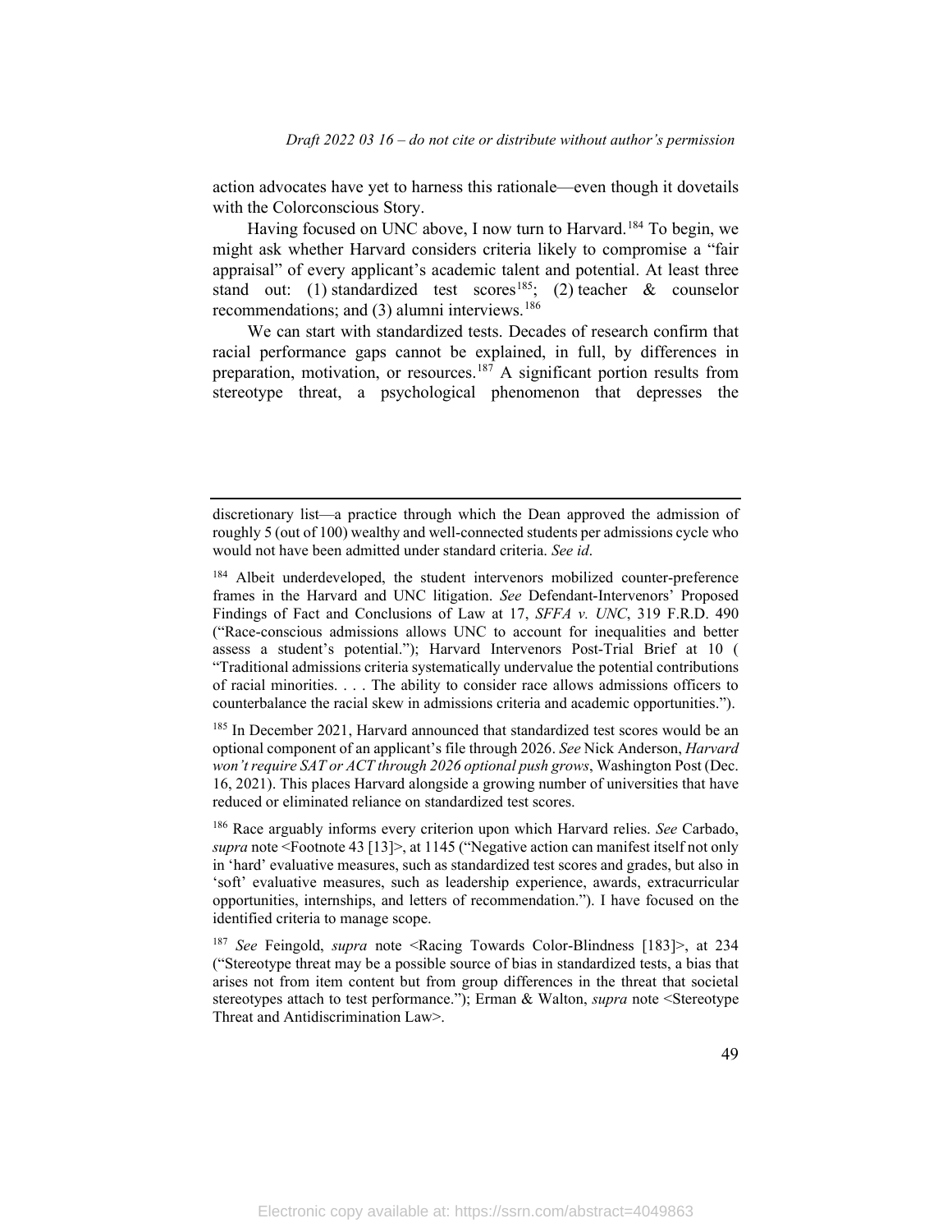action advocates have yet to harness this rationale—even though it dovetails with the Colorconscious Story.

Having focused on UNC above, I now turn to Harvard.[184] To begin, we might ask whether Harvard considers criteria likely to compromise a "fair appraisal" of every applicant's academic talent and potential. At least three stand out: (1) standardized test scores[185]; (2) teacher & counselor recommendations; and (3) alumni interviews.[186]

We can start with standardized tests. Decades of research confirm that racial performance gaps cannot be explained, in full, by differences in preparation, motivation, or resources.[187] A significant portion results from stereotype threat, a psychological phenomenon that depresses the

---

discretionary list—a practice through which the Dean approved the admission of roughly 5 (out of 100) wealthy and well-connected students per admissions cycle who would not have been admitted under standard criteria. *See id*.

[184] Albeit underdeveloped, the student intervenors mobilized counter-preference frames in the Harvard and UNC litigation. *See* Defendant-Intervenors' Proposed Findings of Fact and Conclusions of Law at 17, *SFFA v. UNC*, 319 F.R.D. 490 ("Race-conscious admissions allows UNC to account for inequalities and better assess a student's potential."); Harvard Intervenors Post-Trial Brief at 10 ( "Traditional admissions criteria systematically undervalue the potential contributions of racial minorities. . . . The ability to consider race allows admissions officers to counterbalance the racial skew in admissions criteria and academic opportunities.").

[185] In December 2021, Harvard announced that standardized test scores would be an optional component of an applicant's file through 2026. *See* Nick Anderson, *Harvard won't require SAT or ACT through 2026 optional push grows*, Washington Post (Dec. 16, 2021). This places Harvard alongside a growing number of universities that have reduced or eliminated reliance on standardized test scores.

[186] Race arguably informs every criterion upon which Harvard relies. *See* Carbado, *supra* note <Footnote 43 [13]>, at 1145 ("Negative action can manifest itself not only in 'hard' evaluative measures, such as standardized test scores and grades, but also in 'soft' evaluative measures, such as leadership experience, awards, extracurricular opportunities, internships, and letters of recommendation."). I have focused on the identified criteria to manage scope.

[187] *See* Feingold, *supra* note <Racing Towards Color-Blindness [183]>, at 234 ("Stereotype threat may be a possible source of bias in standardized tests, a bias that arises not from item content but from group differences in the threat that societal stereotypes attach to test performance."); Erman & Walton, *supra* note <Stereotype Threat and Antidiscrimination Law>.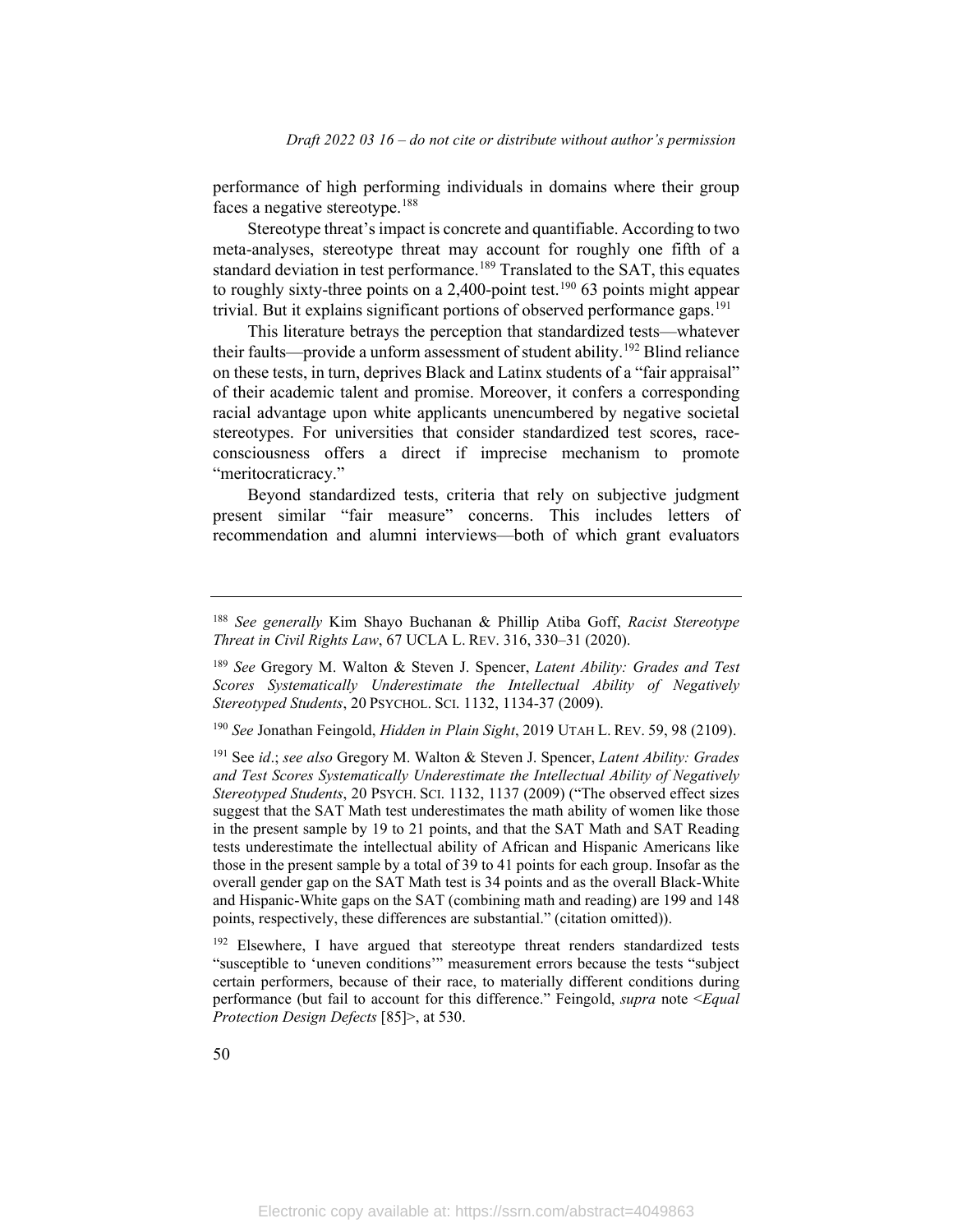performance of high performing individuals in domains where their group faces a negative stereotype.[188]

Stereotype threat's impact is concrete and quantifiable. According to two meta-analyses, stereotype threat may account for roughly one fifth of a standard deviation in test performance.[189] Translated to the SAT, this equates to roughly sixty-three points on a 2,400-point test.[190] 63 points might appear trivial. But it explains significant portions of observed performance gaps.[191]

This literature betrays the perception that standardized tests—whatever their faults—provide a unform assessment of student ability.[192] Blind reliance on these tests, in turn, deprives Black and Latinx students of a "fair appraisal" of their academic talent and promise. Moreover, it confers a corresponding racial advantage upon white applicants unencumbered by negative societal stereotypes. For universities that consider standardized test scores, race-consciousness offers a direct if imprecise mechanism to promote "meritocraticracy."

Beyond standardized tests, criteria that rely on subjective judgment present similar "fair measure" concerns. This includes letters of recommendation and alumni interviews—both of which grant evaluators

---

[188] *See generally* Kim Shayo Buchanan & Phillip Atiba Goff, *Racist Stereotype Threat in Civil Rights Law*, 67 UCLA L. REV. 316, 330–31 (2020).

[189] *See* Gregory M. Walton & Steven J. Spencer, *Latent Ability: Grades and Test Scores Systematically Underestimate the Intellectual Ability of Negatively Stereotyped Students*, 20 PSYCHOL. SCI. 1132, 1134-37 (2009).

[190] *See* Jonathan Feingold, *Hidden in Plain Sight*, 2019 UTAH L. REV. 59, 98 (2109).

[191] See *id*.; *see also* Gregory M. Walton & Steven J. Spencer, *Latent Ability: Grades and Test Scores Systematically Underestimate the Intellectual Ability of Negatively Stereotyped Students*, 20 PSYCH. SCI. 1132, 1137 (2009) ("The observed effect sizes suggest that the SAT Math test underestimates the math ability of women like those in the present sample by 19 to 21 points, and that the SAT Math and SAT Reading tests underestimate the intellectual ability of African and Hispanic Americans like those in the present sample by a total of 39 to 41 points for each group. Insofar as the overall gender gap on the SAT Math test is 34 points and as the overall Black-White and Hispanic-White gaps on the SAT (combining math and reading) are 199 and 148 points, respectively, these differences are substantial." (citation omitted)).

[192] Elsewhere, I have argued that stereotype threat renders standardized tests "susceptible to 'uneven conditions'" measurement errors because the tests "subject certain performers, because of their race, to materially different conditions during performance (but fail to account for this difference." Feingold, *supra* note <*Equal Protection Design Defects* [85]>, at 530.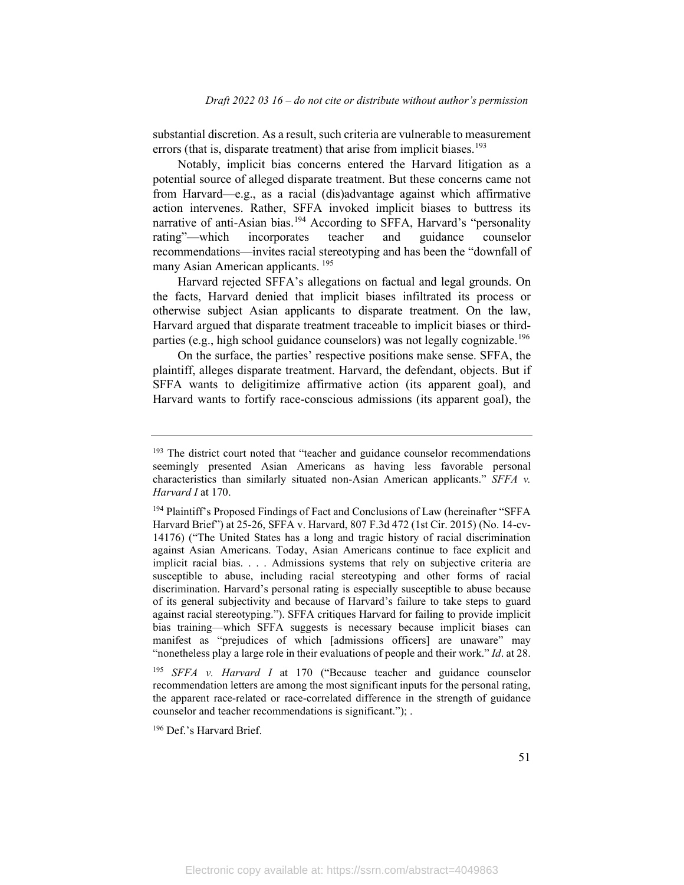substantial discretion. As a result, such criteria are vulnerable to measurement errors (that is, disparate treatment) that arise from implicit biases.[193]

Notably, implicit bias concerns entered the Harvard litigation as a potential source of alleged disparate treatment. But these concerns came not from Harvard—e.g., as a racial (dis)advantage against which affirmative action intervenes. Rather, SFFA invoked implicit biases to buttress its narrative of anti-Asian bias.[194] According to SFFA, Harvard's "personality rating"—which incorporates teacher and guidance counselor recommendations—invites racial stereotyping and has been the "downfall of many Asian American applicants.[195]

Harvard rejected SFFA's allegations on factual and legal grounds. On the facts, Harvard denied that implicit biases infiltrated its process or otherwise subject Asian applicants to disparate treatment. On the law, Harvard argued that disparate treatment traceable to implicit biases or third-parties (e.g., high school guidance counselors) was not legally cognizable.[196]

On the surface, the parties' respective positions make sense. SFFA, the plaintiff, alleges disparate treatment. Harvard, the defendant, objects. But if SFFA wants to deligitimize affirmative action (its apparent goal), and Harvard wants to fortify race-conscious admissions (its apparent goal), the

---

[193] The district court noted that "teacher and guidance counselor recommendations seemingly presented Asian Americans as having less favorable personal characteristics than similarly situated non-Asian American applicants." *SFFA v. Harvard I* at 170.

[194] Plaintiff's Proposed Findings of Fact and Conclusions of Law (hereinafter "SFFA Harvard Brief") at 25-26, SFFA v. Harvard, 807 F.3d 472 (1st Cir. 2015) (No. 14-cv-14176) ("The United States has a long and tragic history of racial discrimination against Asian Americans. Today, Asian Americans continue to face explicit and implicit racial bias. . . . Admissions systems that rely on subjective criteria are susceptible to abuse, including racial stereotyping and other forms of racial discrimination. Harvard's personal rating is especially susceptible to abuse because of its general subjectivity and because of Harvard's failure to take steps to guard against racial stereotyping."). SFFA critiques Harvard for failing to provide implicit bias training—which SFFA suggests is necessary because implicit biases can manifest as "prejudices of which [admissions officers] are unaware" may "nonetheless play a large role in their evaluations of people and their work." *Id*. at 28.

[195] *SFFA v. Harvard I* at 170 ("Because teacher and guidance counselor recommendation letters are among the most significant inputs for the personal rating, the apparent race-related or race-correlated difference in the strength of guidance counselor and teacher recommendations is significant."); .

[196] Def.'s Harvard Brief.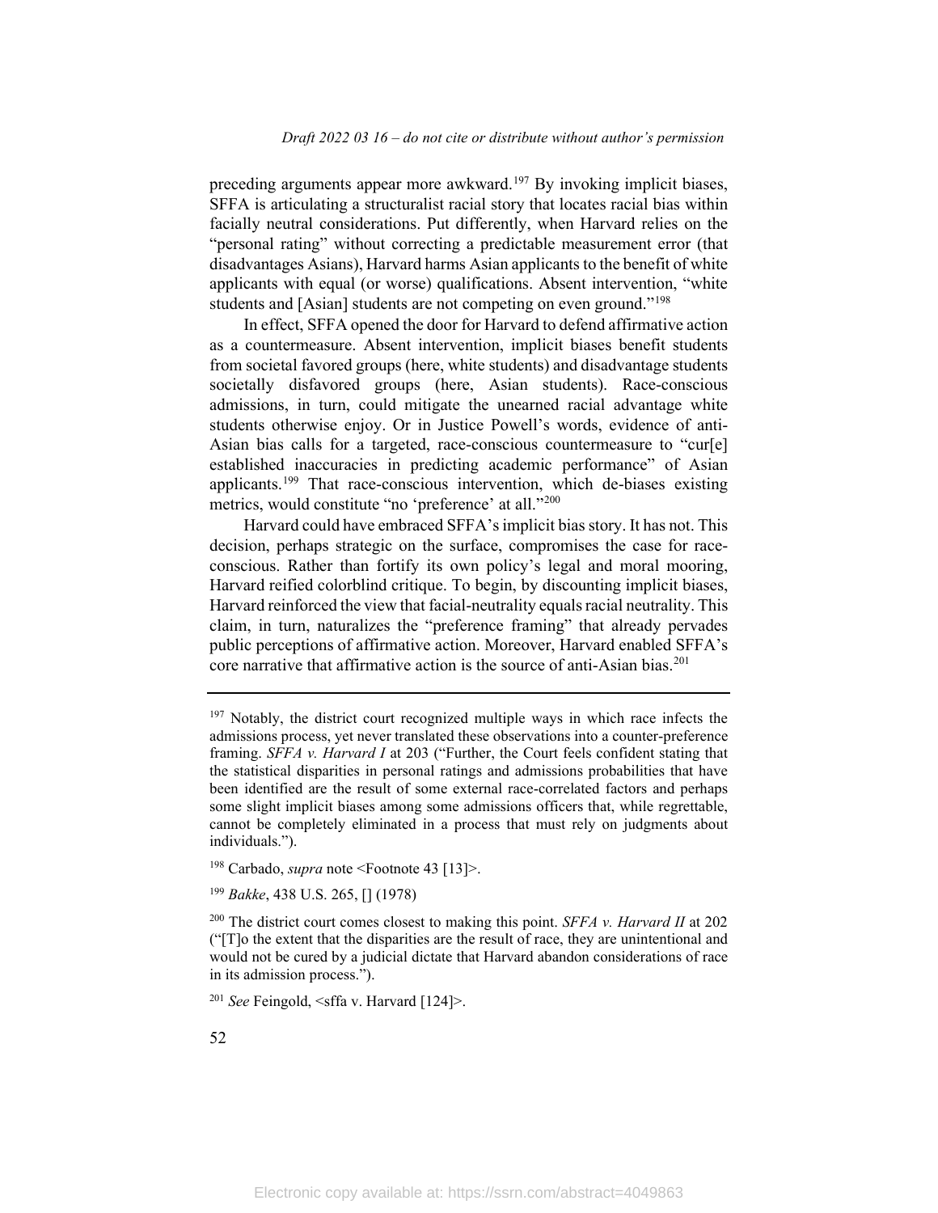preceding arguments appear more awkward.[197] By invoking implicit biases, SFFA is articulating a structuralist racial story that locates racial bias within facially neutral considerations. Put differently, when Harvard relies on the "personal rating" without correcting a predictable measurement error (that disadvantages Asians), Harvard harms Asian applicants to the benefit of white applicants with equal (or worse) qualifications. Absent intervention, "white students and [Asian] students are not competing on even ground."[198]

In effect, SFFA opened the door for Harvard to defend affirmative action as a countermeasure. Absent intervention, implicit biases benefit students from societal favored groups (here, white students) and disadvantage students societally disfavored groups (here, Asian students). Race-conscious admissions, in turn, could mitigate the unearned racial advantage white students otherwise enjoy. Or in Justice Powell's words, evidence of anti-Asian bias calls for a targeted, race-conscious countermeasure to "cur[e] established inaccuracies in predicting academic performance" of Asian applicants.[199] That race-conscious intervention, which de-biases existing metrics, would constitute "no 'preference' at all."[200]

Harvard could have embraced SFFA's implicit bias story. It has not. This decision, perhaps strategic on the surface, compromises the case for race-conscious. Rather than fortify its own policy's legal and moral mooring, Harvard reified colorblind critique. To begin, by discounting implicit biases, Harvard reinforced the view that facial-neutrality equals racial neutrality. This claim, in turn, naturalizes the "preference framing" that already pervades public perceptions of affirmative action. Moreover, Harvard enabled SFFA's core narrative that affirmative action is the source of anti-Asian bias.[201]

---

[197] Notably, the district court recognized multiple ways in which race infects the admissions process, yet never translated these observations into a counter-preference framing. *SFFA v. Harvard I* at 203 ("Further, the Court feels confident stating that the statistical disparities in personal ratings and admissions probabilities that have been identified are the result of some external race-correlated factors and perhaps some slight implicit biases among some admissions officers that, while regrettable, cannot be completely eliminated in a process that must rely on judgments about individuals.").

[198] Carbado, *supra* note <Footnote 43 [13]>.

[199] *Bakke*, 438 U.S. 265, [] (1978)

[200] The district court comes closest to making this point. *SFFA v. Harvard II* at 202 ("[T]o the extent that the disparities are the result of race, they are unintentional and would not be cured by a judicial dictate that Harvard abandon considerations of race in its admission process.").

[201] *See* Feingold, <sffa v. Harvard [124]>.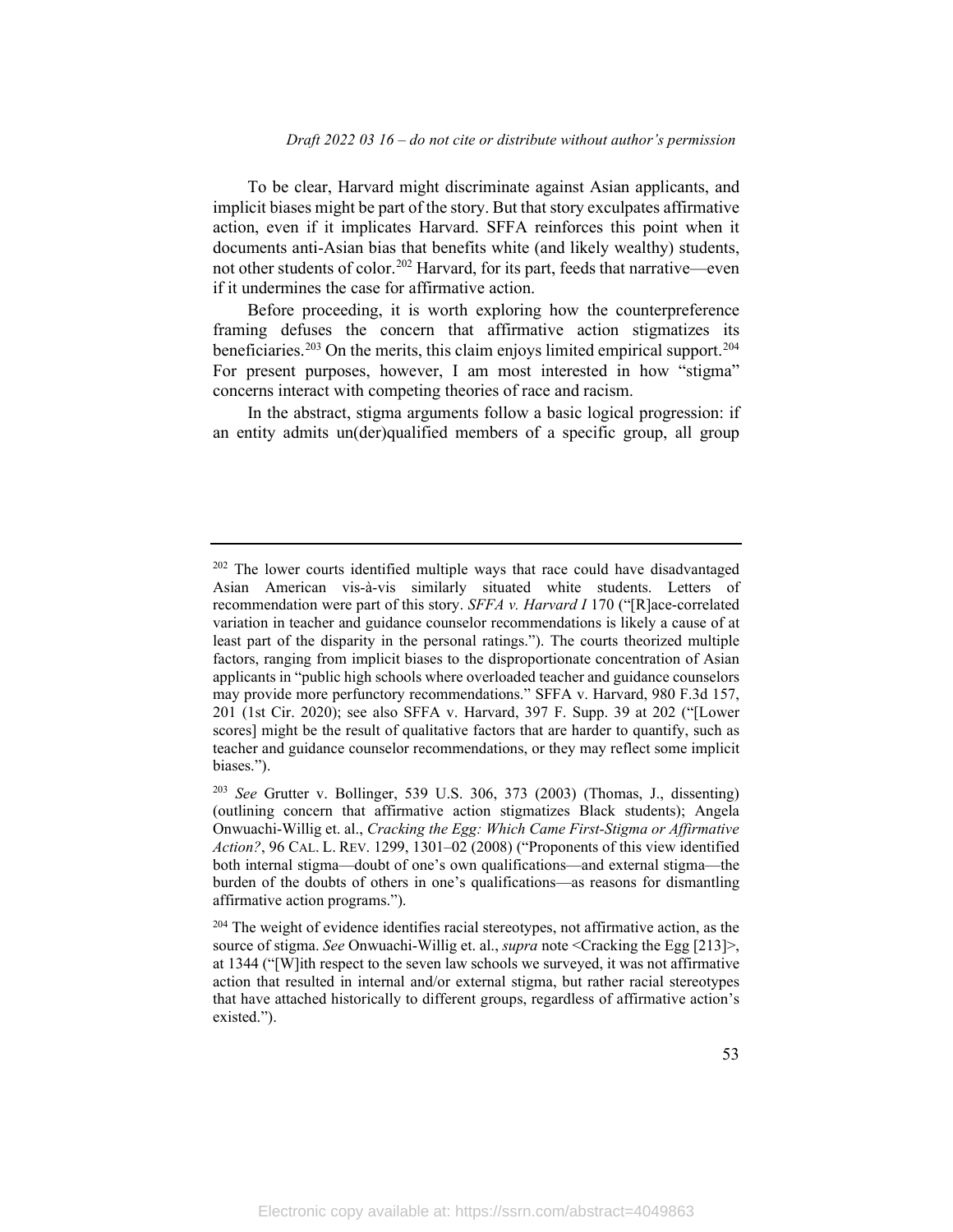To be clear, Harvard might discriminate against Asian applicants, and implicit biases might be part of the story. But that story exculpates affirmative action, even if it implicates Harvard. SFFA reinforces this point when it documents anti-Asian bias that benefits white (and likely wealthy) students, not other students of color.[202] Harvard, for its part, feeds that narrative—even if it undermines the case for affirmative action.

Before proceeding, it is worth exploring how the counterpreference framing defuses the concern that affirmative action stigmatizes its beneficiaries.[203] On the merits, this claim enjoys limited empirical support.[204] For present purposes, however, I am most interested in how "stigma" concerns interact with competing theories of race and racism.

In the abstract, stigma arguments follow a basic logical progression: if an entity admits un(der)qualified members of a specific group, all group

---

[202] The lower courts identified multiple ways that race could have disadvantaged Asian American vis-à-vis similarly situated white students. Letters of recommendation were part of this story. *SFFA v. Harvard I* 170 ("[R]ace-correlated variation in teacher and guidance counselor recommendations is likely a cause of at least part of the disparity in the personal ratings."). The courts theorized multiple factors, ranging from implicit biases to the disproportionate concentration of Asian applicants in "public high schools where overloaded teacher and guidance counselors may provide more perfunctory recommendations." SFFA v. Harvard, 980 F.3d 157, 201 (1st Cir. 2020); see also SFFA v. Harvard, 397 F. Supp. 39 at 202 ("[Lower scores] might be the result of qualitative factors that are harder to quantify, such as teacher and guidance counselor recommendations, or they may reflect some implicit biases.").

[203] *See* Grutter v. Bollinger, 539 U.S. 306, 373 (2003) (Thomas, J., dissenting) (outlining concern that affirmative action stigmatizes Black students); Angela Onwuachi-Willig et. al., *Cracking the Egg: Which Came First-Stigma or Affirmative Action?*, 96 CAL. L. REV. 1299, 1301–02 (2008) ("Proponents of this view identified both internal stigma—doubt of one's own qualifications—and external stigma—the burden of the doubts of others in one's qualifications—as reasons for dismantling affirmative action programs.").

[204] The weight of evidence identifies racial stereotypes, not affirmative action, as the source of stigma. *See* Onwuachi-Willig et. al., *supra* note <Cracking the Egg [213]>, at 1344 ("[W]ith respect to the seven law schools we surveyed, it was not affirmative action that resulted in internal and/or external stigma, but rather racial stereotypes that have attached historically to different groups, regardless of affirmative action's existed.").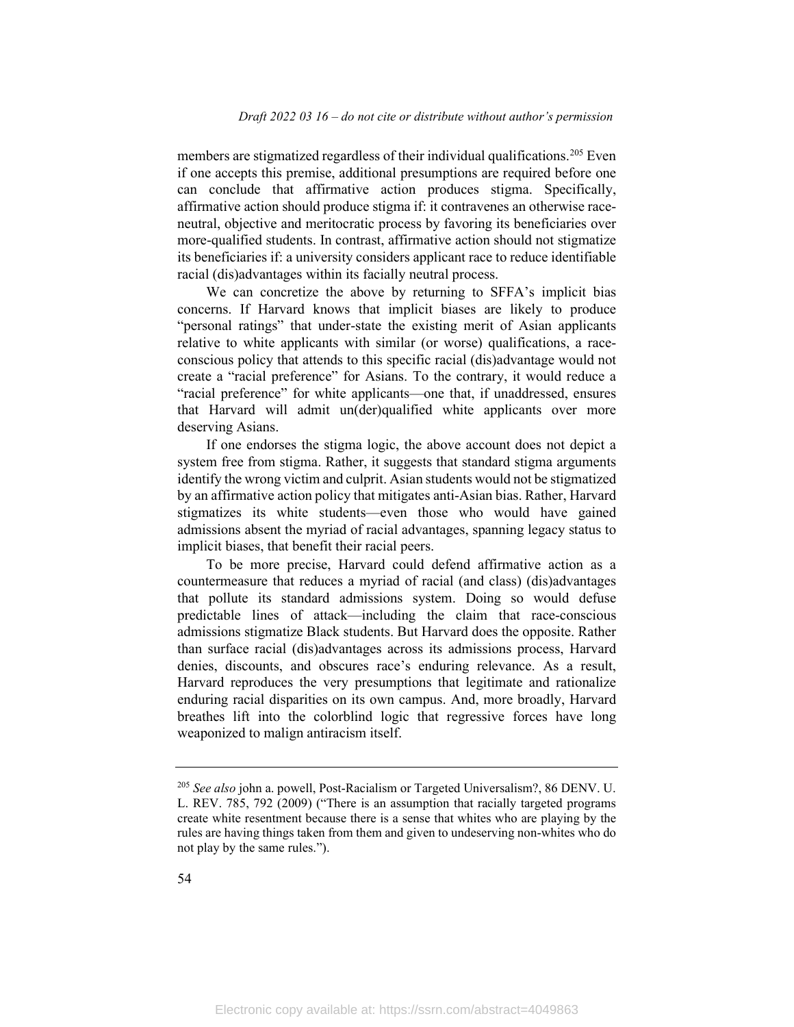members are stigmatized regardless of their individual qualifications.[205] Even if one accepts this premise, additional presumptions are required before one can conclude that affirmative action produces stigma. Specifically, affirmative action should produce stigma if: it contravenes an otherwise race-neutral, objective and meritocratic process by favoring its beneficiaries over more-qualified students. In contrast, affirmative action should not stigmatize its beneficiaries if: a university considers applicant race to reduce identifiable racial (dis)advantages within its facially neutral process.

We can concretize the above by returning to SFFA's implicit bias concerns. If Harvard knows that implicit biases are likely to produce "personal ratings" that under-state the existing merit of Asian applicants relative to white applicants with similar (or worse) qualifications, a race-conscious policy that attends to this specific racial (dis)advantage would not create a "racial preference" for Asians. To the contrary, it would reduce a "racial preference" for white applicants—one that, if unaddressed, ensures that Harvard will admit un(der)qualified white applicants over more deserving Asians.

If one endorses the stigma logic, the above account does not depict a system free from stigma. Rather, it suggests that standard stigma arguments identify the wrong victim and culprit. Asian students would not be stigmatized by an affirmative action policy that mitigates anti-Asian bias. Rather, Harvard stigmatizes its white students—even those who would have gained admissions absent the myriad of racial advantages, spanning legacy status to implicit biases, that benefit their racial peers.

To be more precise, Harvard could defend affirmative action as a countermeasure that reduces a myriad of racial (and class) (dis)advantages that pollute its standard admissions system. Doing so would defuse predictable lines of attack—including the claim that race-conscious admissions stigmatize Black students. But Harvard does the opposite. Rather than surface racial (dis)advantages across its admissions process, Harvard denies, discounts, and obscures race's enduring relevance. As a result, Harvard reproduces the very presumptions that legitimate and rationalize enduring racial disparities on its own campus. And, more broadly, Harvard breathes lift into the colorblind logic that regressive forces have long weaponized to malign antiracism itself.

---

[205] *See also* john a. powell, Post-Racialism or Targeted Universalism?, 86 DENV. U. L. REV. 785, 792 (2009) ("There is an assumption that racially targeted programs create white resentment because there is a sense that whites who are playing by the rules are having things taken from them and given to undeserving non-whites who do not play by the same rules.").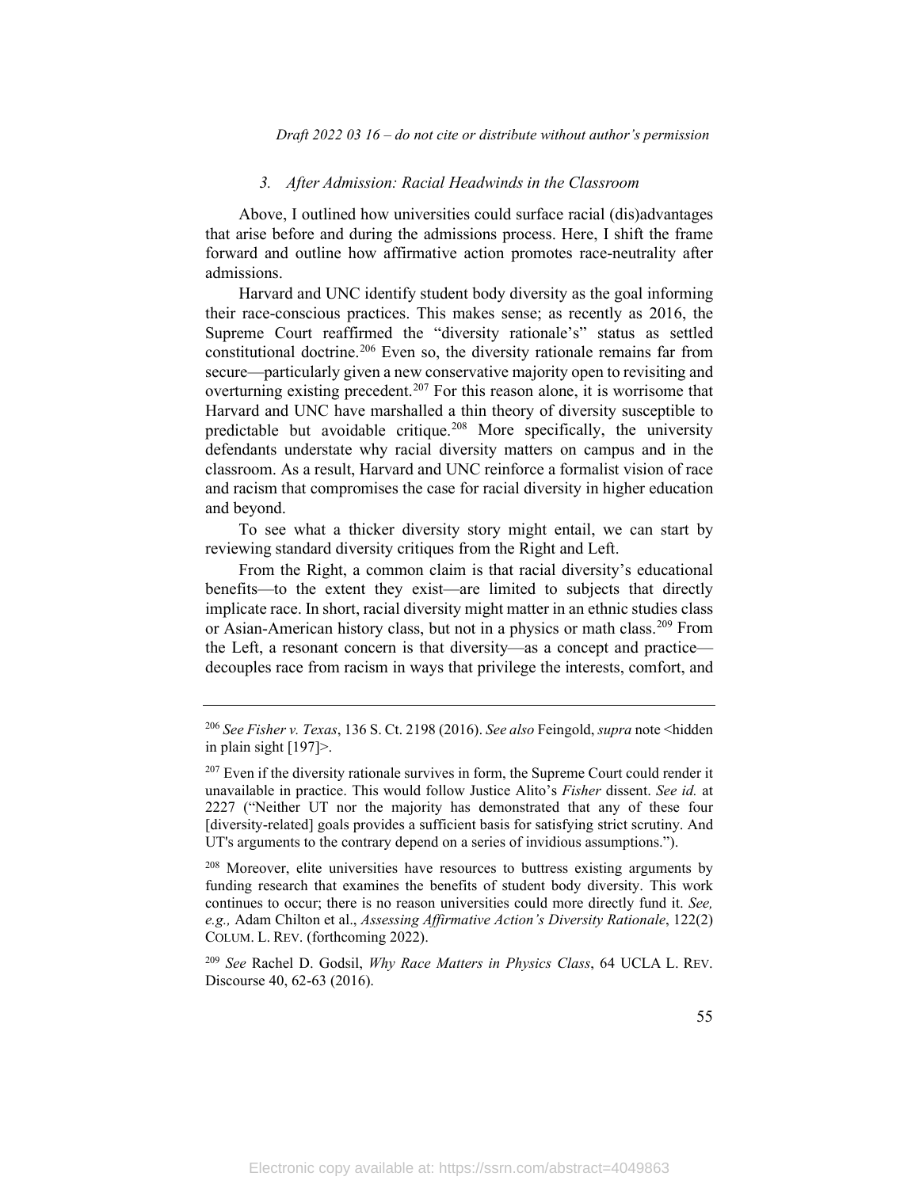### 3. *After Admission: Racial Headwinds in the Classroom*

Above, I outlined how universities could surface racial (dis)advantages that arise before and during the admissions process. Here, I shift the frame forward and outline how affirmative action promotes race-neutrality after admissions.

Harvard and UNC identify student body diversity as the goal informing their race-conscious practices. This makes sense; as recently as 2016, the Supreme Court reaffirmed the "diversity rationale's" status as settled constitutional doctrine.[206] Even so, the diversity rationale remains far from secure—particularly given a new conservative majority open to revisiting and overturning existing precedent.[207] For this reason alone, it is worrisome that Harvard and UNC have marshalled a thin theory of diversity susceptible to predictable but avoidable critique.[208] More specifically, the university defendants understate why racial diversity matters on campus and in the classroom. As a result, Harvard and UNC reinforce a formalist vision of race and racism that compromises the case for racial diversity in higher education and beyond.

To see what a thicker diversity story might entail, we can start by reviewing standard diversity critiques from the Right and Left.

From the Right, a common claim is that racial diversity's educational benefits—to the extent they exist—are limited to subjects that directly implicate race. In short, racial diversity might matter in an ethnic studies class or Asian-American history class, but not in a physics or math class.[209] From the Left, a resonant concern is that diversity—as a concept and practice—decouples race from racism in ways that privilege the interests, comfort, and

---

[206] *See Fisher v. Texas*, 136 S. Ct. 2198 (2016). *See also* Feingold, *supra* note <hidden in plain sight [197]>.

[207] Even if the diversity rationale survives in form, the Supreme Court could render it unavailable in practice. This would follow Justice Alito's *Fisher* dissent. *See id.* at 2227 ("Neither UT nor the majority has demonstrated that any of these four [diversity-related] goals provides a sufficient basis for satisfying strict scrutiny. And UT's arguments to the contrary depend on a series of invidious assumptions.").

[208] Moreover, elite universities have resources to buttress existing arguments by funding research that examines the benefits of student body diversity. This work continues to occur; there is no reason universities could more directly fund it. *See, e.g.,* Adam Chilton et al., *Assessing Affirmative Action's Diversity Rationale*, 122(2) COLUM. L. REV. (forthcoming 2022).

[209] *See* Rachel D. Godsil, *Why Race Matters in Physics Class*, 64 UCLA L. REV. Discourse 40, 62-63 (2016).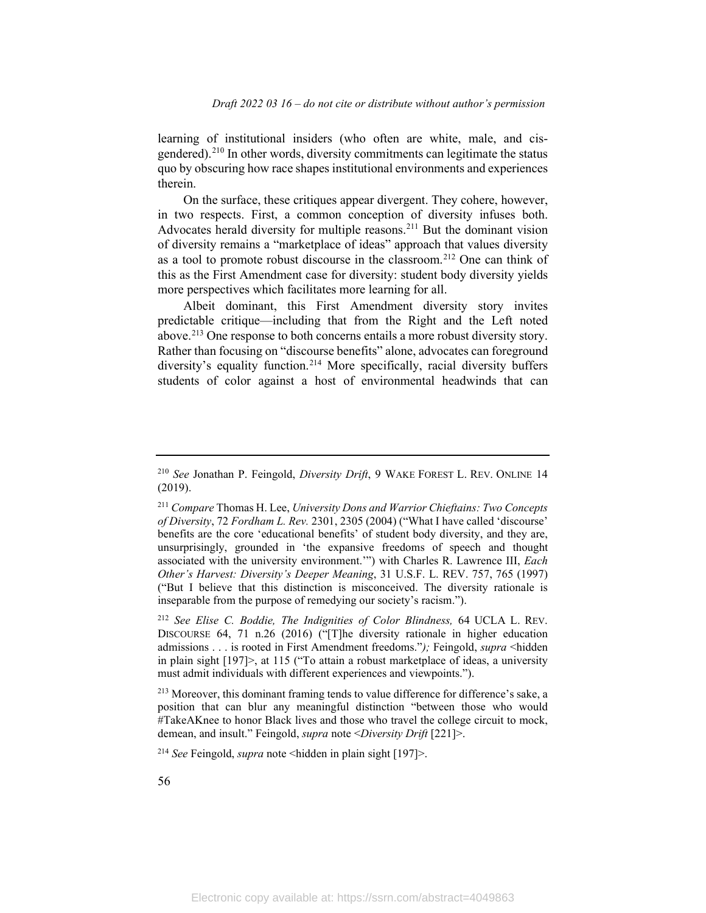learning of institutional insiders (who often are white, male, and cis-gendered).[210] In other words, diversity commitments can legitimate the status quo by obscuring how race shapes institutional environments and experiences therein.

On the surface, these critiques appear divergent. They cohere, however, in two respects. First, a common conception of diversity infuses both. Advocates herald diversity for multiple reasons.[211] But the dominant vision of diversity remains a "marketplace of ideas" approach that values diversity as a tool to promote robust discourse in the classroom.[212] One can think of this as the First Amendment case for diversity: student body diversity yields more perspectives which facilitates more learning for all.

Albeit dominant, this First Amendment diversity story invites predictable critique—including that from the Right and the Left noted above.[213] One response to both concerns entails a more robust diversity story. Rather than focusing on "discourse benefits" alone, advocates can foreground diversity's equality function.[214] More specifically, racial diversity buffers students of color against a host of environmental headwinds that can

---

[210] *See* Jonathan P. Feingold, *Diversity Drift*, 9 WAKE FOREST L. REV. ONLINE 14 (2019).

[211] *Compare* Thomas H. Lee, *University Dons and Warrior Chieftains: Two Concepts of Diversity*, 72 *Fordham L. Rev.* 2301, 2305 (2004) ("What I have called 'discourse' benefits are the core 'educational benefits' of student body diversity, and they are, unsurprisingly, grounded in 'the expansive freedoms of speech and thought associated with the university environment.'") with Charles R. Lawrence III, *Each Other's Harvest: Diversity's Deeper Meaning*, 31 U.S.F. L. REV. 757, 765 (1997) ("But I believe that this distinction is misconceived. The diversity rationale is inseparable from the purpose of remedying our society's racism.").

[212] *See Elise C. Boddie, The Indignities of Color Blindness,* 64 UCLA L. REV. DISCOURSE 64, 71 n.26 (2016) ("[T]he diversity rationale in higher education admissions . . . is rooted in First Amendment freedoms."*);* Feingold, *supra* <hidden in plain sight [197]>, at 115 ("To attain a robust marketplace of ideas, a university must admit individuals with different experiences and viewpoints.").

[213] Moreover, this dominant framing tends to value difference for difference's sake, a position that can blur any meaningful distinction "between those who would #TakeAKnee to honor Black lives and those who travel the college circuit to mock, demean, and insult." Feingold, *supra* note <*Diversity Drift* [221]>.

[214] *See* Feingold, *supra* note <hidden in plain sight [197]>.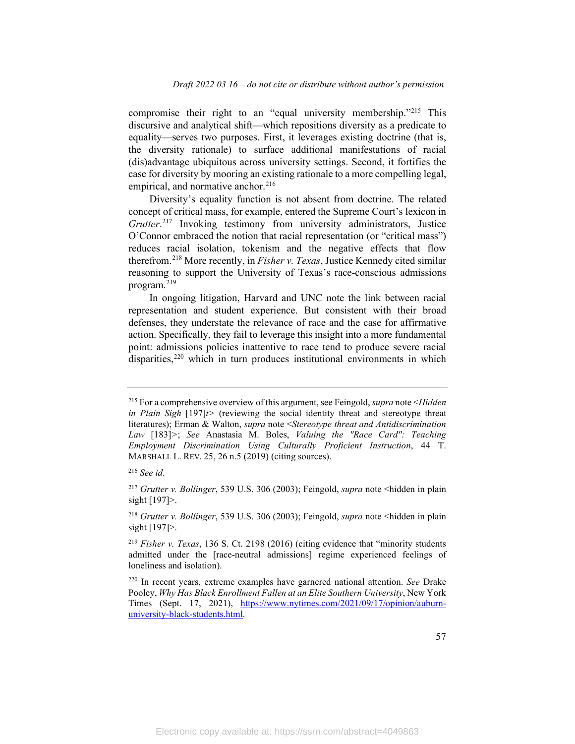compromise their right to an "equal university membership."[215] This discursive and analytical shift—which repositions diversity as a predicate to equality—serves two purposes. First, it leverages existing doctrine (that is, the diversity rationale) to surface additional manifestations of racial (dis)advantage ubiquitous across university settings. Second, it fortifies the case for diversity by mooring an existing rationale to a more compelling legal, empirical, and normative anchor.[216]

Diversity's equality function is not absent from doctrine. The related concept of critical mass, for example, entered the Supreme Court's lexicon in *Grutter*.[217] Invoking testimony from university administrators, Justice O'Connor embraced the notion that racial representation (or "critical mass") reduces racial isolation, tokenism and the negative effects that flow therefrom.[218] More recently, in *Fisher v. Texas*, Justice Kennedy cited similar reasoning to support the University of Texas's race-conscious admissions program.[219]

In ongoing litigation, Harvard and UNC note the link between racial representation and student experience. But consistent with their broad defenses, they understate the relevance of race and the case for affirmative action. Specifically, they fail to leverage this insight into a more fundamental point: admissions policies inattentive to race tend to produce severe racial disparities,[220] which in turn produces institutional environments in which

---

[215] For a comprehensive overview of this argument, see Feingold, *supra* note <*Hidden in Plain Sigh* [197]*t*> (reviewing the social identity threat and stereotype threat literatures); Erman & Walton, *supra* note <*Stereotype threat and Antidiscrimination Law* [183]>; *See* Anastasia M. Boles, *Valuing the "Race Card": Teaching Employment Discrimination Using Culturally Proficient Instruction*, 44 T. MARSHALL L. REV. 25, 26 n.5 (2019) (citing sources).

[216] *See id*.

[217] *Grutter v. Bollinger*, 539 U.S. 306 (2003); Feingold, *supra* note <hidden in plain sight [197]>.

[218] *Grutter v. Bollinger*, 539 U.S. 306 (2003); Feingold, *supra* note <hidden in plain sight [197]>.

[219] *Fisher v. Texas*, 136 S. Ct. 2198 (2016) (citing evidence that "minority students admitted under the [race-neutral admissions] regime experienced feelings of loneliness and isolation).

[220] In recent years, extreme examples have garnered national attention. *See* Drake Pooley, *Why Has Black Enrollment Fallen at an Elite Southern University*, New York Times (Sept. 17, 2021), https://www.nytimes.com/2021/09/17/opinion/auburn-university-black-students.html.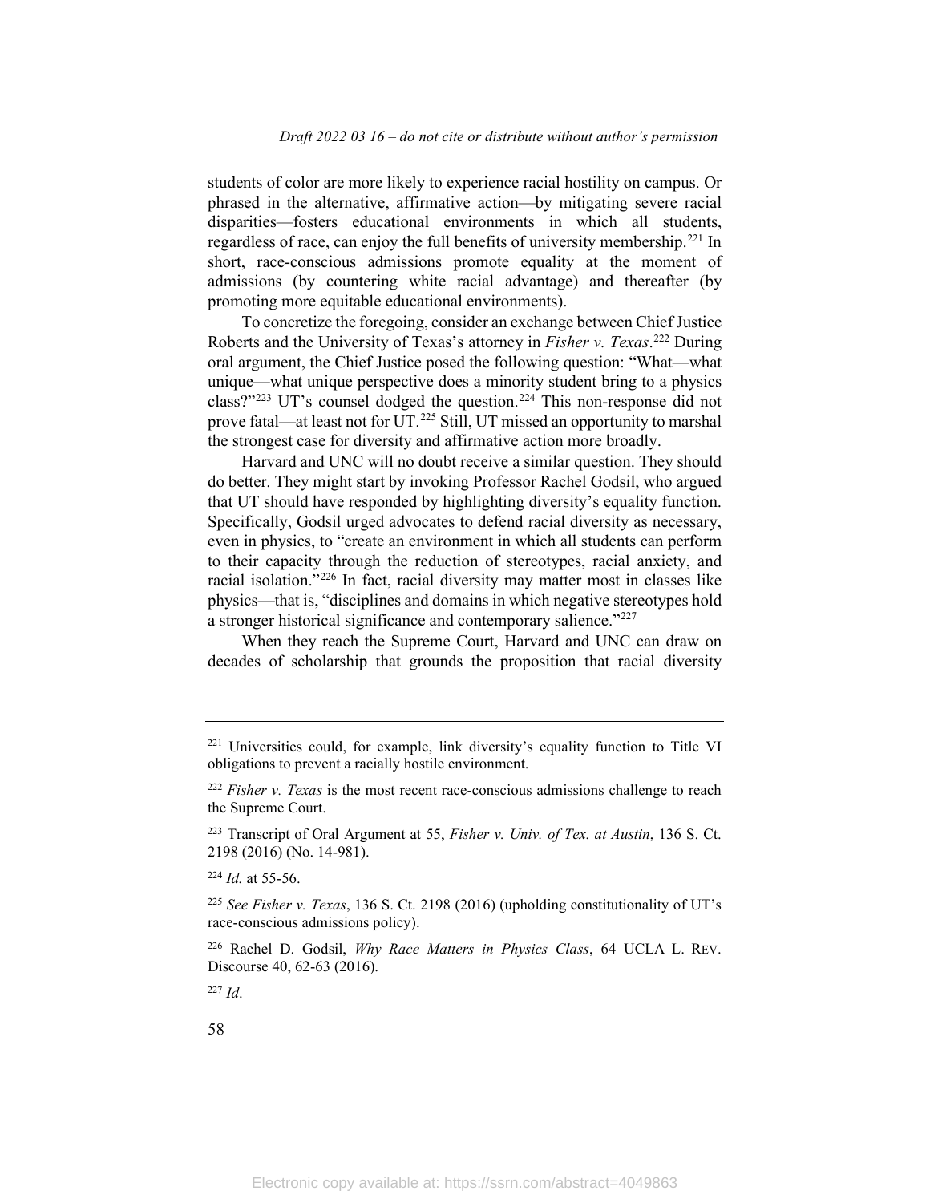students of color are more likely to experience racial hostility on campus. Or phrased in the alternative, affirmative action—by mitigating severe racial disparities—fosters educational environments in which all students, regardless of race, can enjoy the full benefits of university membership.[221] In short, race-conscious admissions promote equality at the moment of admissions (by countering white racial advantage) and thereafter (by promoting more equitable educational environments).

To concretize the foregoing, consider an exchange between Chief Justice Roberts and the University of Texas's attorney in *Fisher v. Texas*.[222] During oral argument, the Chief Justice posed the following question: "What—what unique—what unique perspective does a minority student bring to a physics class?"[223] UT's counsel dodged the question.[224] This non-response did not prove fatal—at least not for UT.[225] Still, UT missed an opportunity to marshal the strongest case for diversity and affirmative action more broadly.

Harvard and UNC will no doubt receive a similar question. They should do better. They might start by invoking Professor Rachel Godsil, who argued that UT should have responded by highlighting diversity's equality function. Specifically, Godsil urged advocates to defend racial diversity as necessary, even in physics, to "create an environment in which all students can perform to their capacity through the reduction of stereotypes, racial anxiety, and racial isolation."[226] In fact, racial diversity may matter most in classes like physics—that is, "disciplines and domains in which negative stereotypes hold a stronger historical significance and contemporary salience."[227]

When they reach the Supreme Court, Harvard and UNC can draw on decades of scholarship that grounds the proposition that racial diversity

---

[221] Universities could, for example, link diversity's equality function to Title VI obligations to prevent a racially hostile environment.

[222] *Fisher v. Texas* is the most recent race-conscious admissions challenge to reach the Supreme Court.

[223] Transcript of Oral Argument at 55, *Fisher v. Univ. of Tex. at Austin*, 136 S. Ct. 2198 (2016) (No. 14-981).

[224] *Id.* at 55-56.

[225] *See Fisher v. Texas*, 136 S. Ct. 2198 (2016) (upholding constitutionality of UT's race-conscious admissions policy).

[226] Rachel D. Godsil, *Why Race Matters in Physics Class*, 64 UCLA L. REV. Discourse 40, 62-63 (2016).

[227] *Id*.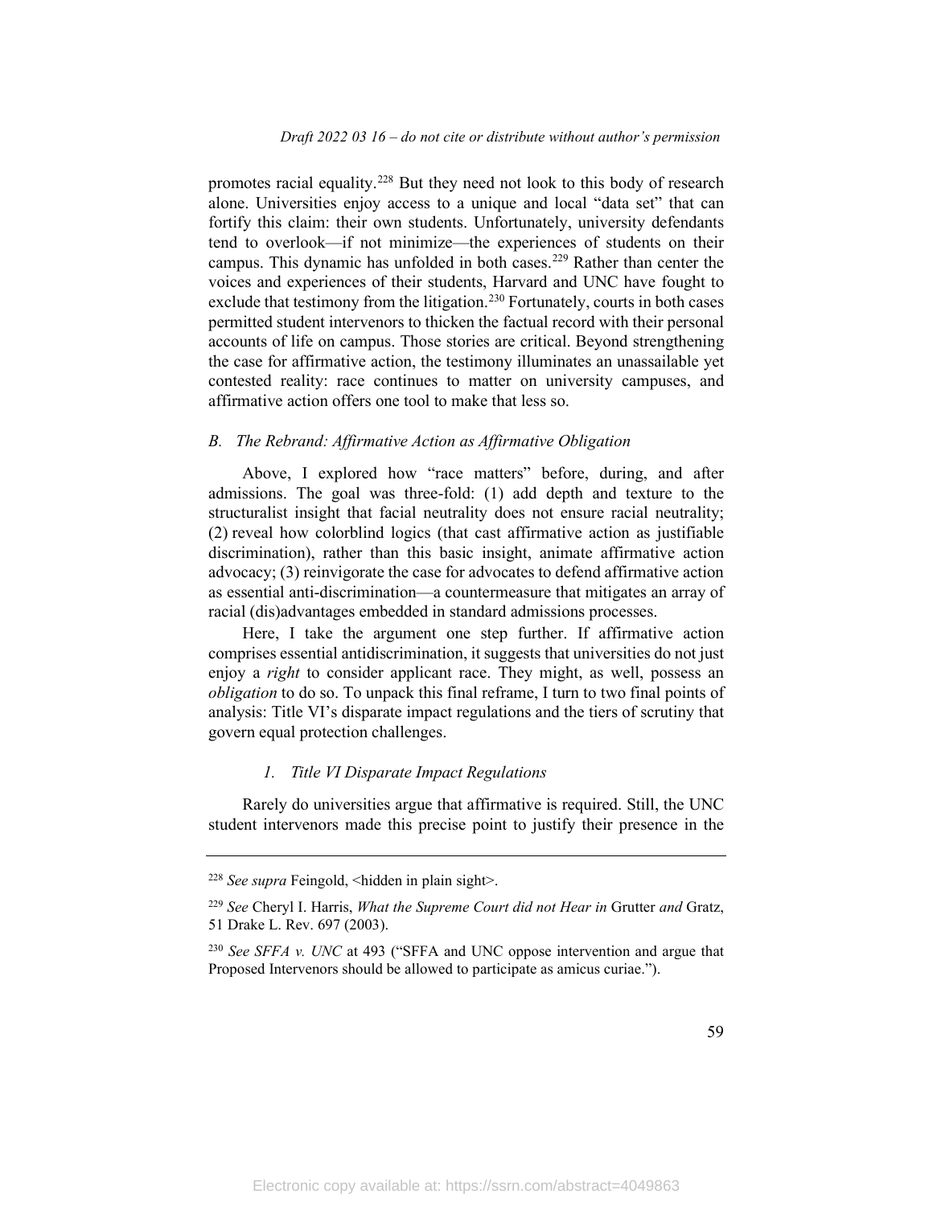promotes racial equality.[228] But they need not look to this body of research alone. Universities enjoy access to a unique and local "data set" that can fortify this claim: their own students. Unfortunately, university defendants tend to overlook—if not minimize—the experiences of students on their campus. This dynamic has unfolded in both cases.[229] Rather than center the voices and experiences of their students, Harvard and UNC have fought to exclude that testimony from the litigation.[230] Fortunately, courts in both cases permitted student intervenors to thicken the factual record with their personal accounts of life on campus. Those stories are critical. Beyond strengthening the case for affirmative action, the testimony illuminates an unassailable yet contested reality: race continues to matter on university campuses, and affirmative action offers one tool to make that less so.

### *B. The Rebrand: Affirmative Action as Affirmative Obligation*

Above, I explored how "race matters" before, during, and after admissions. The goal was three-fold: (1) add depth and texture to the structuralist insight that facial neutrality does not ensure racial neutrality; (2) reveal how colorblind logics (that cast affirmative action as justifiable discrimination), rather than this basic insight, animate affirmative action advocacy; (3) reinvigorate the case for advocates to defend affirmative action as essential anti-discrimination—a countermeasure that mitigates an array of racial (dis)advantages embedded in standard admissions processes.

Here, I take the argument one step further. If affirmative action comprises essential antidiscrimination, it suggests that universities do not just enjoy a *right* to consider applicant race. They might, as well, possess an *obligation* to do so. To unpack this final reframe, I turn to two final points of analysis: Title VI's disparate impact regulations and the tiers of scrutiny that govern equal protection challenges.

#### *1. Title VI Disparate Impact Regulations*

Rarely do universities argue that affirmative is required. Still, the UNC student intervenors made this precise point to justify their presence in the

---

[228] *See supra* Feingold, <hidden in plain sight>.

[229] *See* Cheryl I. Harris, *What the Supreme Court did not Hear in* Grutter *and* Gratz, 51 Drake L. Rev. 697 (2003).

[230] *See SFFA v. UNC* at 493 ("SFFA and UNC oppose intervention and argue that Proposed Intervenors should be allowed to participate as amicus curiae.").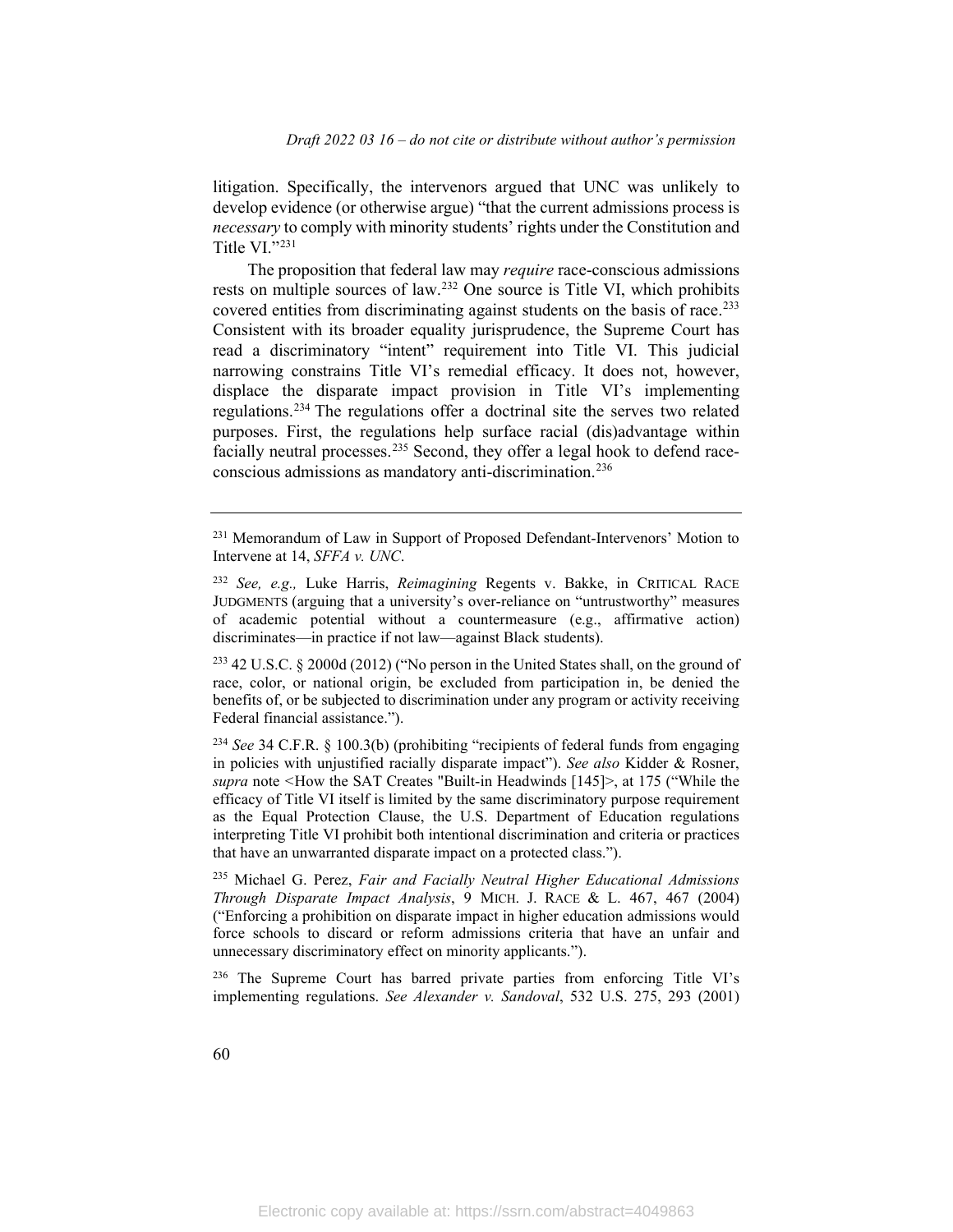litigation. Specifically, the intervenors argued that UNC was unlikely to develop evidence (or otherwise argue) "that the current admissions process is *necessary* to comply with minority students' rights under the Constitution and Title VI."[231]

The proposition that federal law may *require* race-conscious admissions rests on multiple sources of law.[232] One source is Title VI, which prohibits covered entities from discriminating against students on the basis of race.[233] Consistent with its broader equality jurisprudence, the Supreme Court has read a discriminatory "intent" requirement into Title VI. This judicial narrowing constrains Title VI's remedial efficacy. It does not, however, displace the disparate impact provision in Title VI's implementing regulations.[234] The regulations offer a doctrinal site the serves two related purposes. First, the regulations help surface racial (dis)advantage within facially neutral processes.[235] Second, they offer a legal hook to defend race-conscious admissions as mandatory anti-discrimination.[236]

---

[231] Memorandum of Law in Support of Proposed Defendant-Intervenors' Motion to Intervene at 14, *SFFA v. UNC*.

[232] *See, e.g.,* Luke Harris, *Reimagining* Regents v. Bakke, in CRITICAL RACE JUDGMENTS (arguing that a university's over-reliance on "untrustworthy" measures of academic potential without a countermeasure (e.g., affirmative action) discriminates—in practice if not law—against Black students).

[233] 42 U.S.C. § 2000d (2012) ("No person in the United States shall, on the ground of race, color, or national origin, be excluded from participation in, be denied the benefits of, or be subjected to discrimination under any program or activity receiving Federal financial assistance.").

[234] *See* 34 C.F.R. § 100.3(b) (prohibiting "recipients of federal funds from engaging in policies with unjustified racially disparate impact"). *See also* Kidder & Rosner, *supra* note <How the SAT Creates "Built-in Headwinds [145]>, at 175 ("While the efficacy of Title VI itself is limited by the same discriminatory purpose requirement as the Equal Protection Clause, the U.S. Department of Education regulations interpreting Title VI prohibit both intentional discrimination and criteria or practices that have an unwarranted disparate impact on a protected class.").

[235] Michael G. Perez, *Fair and Facially Neutral Higher Educational Admissions Through Disparate Impact Analysis*, 9 MICH. J. RACE & L. 467, 467 (2004) ("Enforcing a prohibition on disparate impact in higher education admissions would force schools to discard or reform admissions criteria that have an unfair and unnecessary discriminatory effect on minority applicants.").

[236] The Supreme Court has barred private parties from enforcing Title VI's implementing regulations. *See Alexander v. Sandoval*, 532 U.S. 275, 293 (2001)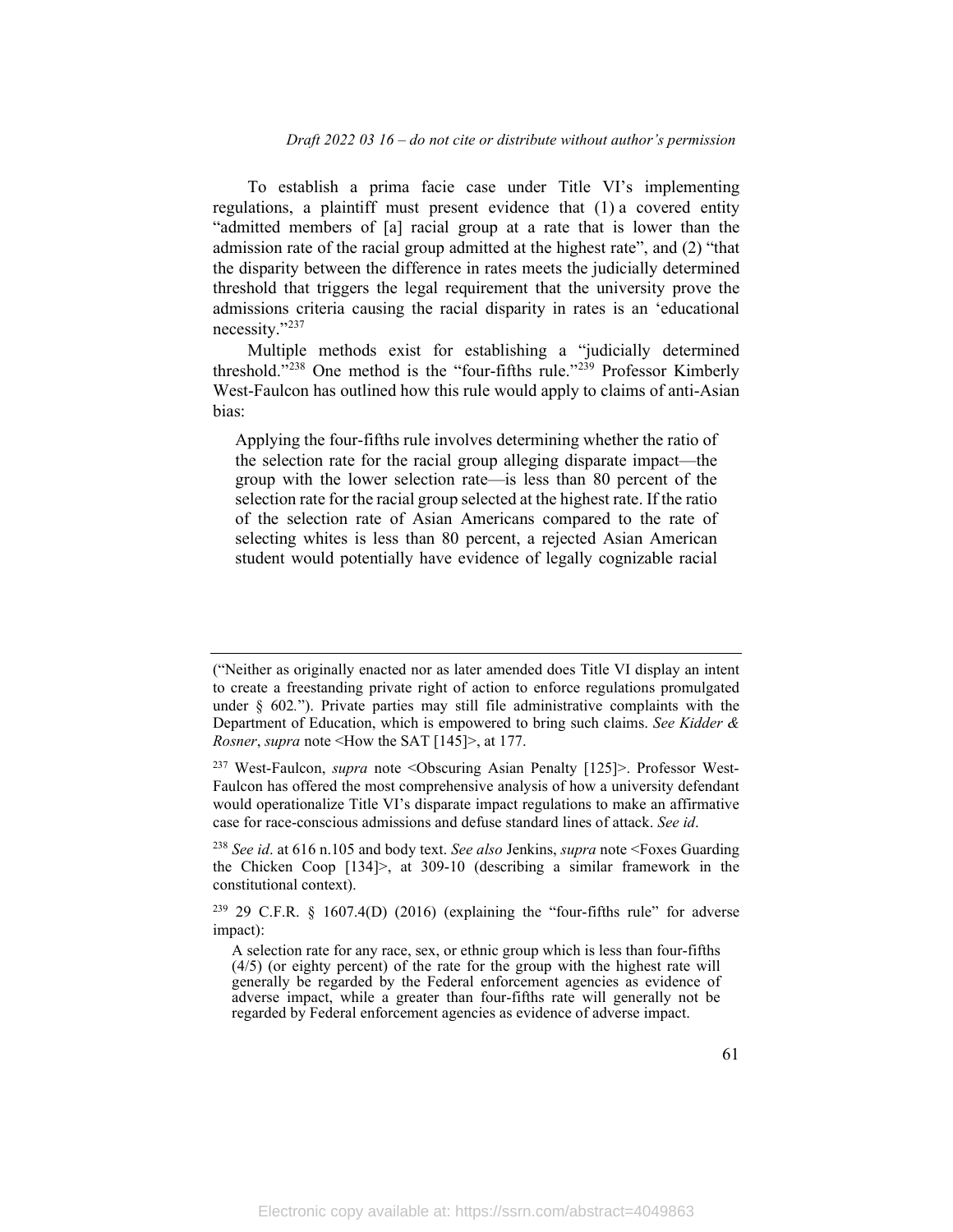To establish a prima facie case under Title VI's implementing regulations, a plaintiff must present evidence that (1) a covered entity "admitted members of [a] racial group at a rate that is lower than the admission rate of the racial group admitted at the highest rate", and (2) "that the disparity between the difference in rates meets the judicially determined threshold that triggers the legal requirement that the university prove the admissions criteria causing the racial disparity in rates is an 'educational necessity.'"[237]

Multiple methods exist for establishing a "judicially determined threshold."[238] One method is the "four-fifths rule."[239] Professor Kimberly West-Faulcon has outlined how this rule would apply to claims of anti-Asian bias:

> Applying the four-fifths rule involves determining whether the ratio of the selection rate for the racial group alleging disparate impact—the group with the lower selection rate—is less than 80 percent of the selection rate for the racial group selected at the highest rate. If the ratio of the selection rate of Asian Americans compared to the rate of selecting whites is less than 80 percent, a rejected Asian American student would potentially have evidence of legally cognizable racial

---

("Neither as originally enacted nor as later amended does Title VI display an intent to create a freestanding private right of action to enforce regulations promulgated under § 602."). Private parties may still file administrative complaints with the Department of Education, which is empowered to bring such claims. *See Kidder & Rosner*, *supra* note <How the SAT [145]>, at 177.

[237] West-Faulcon, *supra* note <Obscuring Asian Penalty [125]>. Professor West-Faulcon has offered the most comprehensive analysis of how a university defendant would operationalize Title VI's disparate impact regulations to make an affirmative case for race-conscious admissions and defuse standard lines of attack. *See id*.

[238] *See id*. at 616 n.105 and body text. *See also* Jenkins, *supra* note <Foxes Guarding the Chicken Coop [134]>, at 309-10 (describing a similar framework in the constitutional context).

[239] 29 C.F.R. § 1607.4(D) (2016) (explaining the "four-fifths rule" for adverse impact):

> A selection rate for any race, sex, or ethnic group which is less than four-fifths (4/5) (or eighty percent) of the rate for the group with the highest rate will generally be regarded by the Federal enforcement agencies as evidence of adverse impact, while a greater than four-fifths rate will generally not be regarded by Federal enforcement agencies as evidence of adverse impact.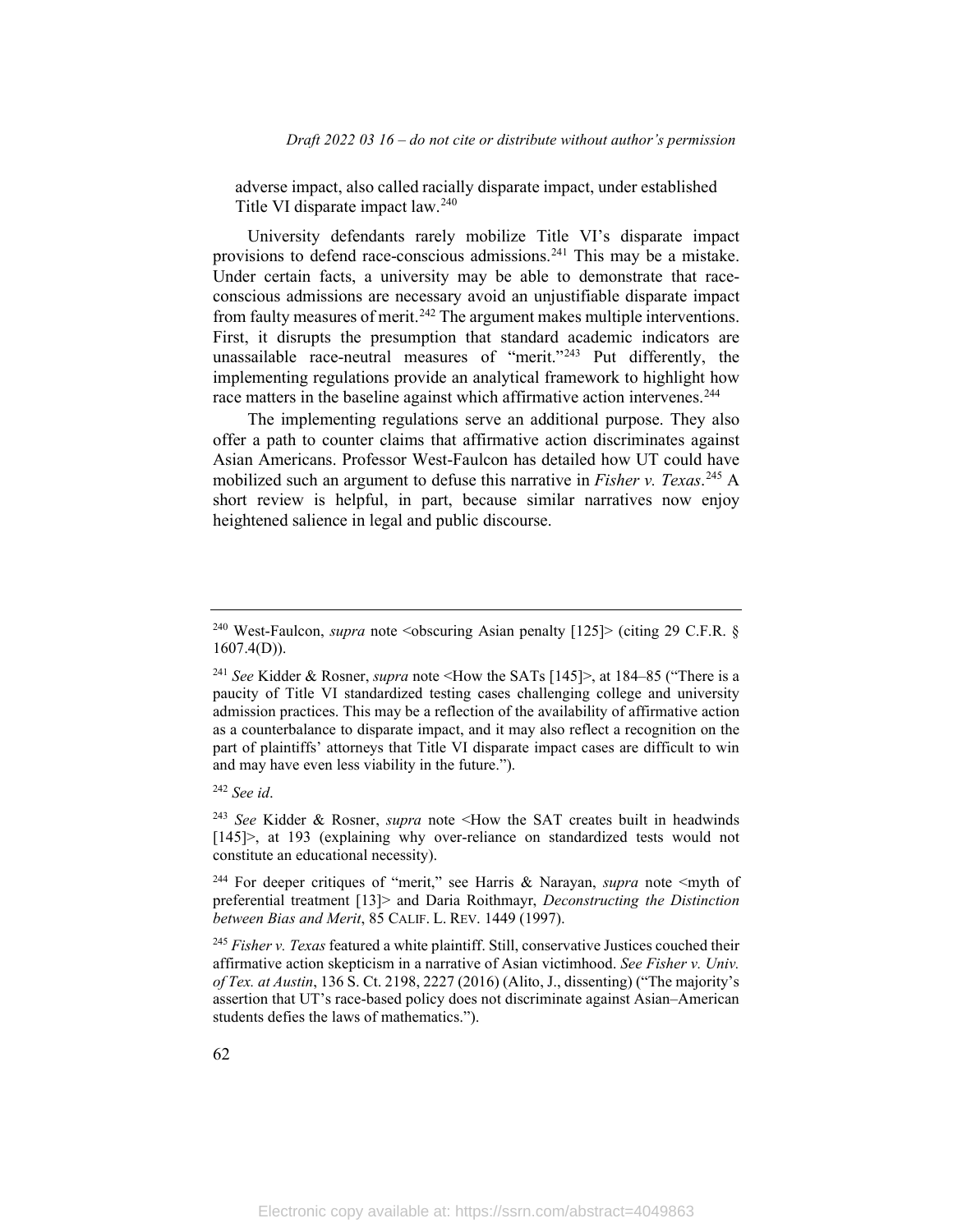adverse impact, also called racially disparate impact, under established Title VI disparate impact law.[240]

University defendants rarely mobilize Title VI's disparate impact provisions to defend race-conscious admissions.[241] This may be a mistake. Under certain facts, a university may be able to demonstrate that race-conscious admissions are necessary avoid an unjustifiable disparate impact from faulty measures of merit.[242] The argument makes multiple interventions. First, it disrupts the presumption that standard academic indicators are unassailable race-neutral measures of "merit."[243] Put differently, the implementing regulations provide an analytical framework to highlight how race matters in the baseline against which affirmative action intervenes.[244]

The implementing regulations serve an additional purpose. They also offer a path to counter claims that affirmative action discriminates against Asian Americans. Professor West-Faulcon has detailed how UT could have mobilized such an argument to defuse this narrative in *Fisher v. Texas*.[245] A short review is helpful, in part, because similar narratives now enjoy heightened salience in legal and public discourse.

---

[240] West-Faulcon, *supra* note <obscuring Asian penalty [125]> (citing 29 C.F.R. § 1607.4(D)).

[241] *See* Kidder & Rosner, *supra* note <How the SATs [145]>, at 184–85 ("There is a paucity of Title VI standardized testing cases challenging college and university admission practices. This may be a reflection of the availability of affirmative action as a counterbalance to disparate impact, and it may also reflect a recognition on the part of plaintiffs' attorneys that Title VI disparate impact cases are difficult to win and may have even less viability in the future.").

[242] *See id*.

[243] *See* Kidder & Rosner, *supra* note <How the SAT creates built in headwinds [145]>, at 193 (explaining why over-reliance on standardized tests would not constitute an educational necessity).

[244] For deeper critiques of "merit," see Harris & Narayan, *supra* note <myth of preferential treatment [13]> and Daria Roithmayr, *Deconstructing the Distinction between Bias and Merit*, 85 CALIF. L. REV. 1449 (1997).

[245] *Fisher v. Texas* featured a white plaintiff. Still, conservative Justices couched their affirmative action skepticism in a narrative of Asian victimhood. *See Fisher v. Univ. of Tex. at Austin*, 136 S. Ct. 2198, 2227 (2016) (Alito, J., dissenting) ("The majority's assertion that UT's race-based policy does not discriminate against Asian–American students defies the laws of mathematics.").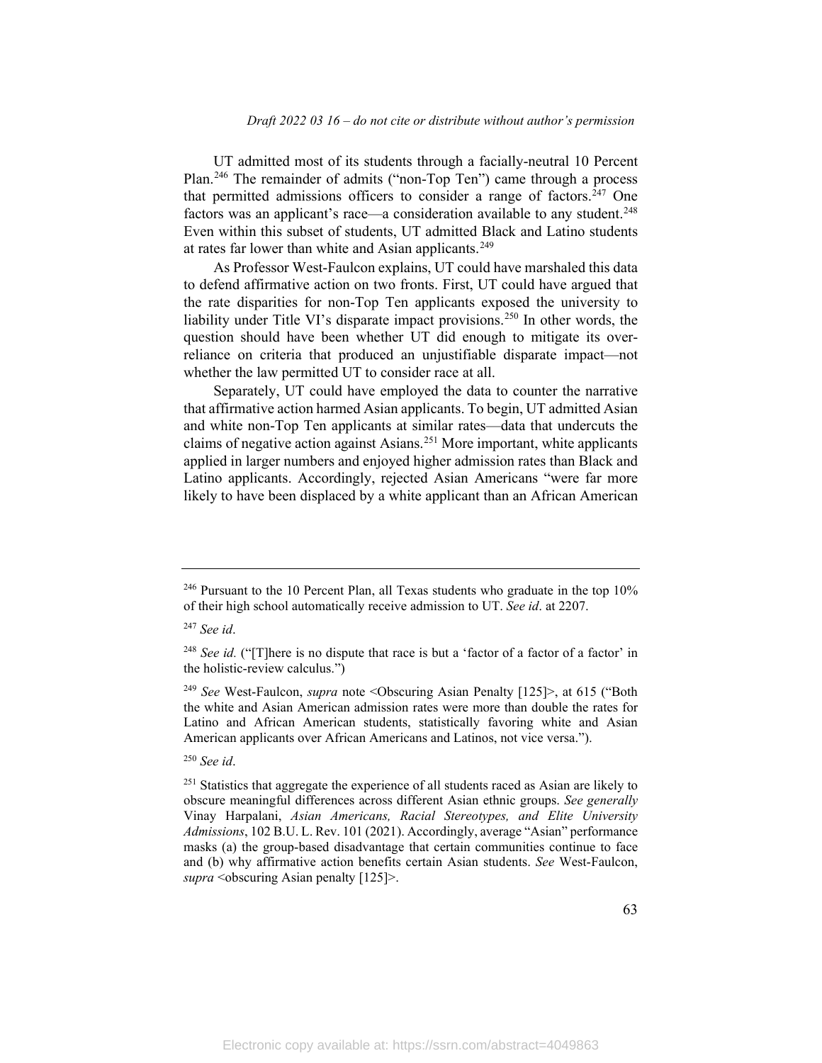UT admitted most of its students through a facially-neutral 10 Percent Plan.[246] The remainder of admits ("non-Top Ten") came through a process that permitted admissions officers to consider a range of factors.[247] One factors was an applicant's race—a consideration available to any student.[248] Even within this subset of students, UT admitted Black and Latino students at rates far lower than white and Asian applicants.[249]

As Professor West-Faulcon explains, UT could have marshaled this data to defend affirmative action on two fronts. First, UT could have argued that the rate disparities for non-Top Ten applicants exposed the university to liability under Title VI's disparate impact provisions.[250] In other words, the question should have been whether UT did enough to mitigate its over-reliance on criteria that produced an unjustifiable disparate impact—not whether the law permitted UT to consider race at all.

Separately, UT could have employed the data to counter the narrative that affirmative action harmed Asian applicants. To begin, UT admitted Asian and white non-Top Ten applicants at similar rates—data that undercuts the claims of negative action against Asians.[251] More important, white applicants applied in larger numbers and enjoyed higher admission rates than Black and Latino applicants. Accordingly, rejected Asian Americans "were far more likely to have been displaced by a white applicant than an African American

---

[246] Pursuant to the 10 Percent Plan, all Texas students who graduate in the top 10% of their high school automatically receive admission to UT. *See id*. at 2207.

[247] *See id*.

[248] *See id.* ("[T]here is no dispute that race is but a 'factor of a factor of a factor' in the holistic-review calculus.")

[249] *See* West-Faulcon, *supra* note <Obscuring Asian Penalty [125]>, at 615 ("Both the white and Asian American admission rates were more than double the rates for Latino and African American students, statistically favoring white and Asian American applicants over African Americans and Latinos, not vice versa.").

[250] *See id*.

[251] Statistics that aggregate the experience of all students raced as Asian are likely to obscure meaningful differences across different Asian ethnic groups. *See generally* Vinay Harpalani, *Asian Americans, Racial Stereotypes, and Elite University Admissions*, 102 B.U. L. Rev. 101 (2021). Accordingly, average "Asian" performance masks (a) the group-based disadvantage that certain communities continue to face and (b) why affirmative action benefits certain Asian students. *See* West-Faulcon, *supra* <obscuring Asian penalty [125]>.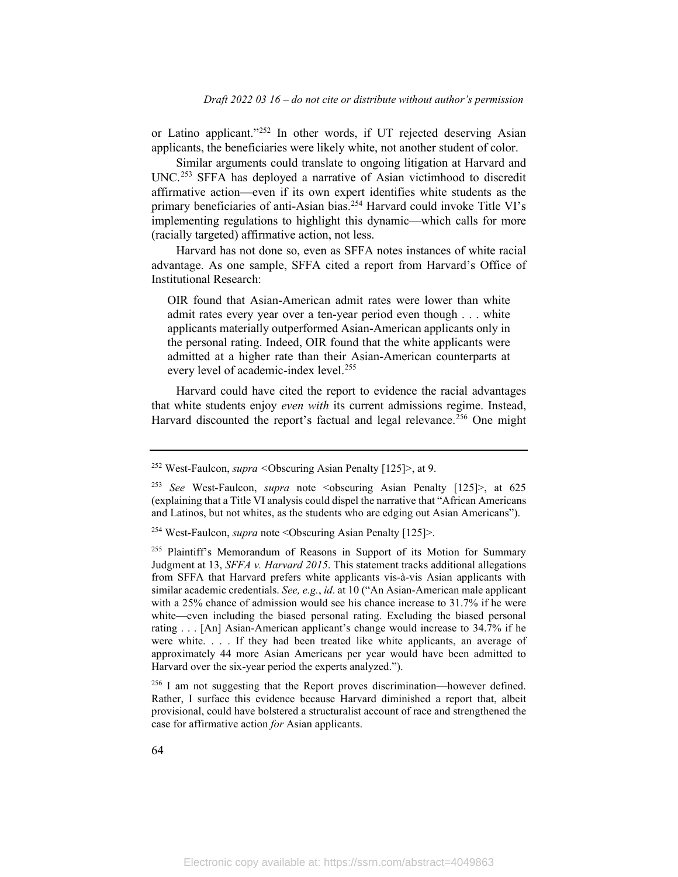or Latino applicant."[252] In other words, if UT rejected deserving Asian applicants, the beneficiaries were likely white, not another student of color.

Similar arguments could translate to ongoing litigation at Harvard and UNC.[253] SFFA has deployed a narrative of Asian victimhood to discredit affirmative action—even if its own expert identifies white students as the primary beneficiaries of anti-Asian bias.[254] Harvard could invoke Title VI's implementing regulations to highlight this dynamic—which calls for more (racially targeted) affirmative action, not less.

Harvard has not done so, even as SFFA notes instances of white racial advantage. As one sample, SFFA cited a report from Harvard's Office of Institutional Research:

> OIR found that Asian-American admit rates were lower than white admit rates every year over a ten-year period even though . . . white applicants materially outperformed Asian-American applicants only in the personal rating. Indeed, OIR found that the white applicants were admitted at a higher rate than their Asian-American counterparts at every level of academic-index level.[255]

Harvard could have cited the report to evidence the racial advantages that white students enjoy *even with* its current admissions regime. Instead, Harvard discounted the report's factual and legal relevance.[256] One might

---

[252] West-Faulcon, *supra* <Obscuring Asian Penalty [125]>, at 9.

[253] *See* West-Faulcon, *supra* note <obscuring Asian Penalty [125]>, at 625 (explaining that a Title VI analysis could dispel the narrative that "African Americans and Latinos, but not whites, as the students who are edging out Asian Americans").

[254] West-Faulcon, *supra* note <Obscuring Asian Penalty [125]>.

[255] Plaintiff's Memorandum of Reasons in Support of its Motion for Summary Judgment at 13, *SFFA v. Harvard 2015*. This statement tracks additional allegations from SFFA that Harvard prefers white applicants vis-à-vis Asian applicants with similar academic credentials. *See, e.g.*, *id*. at 10 ("An Asian-American male applicant with a 25% chance of admission would see his chance increase to 31.7% if he were white—even including the biased personal rating. Excluding the biased personal rating . . . [An] Asian-American applicant's change would increase to 34.7% if he were white. . . . If they had been treated like white applicants, an average of approximately 44 more Asian Americans per year would have been admitted to Harvard over the six-year period the experts analyzed.").

[256] I am not suggesting that the Report proves discrimination—however defined. Rather, I surface this evidence because Harvard diminished a report that, albeit provisional, could have bolstered a structuralist account of race and strengthened the case for affirmative action *for* Asian applicants.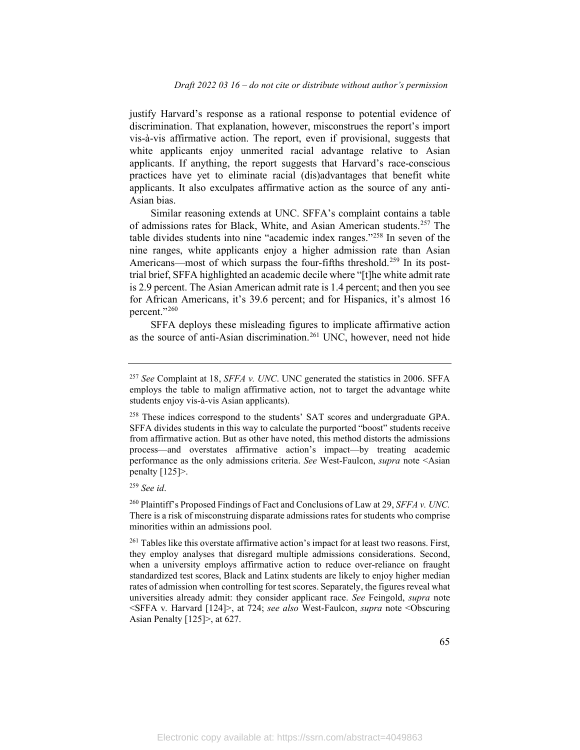justify Harvard's response as a rational response to potential evidence of discrimination. That explanation, however, misconstrues the report's import vis-à-vis affirmative action. The report, even if provisional, suggests that white applicants enjoy unmerited racial advantage relative to Asian applicants. If anything, the report suggests that Harvard's race-conscious practices have yet to eliminate racial (dis)advantages that benefit white applicants. It also exculpates affirmative action as the source of any anti-Asian bias.

Similar reasoning extends at UNC. SFFA's complaint contains a table of admissions rates for Black, White, and Asian American students.[257] The table divides students into nine "academic index ranges."[258] In seven of the nine ranges, white applicants enjoy a higher admission rate than Asian Americans—most of which surpass the four-fifths threshold.[259] In its post-trial brief, SFFA highlighted an academic decile where "[t]he white admit rate is 2.9 percent. The Asian American admit rate is 1.4 percent; and then you see for African Americans, it's 39.6 percent; and for Hispanics, it's almost 16 percent."[260]

SFFA deploys these misleading figures to implicate affirmative action as the source of anti-Asian discrimination.[261] UNC, however, need not hide

---

[257] *See* Complaint at 18, *SFFA v. UNC*. UNC generated the statistics in 2006. SFFA employs the table to malign affirmative action, not to target the advantage white students enjoy vis-à-vis Asian applicants).

[258] These indices correspond to the students' SAT scores and undergraduate GPA. SFFA divides students in this way to calculate the purported "boost" students receive from affirmative action. But as other have noted, this method distorts the admissions process—and overstates affirmative action's impact—by treating academic performance as the only admissions criteria. *See* West-Faulcon, *supra* note <Asian penalty [125]>.

[259] *See id*.

[260] Plaintiff's Proposed Findings of Fact and Conclusions of Law at 29, *SFFA v. UNC.* There is a risk of misconstruing disparate admissions rates for students who comprise minorities within an admissions pool.

[261] Tables like this overstate affirmative action's impact for at least two reasons. First, they employ analyses that disregard multiple admissions considerations. Second, when a university employs affirmative action to reduce over-reliance on fraught standardized test scores, Black and Latinx students are likely to enjoy higher median rates of admission when controlling for test scores. Separately, the figures reveal what universities already admit: they consider applicant race. *See* Feingold, *supra* note <SFFA v. Harvard [124]>, at 724; *see also* West-Faulcon, *supra* note <Obscuring Asian Penalty [125]>, at 627.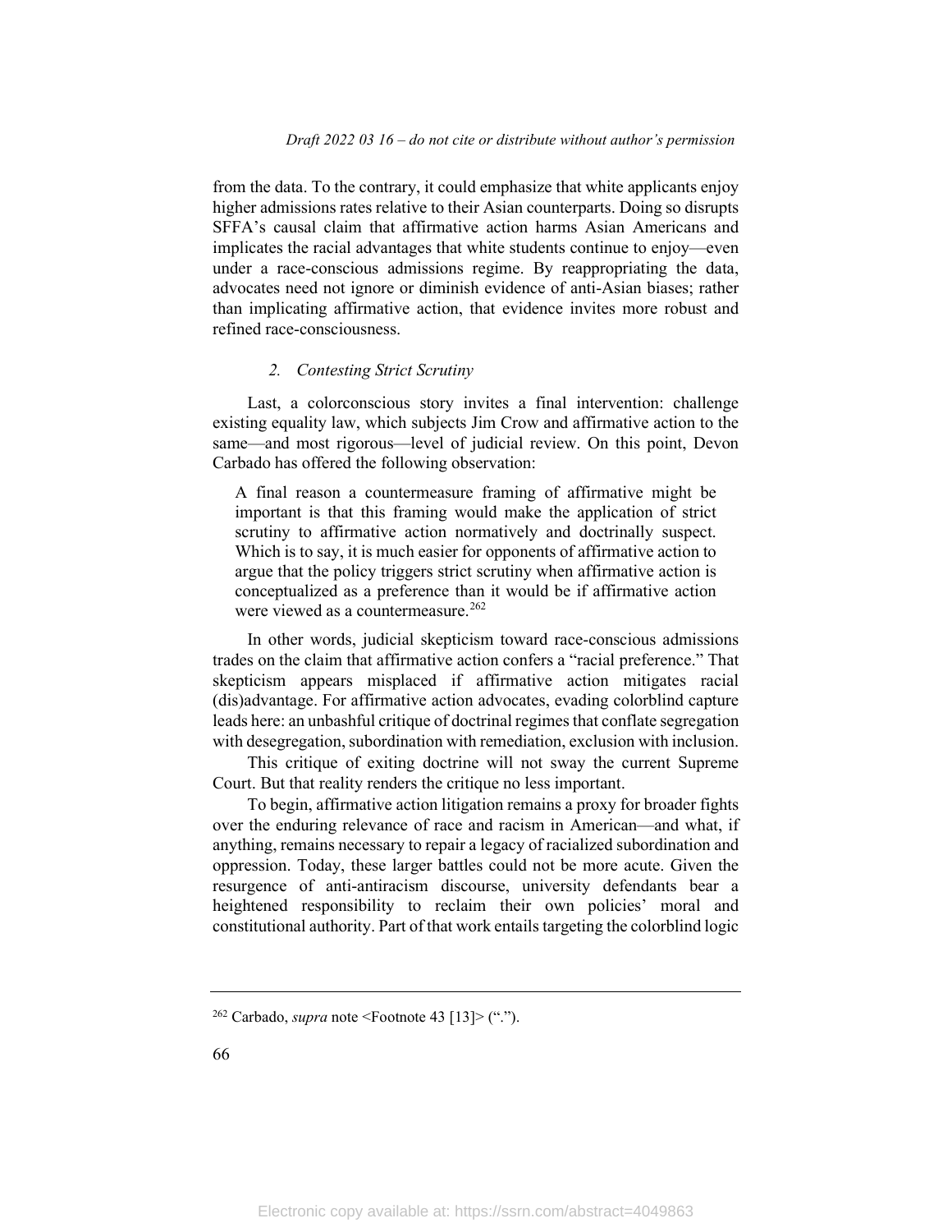from the data. To the contrary, it could emphasize that white applicants enjoy higher admissions rates relative to their Asian counterparts. Doing so disrupts SFFA's causal claim that affirmative action harms Asian Americans and implicates the racial advantages that white students continue to enjoy—even under a race-conscious admissions regime. By reappropriating the data, advocates need not ignore or diminish evidence of anti-Asian biases; rather than implicating affirmative action, that evidence invites more robust and refined race-consciousness.

### *2. Contesting Strict Scrutiny*

Last, a colorconscious story invites a final intervention: challenge existing equality law, which subjects Jim Crow and affirmative action to the same—and most rigorous—level of judicial review. On this point, Devon Carbado has offered the following observation:

> A final reason a countermeasure framing of affirmative might be important is that this framing would make the application of strict scrutiny to affirmative action normatively and doctrinally suspect. Which is to say, it is much easier for opponents of affirmative action to argue that the policy triggers strict scrutiny when affirmative action is conceptualized as a preference than it would be if affirmative action were viewed as a countermeasure.[262]

In other words, judicial skepticism toward race-conscious admissions trades on the claim that affirmative action confers a "racial preference." That skepticism appears misplaced if affirmative action mitigates racial (dis)advantage. For affirmative action advocates, evading colorblind capture leads here: an unbashful critique of doctrinal regimes that conflate segregation with desegregation, subordination with remediation, exclusion with inclusion.

This critique of exiting doctrine will not sway the current Supreme Court. But that reality renders the critique no less important.

To begin, affirmative action litigation remains a proxy for broader fights over the enduring relevance of race and racism in American—and what, if anything, remains necessary to repair a legacy of racialized subordination and oppression. Today, these larger battles could not be more acute. Given the resurgence of anti-antiracism discourse, university defendants bear a heightened responsibility to reclaim their own policies' moral and constitutional authority. Part of that work entails targeting the colorblind logic

---

[262] Carbado, *supra* note <Footnote 43 [13]> (".").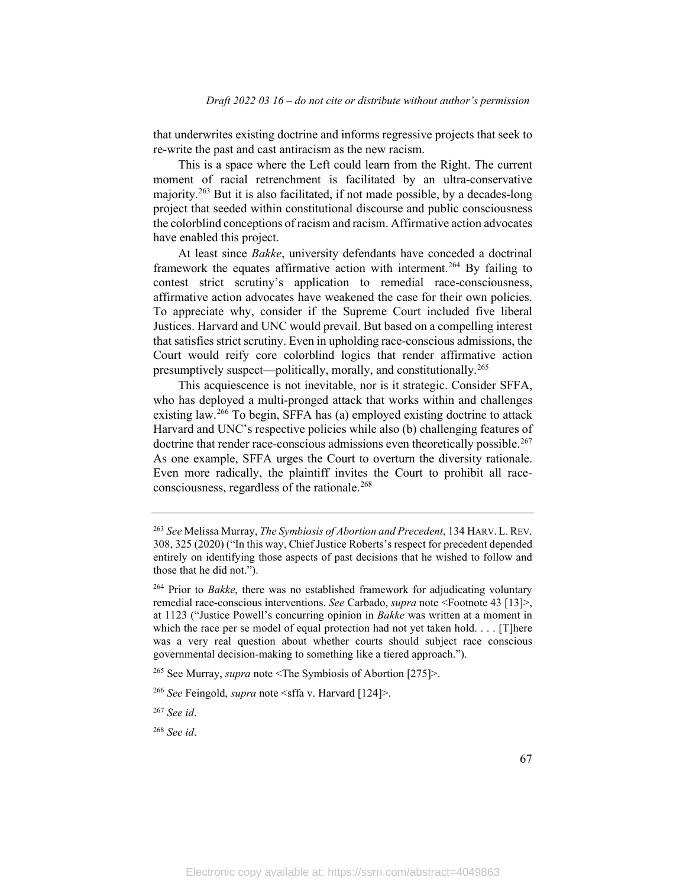that underwrites existing doctrine and informs regressive projects that seek to re-write the past and cast antiracism as the new racism.

This is a space where the Left could learn from the Right. The current moment of racial retrenchment is facilitated by an ultra-conservative majority.[263] But it is also facilitated, if not made possible, by a decades-long project that seeded within constitutional discourse and public consciousness the colorblind conceptions of racism and racism. Affirmative action advocates have enabled this project.

At least since *Bakke*, university defendants have conceded a doctrinal framework the equates affirmative action with interment.[264] By failing to contest strict scrutiny's application to remedial race-consciousness, affirmative action advocates have weakened the case for their own policies. To appreciate why, consider if the Supreme Court included five liberal Justices. Harvard and UNC would prevail. But based on a compelling interest that satisfies strict scrutiny. Even in upholding race-conscious admissions, the Court would reify core colorblind logics that render affirmative action presumptively suspect—politically, morally, and constitutionally.[265]

This acquiescence is not inevitable, nor is it strategic. Consider SFFA, who has deployed a multi-pronged attack that works within and challenges existing law.[266] To begin, SFFA has (a) employed existing doctrine to attack Harvard and UNC's respective policies while also (b) challenging features of doctrine that render race-conscious admissions even theoretically possible.[267] As one example, SFFA urges the Court to overturn the diversity rationale. Even more radically, the plaintiff invites the Court to prohibit all race-consciousness, regardless of the rationale.[268]

---

[263] *See* Melissa Murray, *The Symbiosis of Abortion and Precedent*, 134 HARV. L. REV. 308, 325 (2020) ("In this way, Chief Justice Roberts's respect for precedent depended entirely on identifying those aspects of past decisions that he wished to follow and those that he did not.").

[264] Prior to *Bakke*, there was no established framework for adjudicating voluntary remedial race-conscious interventions. *See* Carbado, *supra* note <Footnote 43 [13]>, at 1123 ("Justice Powell's concurring opinion in *Bakke* was written at a moment in which the race per se model of equal protection had not yet taken hold. . . . [T]here was a very real question about whether courts should subject race conscious governmental decision-making to something like a tiered approach.").

[265] See Murray, *supra* note <The Symbiosis of Abortion [275]>.

[266] *See* Feingold, *supra* note <sffa v. Harvard [124]>.

[267] *See id*.

[268] *See id*.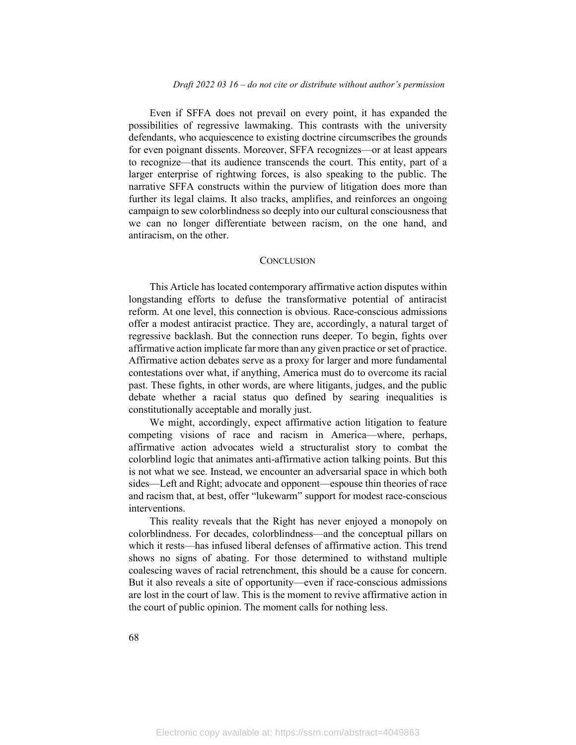Even if SFFA does not prevail on every point, it has expanded the possibilities of regressive lawmaking. This contrasts with the university defendants, who acquiescence to existing doctrine circumscribes the grounds for even poignant dissents. Moreover, SFFA recognizes—or at least appears to recognize—that its audience transcends the court. This entity, part of a larger enterprise of rightwing forces, is also speaking to the public. The narrative SFFA constructs within the purview of litigation does more than further its legal claims. It also tracks, amplifies, and reinforces an ongoing campaign to sew colorblindness so deeply into our cultural consciousness that we can no longer differentiate between racism, on the one hand, and antiracism, on the other.

## CONCLUSION

This Article has located contemporary affirmative action disputes within longstanding efforts to defuse the transformative potential of antiracist reform. At one level, this connection is obvious. Race-conscious admissions offer a modest antiracist practice. They are, accordingly, a natural target of regressive backlash. But the connection runs deeper. To begin, fights over affirmative action implicate far more than any given practice or set of practice. Affirmative action debates serve as a proxy for larger and more fundamental contestations over what, if anything, America must do to overcome its racial past. These fights, in other words, are where litigants, judges, and the public debate whether a racial status quo defined by searing inequalities is constitutionally acceptable and morally just.

We might, accordingly, expect affirmative action litigation to feature competing visions of race and racism in America—where, perhaps, affirmative action advocates wield a structuralist story to combat the colorblind logic that animates anti-affirmative action talking points. But this is not what we see. Instead, we encounter an adversarial space in which both sides—Left and Right; advocate and opponent—espouse thin theories of race and racism that, at best, offer "lukewarm" support for modest race-conscious interventions.

This reality reveals that the Right has never enjoyed a monopoly on colorblindness. For decades, colorblindness—and the conceptual pillars on which it rests—has infused liberal defenses of affirmative action. This trend shows no signs of abating. For those determined to withstand multiple coalescing waves of racial retrenchment, this should be a cause for concern. But it also reveals a site of opportunity—even if race-conscious admissions are lost in the court of law. This is the moment to revive affirmative action in the court of public opinion. The moment calls for nothing less.